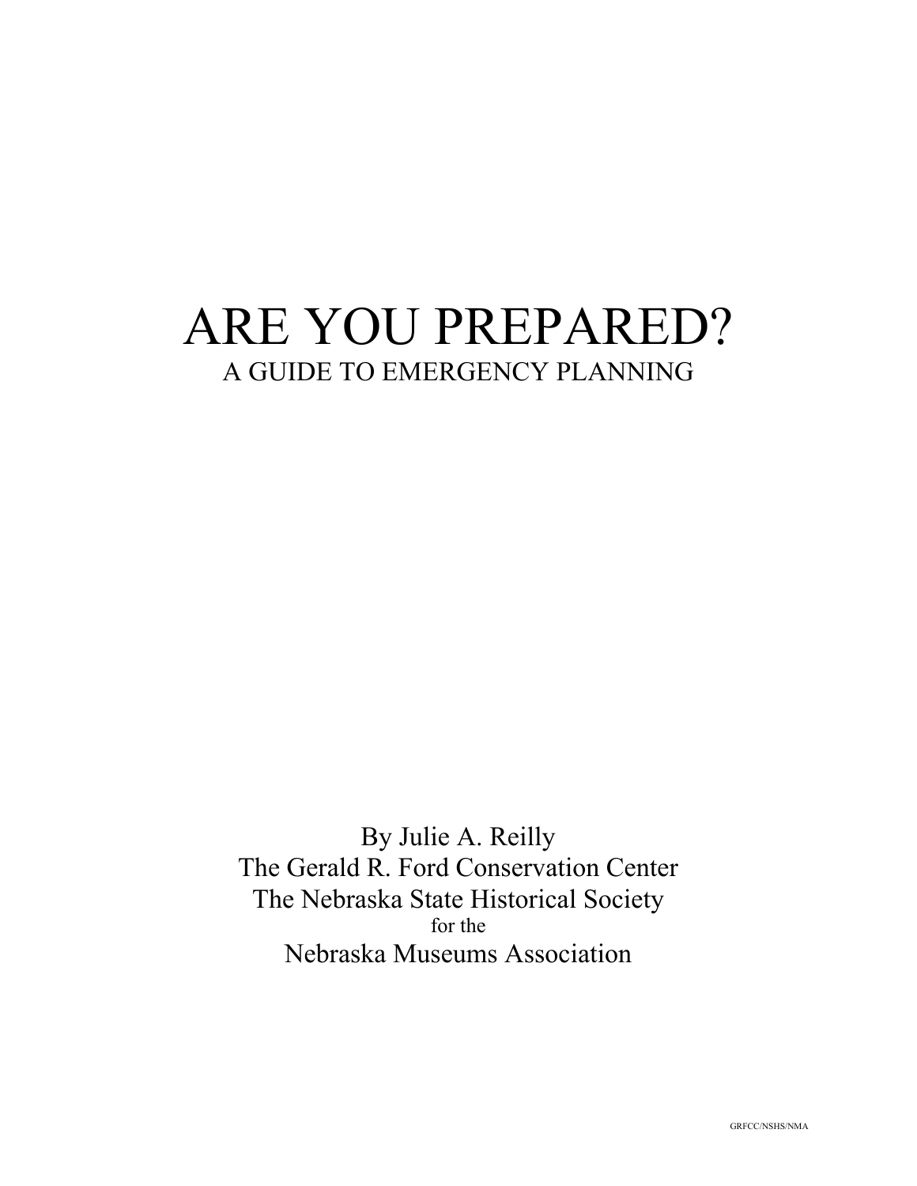# ARE YOU PREPARED?

## A GUIDE TO EMERGENCY PLANNING

By Julie A. Reilly
The Gerald R. Ford Conservation Center
The Nebraska State Historical Society
for the
Nebraska Museums Association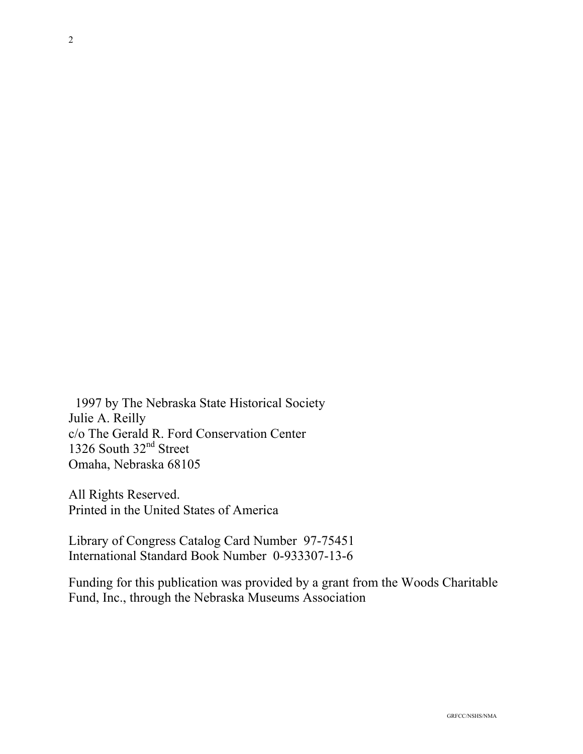1997 by The Nebraska State Historical Society
Julie A. Reilly
c/o The Gerald R. Ford Conservation Center
1326 South 32nd Street
Omaha, Nebraska 68105

All Rights Reserved.
Printed in the United States of America

Library of Congress Catalog Card Number 97-75451
International Standard Book Number 0-933307-13-6

Funding for this publication was provided by a grant from the Woods Charitable Fund, Inc., through the Nebraska Museums Association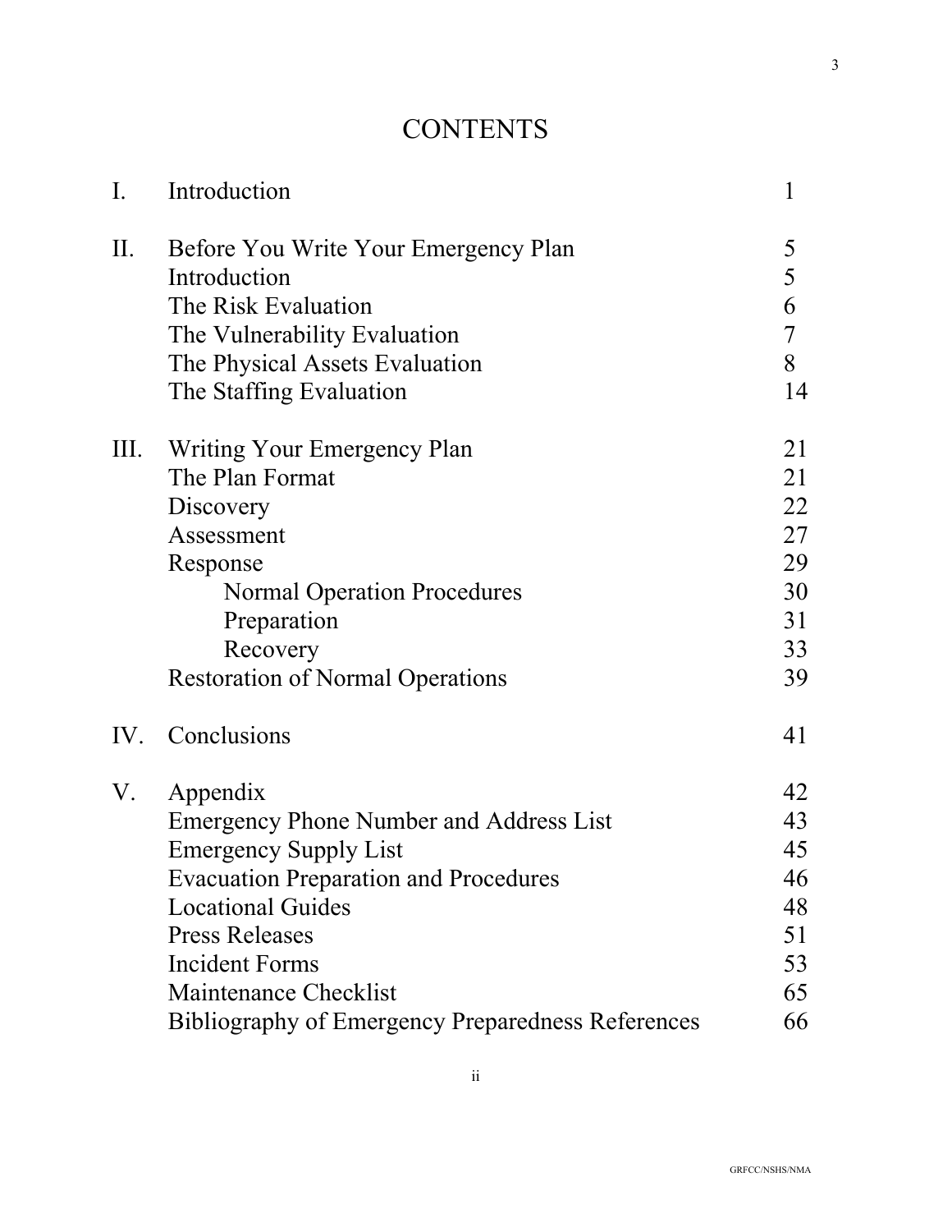# CONTENTS

| | | |
|---|---|---|
| I. | Introduction | 1 |
| II. | Before You Write Your Emergency Plan | 5 |
| | Introduction | 5 |
| | The Risk Evaluation | 6 |
| | The Vulnerability Evaluation | 7 |
| | The Physical Assets Evaluation | 8 |
| | The Staffing Evaluation | 14 |
| III. | Writing Your Emergency Plan | 21 |
| | The Plan Format | 21 |
| | Discovery | 22 |
| | Assessment | 27 |
| | Response | 29 |
| | Normal Operation Procedures | 30 |
| | Preparation | 31 |
| | Recovery | 33 |
| | Restoration of Normal Operations | 39 |
| IV. | Conclusions | 41 |
| V. | Appendix | 42 |
| | Emergency Phone Number and Address List | 43 |
| | Emergency Supply List | 45 |
| | Evacuation Preparation and Procedures | 46 |
| | Locational Guides | 48 |
| | Press Releases | 51 |
| | Incident Forms | 53 |
| | Maintenance Checklist | 65 |
| | Bibliography of Emergency Preparedness References | 66 |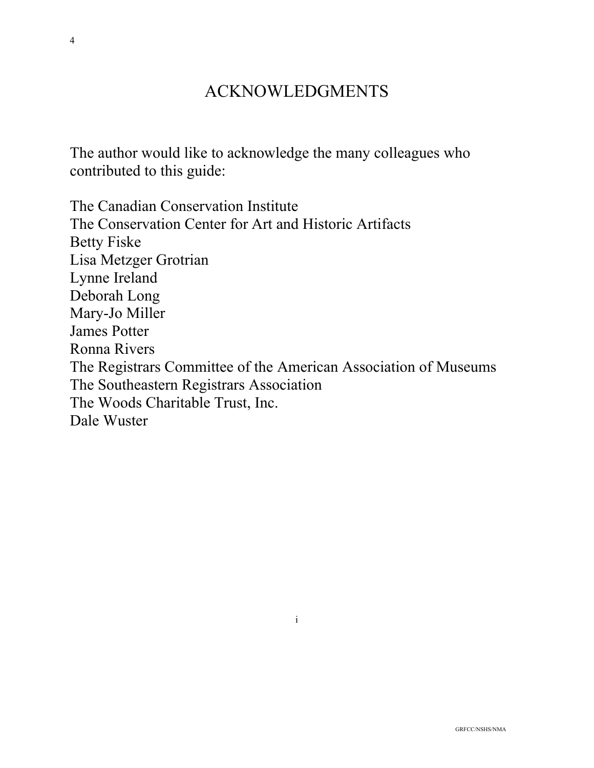# ACKNOWLEDGMENTS

The author would like to acknowledge the many colleagues who contributed to this guide:

The Canadian Conservation Institute
The Conservation Center for Art and Historic Artifacts
Betty Fiske
Lisa Metzger Grotrian
Lynne Ireland
Deborah Long
Mary-Jo Miller
James Potter
Ronna Rivers
The Registrars Committee of the American Association of Museums
The Southeastern Registrars Association
The Woods Charitable Trust, Inc.
Dale Wuster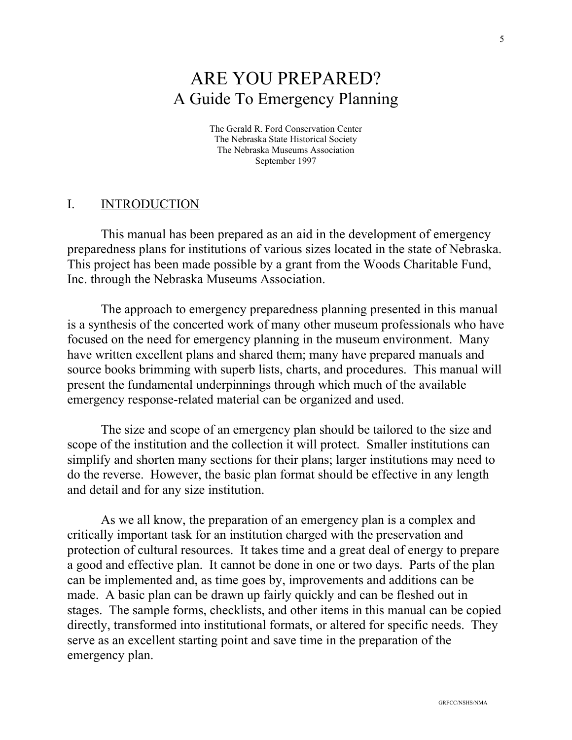# ARE YOU PREPARED?
## A Guide To Emergency Planning

The Gerald R. Ford Conservation Center
The Nebraska State Historical Society
The Nebraska Museums Association
September 1997

## I. INTRODUCTION

This manual has been prepared as an aid in the development of emergency preparedness plans for institutions of various sizes located in the state of Nebraska. This project has been made possible by a grant from the Woods Charitable Fund, Inc. through the Nebraska Museums Association.

The approach to emergency preparedness planning presented in this manual is a synthesis of the concerted work of many other museum professionals who have focused on the need for emergency planning in the museum environment. Many have written excellent plans and shared them; many have prepared manuals and source books brimming with superb lists, charts, and procedures. This manual will present the fundamental underpinnings through which much of the available emergency response-related material can be organized and used.

The size and scope of an emergency plan should be tailored to the size and scope of the institution and the collection it will protect. Smaller institutions can simplify and shorten many sections for their plans; larger institutions may need to do the reverse. However, the basic plan format should be effective in any length and detail and for any size institution.

As we all know, the preparation of an emergency plan is a complex and critically important task for an institution charged with the preservation and protection of cultural resources. It takes time and a great deal of energy to prepare a good and effective plan. It cannot be done in one or two days. Parts of the plan can be implemented and, as time goes by, improvements and additions can be made. A basic plan can be drawn up fairly quickly and can be fleshed out in stages. The sample forms, checklists, and other items in this manual can be copied directly, transformed into institutional formats, or altered for specific needs. They serve as an excellent starting point and save time in the preparation of the emergency plan.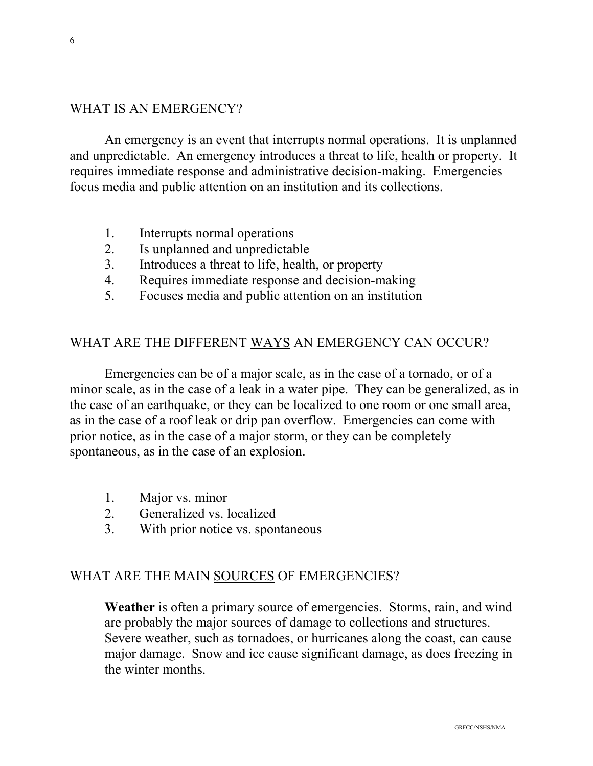## WHAT <u>IS</u> AN EMERGENCY?

An emergency is an event that interrupts normal operations. It is unplanned and unpredictable. An emergency introduces a threat to life, health or property. It requires immediate response and administrative decision-making. Emergencies focus media and public attention on an institution and its collections.

1. Interrupts normal operations
2. Is unplanned and unpredictable
3. Introduces a threat to life, health, or property
4. Requires immediate response and decision-making
5. Focuses media and public attention on an institution

## WHAT ARE THE DIFFERENT <u>WAYS</u> AN EMERGENCY CAN OCCUR?

Emergencies can be of a major scale, as in the case of a tornado, or of a minor scale, as in the case of a leak in a water pipe. They can be generalized, as in the case of an earthquake, or they can be localized to one room or one small area, as in the case of a roof leak or drip pan overflow. Emergencies can come with prior notice, as in the case of a major storm, or they can be completely spontaneous, as in the case of an explosion.

1. Major vs. minor
2. Generalized vs. localized
3. With prior notice vs. spontaneous

## WHAT ARE THE MAIN <u>SOURCES</u> OF EMERGENCIES?

**Weather** is often a primary source of emergencies. Storms, rain, and wind are probably the major sources of damage to collections and structures. Severe weather, such as tornadoes, or hurricanes along the coast, can cause major damage. Snow and ice cause significant damage, as does freezing in the winter months.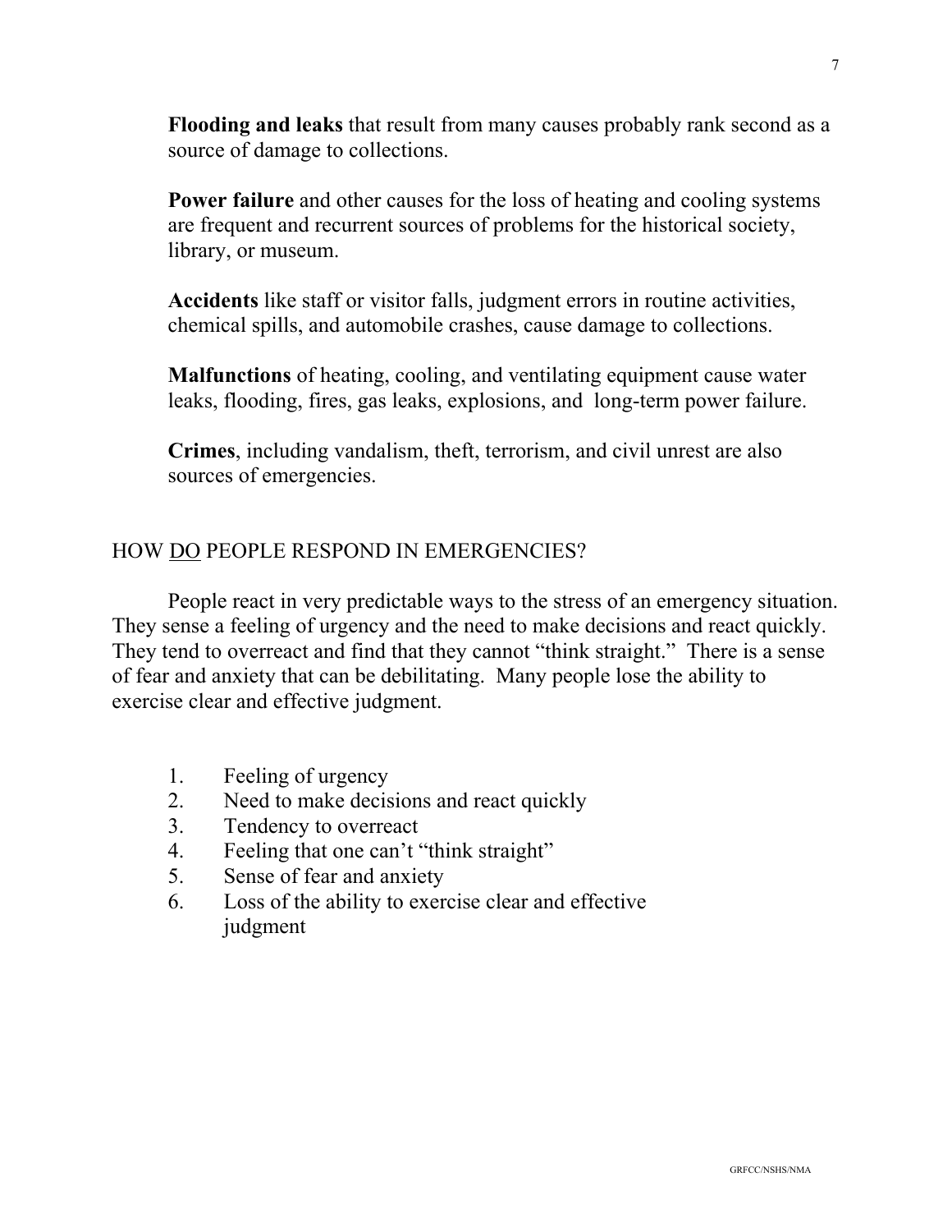**Flooding and leaks** that result from many causes probably rank second as a source of damage to collections.

**Power failure** and other causes for the loss of heating and cooling systems are frequent and recurrent sources of problems for the historical society, library, or museum.

**Accidents** like staff or visitor falls, judgment errors in routine activities, chemical spills, and automobile crashes, cause damage to collections.

**Malfunctions** of heating, cooling, and ventilating equipment cause water leaks, flooding, fires, gas leaks, explosions, and long-term power failure.

**Crimes**, including vandalism, theft, terrorism, and civil unrest are also sources of emergencies.

## HOW <u>DO</u> PEOPLE RESPOND IN EMERGENCIES?

People react in very predictable ways to the stress of an emergency situation. They sense a feeling of urgency and the need to make decisions and react quickly. They tend to overreact and find that they cannot "think straight." There is a sense of fear and anxiety that can be debilitating. Many people lose the ability to exercise clear and effective judgment.

1. Feeling of urgency
2. Need to make decisions and react quickly
3. Tendency to overreact
4. Feeling that one can't "think straight"
5. Sense of fear and anxiety
6. Loss of the ability to exercise clear and effective judgment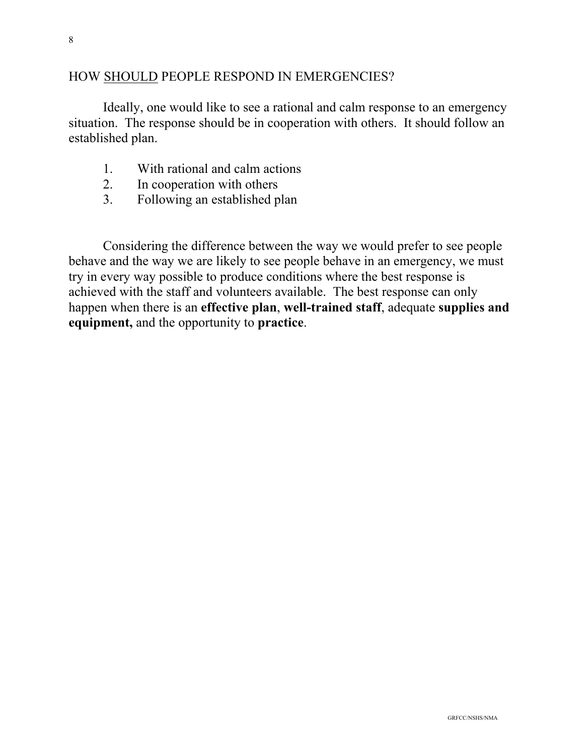## HOW <u>SHOULD</u> PEOPLE RESPOND IN EMERGENCIES?

Ideally, one would like to see a rational and calm response to an emergency situation. The response should be in cooperation with others. It should follow an established plan.

1. With rational and calm actions
2. In cooperation with others
3. Following an established plan

Considering the difference between the way we would prefer to see people behave and the way we are likely to see people behave in an emergency, we must try in every way possible to produce conditions where the best response is achieved with the staff and volunteers available. The best response can only happen when there is an **effective plan**, **well-trained staff**, adequate **supplies and equipment,** and the opportunity to **practice**.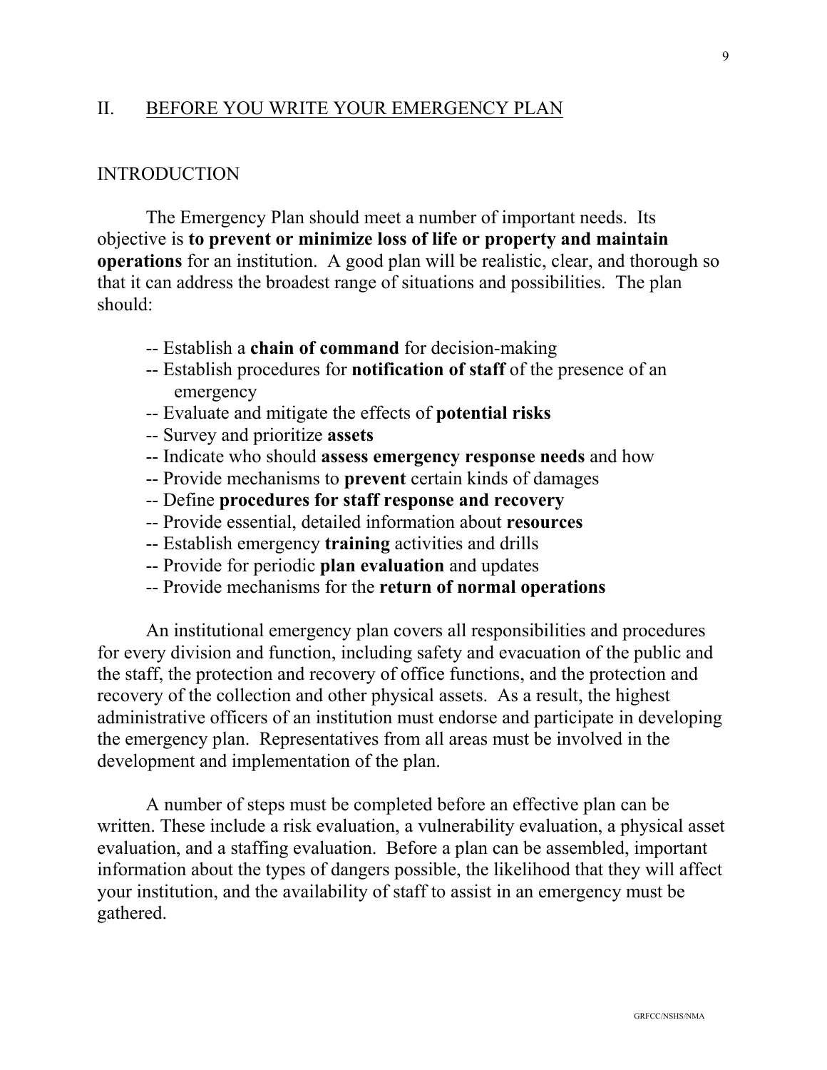## II. BEFORE YOU WRITE YOUR EMERGENCY PLAN

### INTRODUCTION

The Emergency Plan should meet a number of important needs. Its objective is **to prevent or minimize loss of life or property and maintain operations** for an institution. A good plan will be realistic, clear, and thorough so that it can address the broadest range of situations and possibilities. The plan should:

- -- Establish a **chain of command** for decision-making
- -- Establish procedures for **notification of staff** of the presence of an emergency
- -- Evaluate and mitigate the effects of **potential risks**
- -- Survey and prioritize **assets**
- -- Indicate who should **assess emergency response needs** and how
- -- Provide mechanisms to **prevent** certain kinds of damages
- -- Define **procedures for staff response and recovery**
- -- Provide essential, detailed information about **resources**
- -- Establish emergency **training** activities and drills
- -- Provide for periodic **plan evaluation** and updates
- -- Provide mechanisms for the **return of normal operations**

An institutional emergency plan covers all responsibilities and procedures for every division and function, including safety and evacuation of the public and the staff, the protection and recovery of office functions, and the protection and recovery of the collection and other physical assets. As a result, the highest administrative officers of an institution must endorse and participate in developing the emergency plan. Representatives from all areas must be involved in the development and implementation of the plan.

A number of steps must be completed before an effective plan can be written. These include a risk evaluation, a vulnerability evaluation, a physical asset evaluation, and a staffing evaluation. Before a plan can be assembled, important information about the types of dangers possible, the likelihood that they will affect your institution, and the availability of staff to assist in an emergency must be gathered.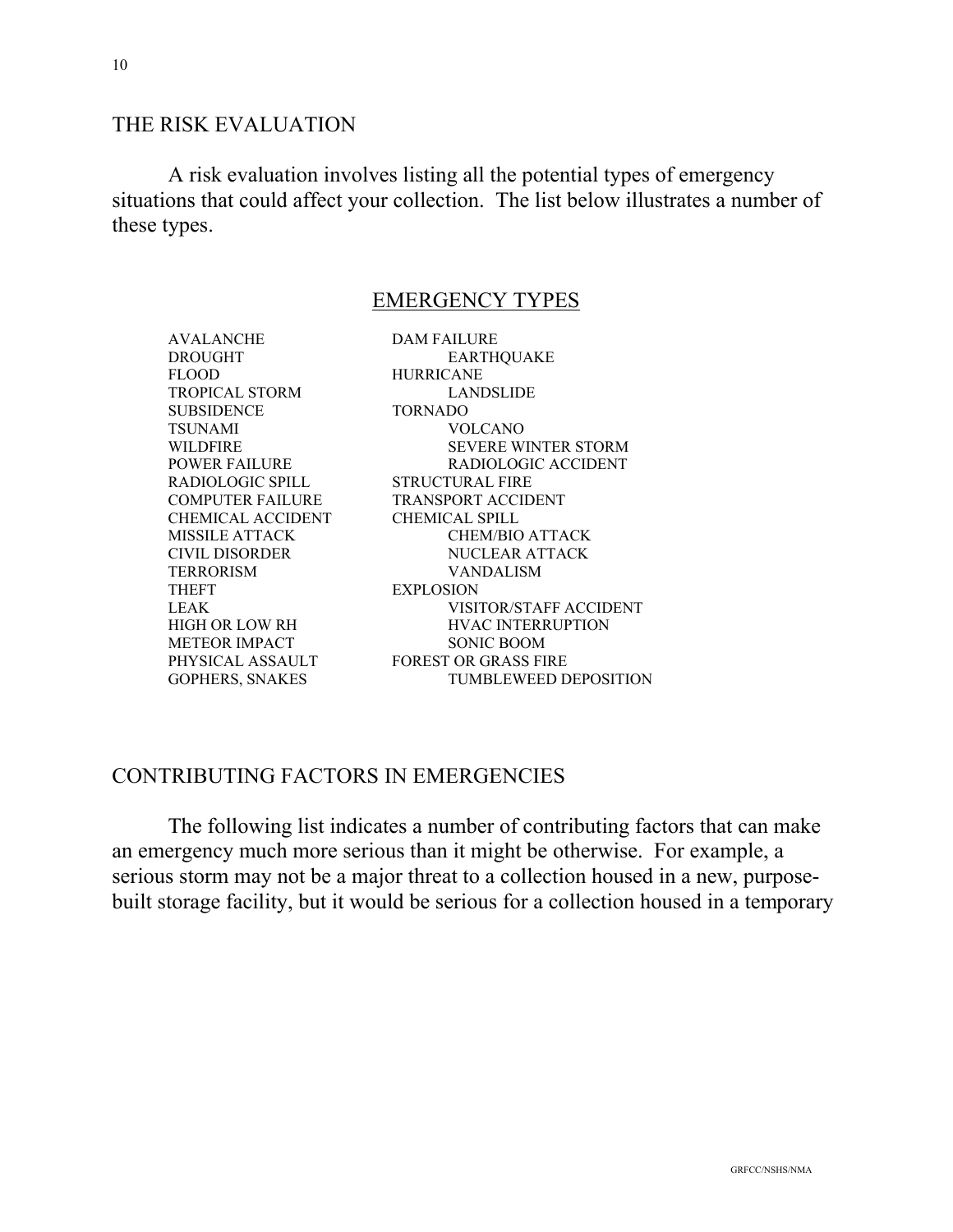## THE RISK EVALUATION

A risk evaluation involves listing all the potential types of emergency situations that could affect your collection. The list below illustrates a number of these types.

### EMERGENCY TYPES

| | |
|---|---|
| AVALANCHE | DAM FAILURE |
| DROUGHT | EARTHQUAKE |
| FLOOD | HURRICANE |
| TROPICAL STORM | LANDSLIDE |
| SUBSIDENCE | TORNADO |
| TSUNAMI | VOLCANO |
| WILDFIRE | SEVERE WINTER STORM |
| POWER FAILURE | RADIOLOGIC ACCIDENT |
| RADIOLOGIC SPILL | STRUCTURAL FIRE |
| COMPUTER FAILURE | TRANSPORT ACCIDENT |
| CHEMICAL ACCIDENT | CHEMICAL SPILL |
| MISSILE ATTACK | CHEM/BIO ATTACK |
| CIVIL DISORDER | NUCLEAR ATTACK |
| TERRORISM | VANDALISM |
| THEFT | EXPLOSION |
| LEAK | VISITOR/STAFF ACCIDENT |
| HIGH OR LOW RH | HVAC INTERRUPTION |
| METEOR IMPACT | SONIC BOOM |
| PHYSICAL ASSAULT | FOREST OR GRASS FIRE |
| GOPHERS, SNAKES | TUMBLEWEED DEPOSITION |

## CONTRIBUTING FACTORS IN EMERGENCIES

The following list indicates a number of contributing factors that can make an emergency much more serious than it might be otherwise. For example, a serious storm may not be a major threat to a collection housed in a new, purpose-built storage facility, but it would be serious for a collection housed in a temporary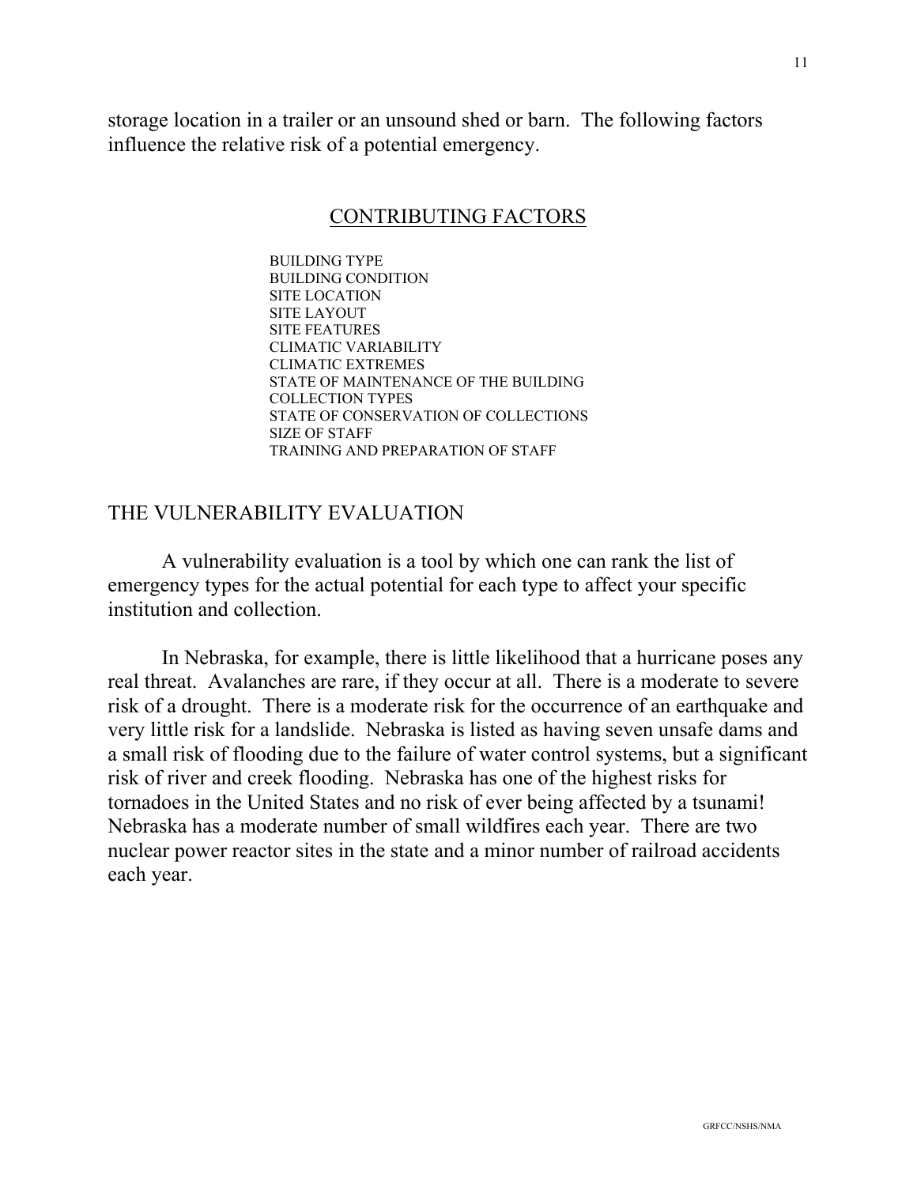storage location in a trailer or an unsound shed or barn. The following factors influence the relative risk of a potential emergency.

## CONTRIBUTING FACTORS

BUILDING TYPE
BUILDING CONDITION
SITE LOCATION
SITE LAYOUT
SITE FEATURES
CLIMATIC VARIABILITY
CLIMATIC EXTREMES
STATE OF MAINTENANCE OF THE BUILDING
COLLECTION TYPES
STATE OF CONSERVATION OF COLLECTIONS
SIZE OF STAFF
TRAINING AND PREPARATION OF STAFF

## THE VULNERABILITY EVALUATION

A vulnerability evaluation is a tool by which one can rank the list of emergency types for the actual potential for each type to affect your specific institution and collection.

In Nebraska, for example, there is little likelihood that a hurricane poses any real threat. Avalanches are rare, if they occur at all. There is a moderate to severe risk of a drought. There is a moderate risk for the occurrence of an earthquake and very little risk for a landslide. Nebraska is listed as having seven unsafe dams and a small risk of flooding due to the failure of water control systems, but a significant risk of river and creek flooding. Nebraska has one of the highest risks for tornadoes in the United States and no risk of ever being affected by a tsunami! Nebraska has a moderate number of small wildfires each year. There are two nuclear power reactor sites in the state and a minor number of railroad accidents each year.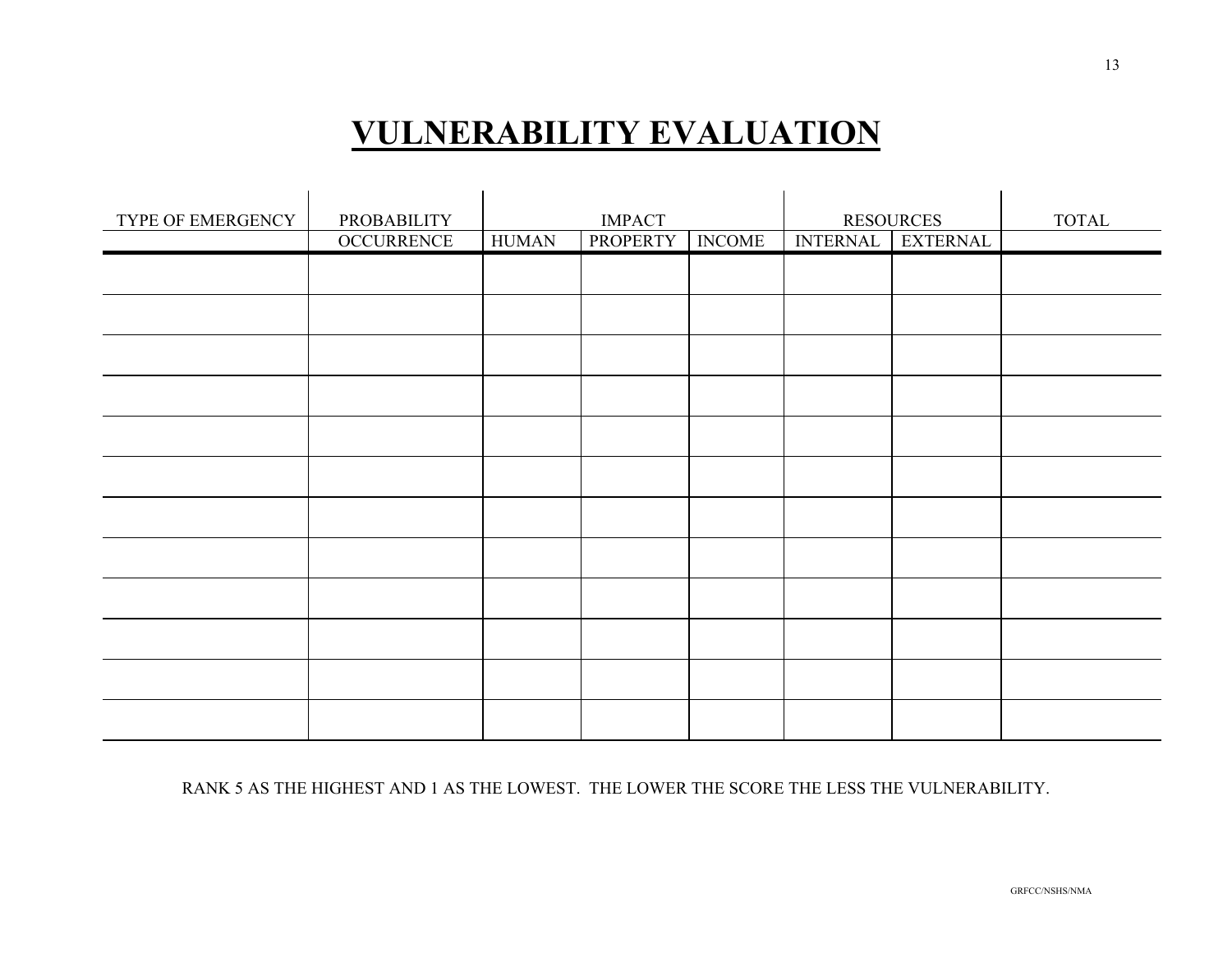# VULNERABILITY EVALUATION

| TYPE OF EMERGENCY | PROBABILITY | IMPACT | | | RESOURCES | | TOTAL |
|---|---|---|---|---|---|---|---|
| | OCCURRENCE | HUMAN | PROPERTY | INCOME | INTERNAL | EXTERNAL | |
| | | | | | | | |
| | | | | | | | |
| | | | | | | | |
| | | | | | | | |
| | | | | | | | |
| | | | | | | | |
| | | | | | | | |
| | | | | | | | |
| | | | | | | | |
| | | | | | | | |
| | | | | | | | |
| | | | | | | | |

RANK 5 AS THE HIGHEST AND 1 AS THE LOWEST. THE LOWER THE SCORE THE LESS THE VULNERABILITY.

GRFCC/NSHS/NMA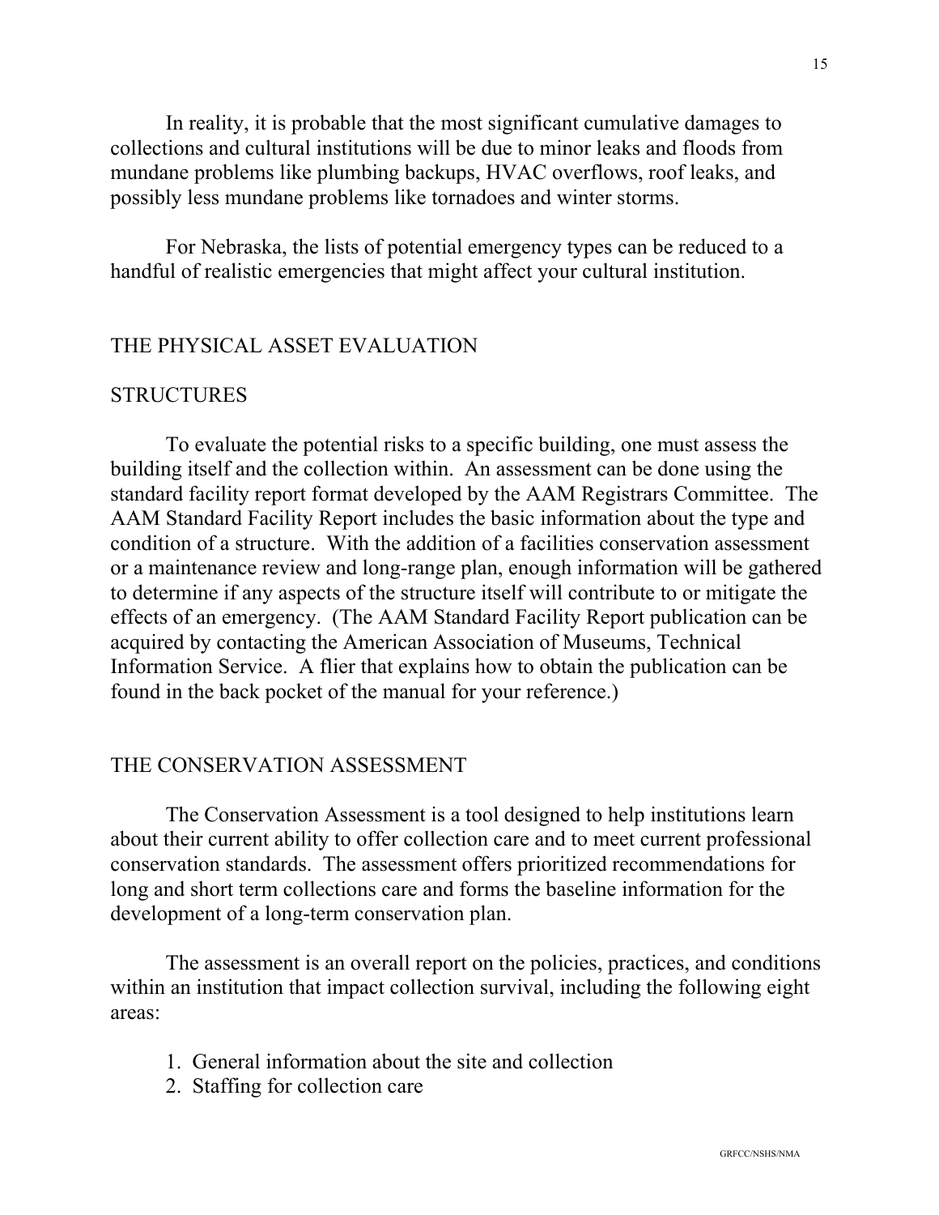In reality, it is probable that the most significant cumulative damages to collections and cultural institutions will be due to minor leaks and floods from mundane problems like plumbing backups, HVAC overflows, roof leaks, and possibly less mundane problems like tornadoes and winter storms.

For Nebraska, the lists of potential emergency types can be reduced to a handful of realistic emergencies that might affect your cultural institution.

## THE PHYSICAL ASSET EVALUATION

### STRUCTURES

To evaluate the potential risks to a specific building, one must assess the building itself and the collection within. An assessment can be done using the standard facility report format developed by the AAM Registrars Committee. The AAM Standard Facility Report includes the basic information about the type and condition of a structure. With the addition of a facilities conservation assessment or a maintenance review and long-range plan, enough information will be gathered to determine if any aspects of the structure itself will contribute to or mitigate the effects of an emergency. (The AAM Standard Facility Report publication can be acquired by contacting the American Association of Museums, Technical Information Service. A flier that explains how to obtain the publication can be found in the back pocket of the manual for your reference.)

## THE CONSERVATION ASSESSMENT

The Conservation Assessment is a tool designed to help institutions learn about their current ability to offer collection care and to meet current professional conservation standards. The assessment offers prioritized recommendations for long and short term collections care and forms the baseline information for the development of a long-term conservation plan.

The assessment is an overall report on the policies, practices, and conditions within an institution that impact collection survival, including the following eight areas:

1. General information about the site and collection
2. Staffing for collection care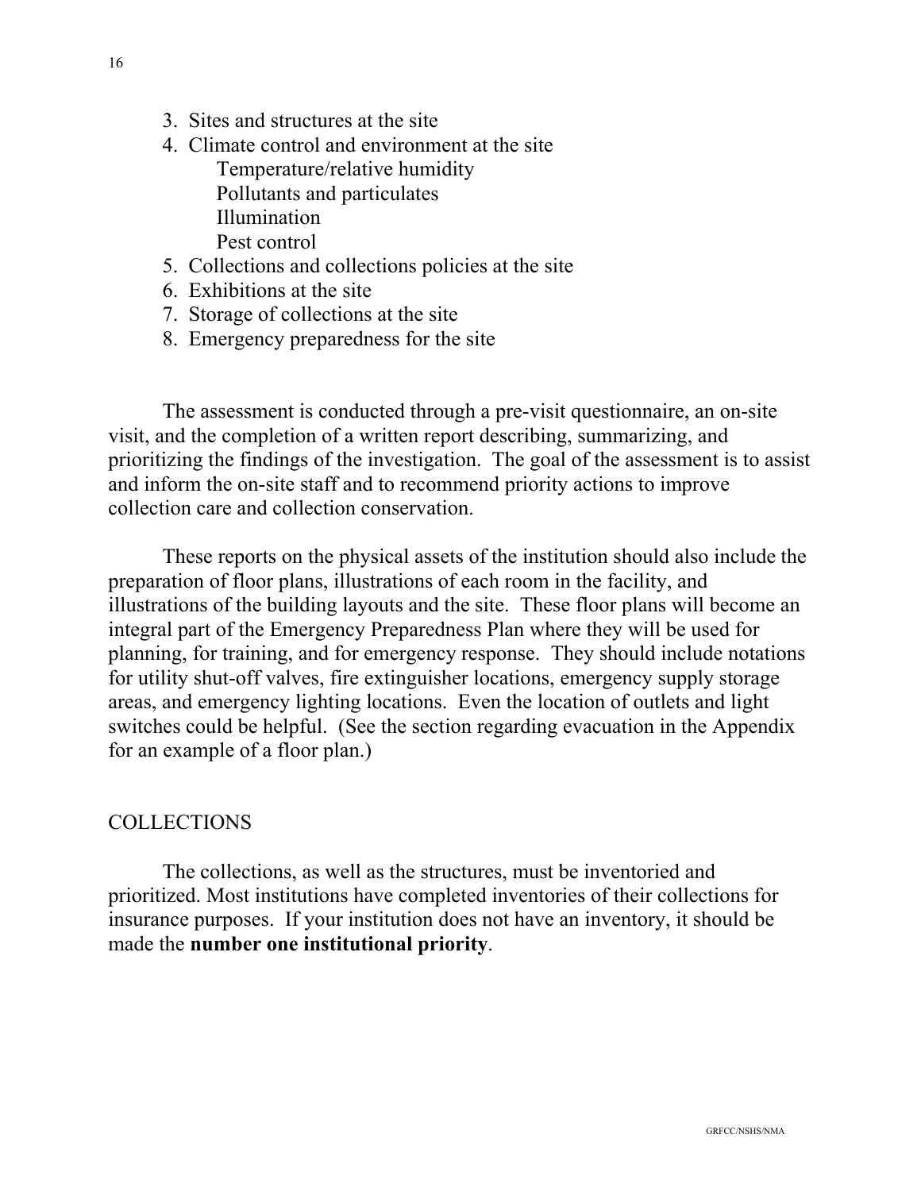3. Sites and structures at the site
4. Climate control and environment at the site
    - Temperature/relative humidity
    - Pollutants and particulates
    - Illumination
    - Pest control
5. Collections and collections policies at the site
6. Exhibitions at the site
7. Storage of collections at the site
8. Emergency preparedness for the site

The assessment is conducted through a pre-visit questionnaire, an on-site visit, and the completion of a written report describing, summarizing, and prioritizing the findings of the investigation. The goal of the assessment is to assist and inform the on-site staff and to recommend priority actions to improve collection care and collection conservation.

These reports on the physical assets of the institution should also include the preparation of floor plans, illustrations of each room in the facility, and illustrations of the building layouts and the site. These floor plans will become an integral part of the Emergency Preparedness Plan where they will be used for planning, for training, and for emergency response. They should include notations for utility shut-off valves, fire extinguisher locations, emergency supply storage areas, and emergency lighting locations. Even the location of outlets and light switches could be helpful. (See the section regarding evacuation in the Appendix for an example of a floor plan.)

## COLLECTIONS

The collections, as well as the structures, must be inventoried and prioritized. Most institutions have completed inventories of their collections for insurance purposes. If your institution does not have an inventory, it should be made the **number one institutional priority**.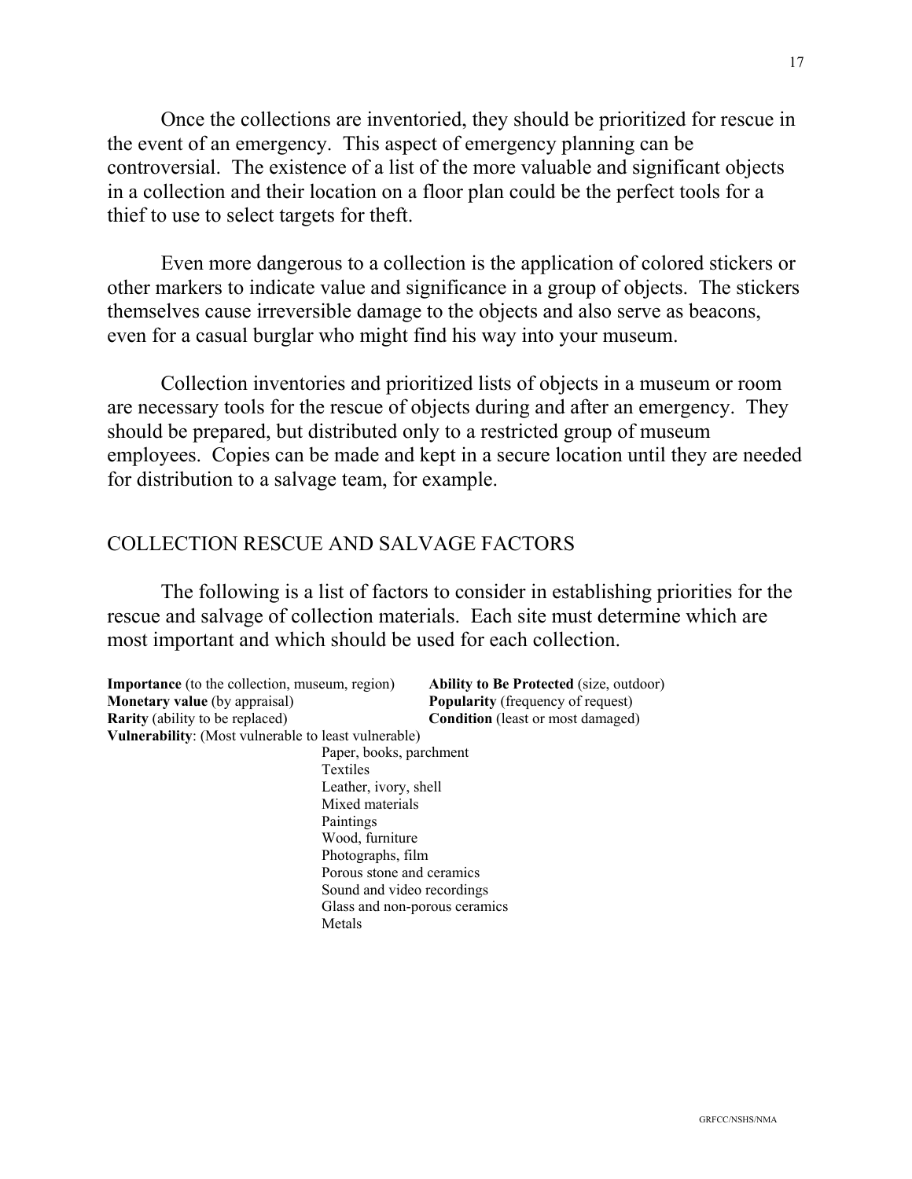Once the collections are inventoried, they should be prioritized for rescue in the event of an emergency. This aspect of emergency planning can be controversial. The existence of a list of the more valuable and significant objects in a collection and their location on a floor plan could be the perfect tools for a thief to use to select targets for theft.

Even more dangerous to a collection is the application of colored stickers or other markers to indicate value and significance in a group of objects. The stickers themselves cause irreversible damage to the objects and also serve as beacons, even for a casual burglar who might find his way into your museum.

Collection inventories and prioritized lists of objects in a museum or room are necessary tools for the rescue of objects during and after an emergency. They should be prepared, but distributed only to a restricted group of museum employees. Copies can be made and kept in a secure location until they are needed for distribution to a salvage team, for example.

## COLLECTION RESCUE AND SALVAGE FACTORS

The following is a list of factors to consider in establishing priorities for the rescue and salvage of collection materials. Each site must determine which are most important and which should be used for each collection.

**Importance** (to the collection, museum, region)
**Monetary value** (by appraisal)
**Rarity** (ability to be replaced)
**Ability to Be Protected** (size, outdoor)
**Popularity** (frequency of request)
**Condition** (least or most damaged)
**Vulnerability**: (Most vulnerable to least vulnerable)

- Paper, books, parchment
- Textiles
- Leather, ivory, shell
- Mixed materials
- Paintings
- Wood, furniture
- Photographs, film
- Porous stone and ceramics
- Sound and video recordings
- Glass and non-porous ceramics
- Metals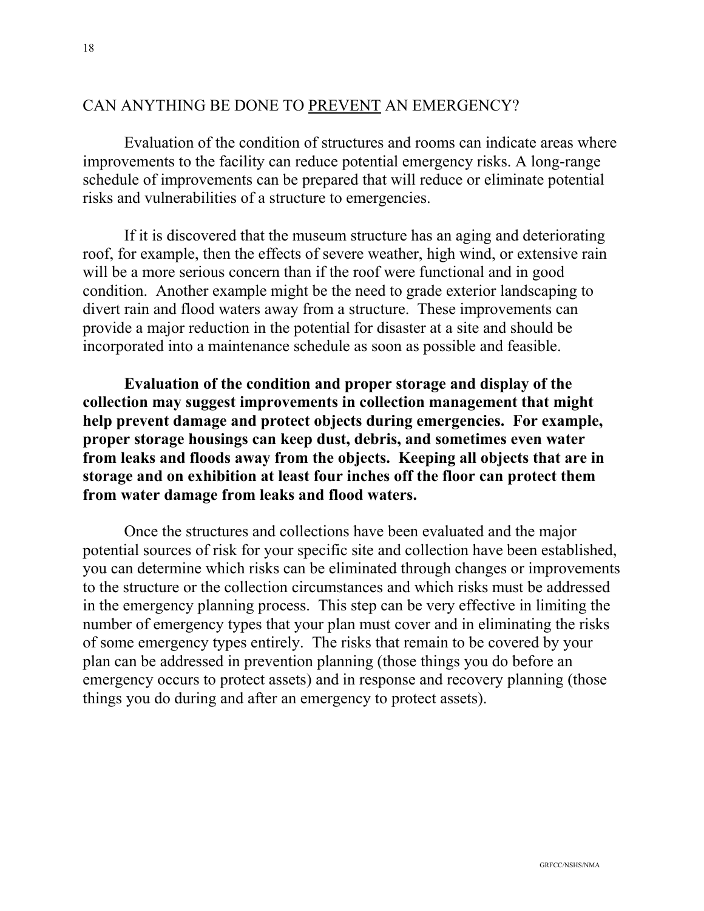## CAN ANYTHING BE DONE TO <u>PREVENT</u> AN EMERGENCY?

Evaluation of the condition of structures and rooms can indicate areas where improvements to the facility can reduce potential emergency risks. A long-range schedule of improvements can be prepared that will reduce or eliminate potential risks and vulnerabilities of a structure to emergencies.

If it is discovered that the museum structure has an aging and deteriorating roof, for example, then the effects of severe weather, high wind, or extensive rain will be a more serious concern than if the roof were functional and in good condition. Another example might be the need to grade exterior landscaping to divert rain and flood waters away from a structure. These improvements can provide a major reduction in the potential for disaster at a site and should be incorporated into a maintenance schedule as soon as possible and feasible.

**Evaluation of the condition and proper storage and display of the collection may suggest improvements in collection management that might help prevent damage and protect objects during emergencies. For example, proper storage housings can keep dust, debris, and sometimes even water from leaks and floods away from the objects. Keeping all objects that are in storage and on exhibition at least four inches off the floor can protect them from water damage from leaks and flood waters.**

Once the structures and collections have been evaluated and the major potential sources of risk for your specific site and collection have been established, you can determine which risks can be eliminated through changes or improvements to the structure or the collection circumstances and which risks must be addressed in the emergency planning process. This step can be very effective in limiting the number of emergency types that your plan must cover and in eliminating the risks of some emergency types entirely. The risks that remain to be covered by your plan can be addressed in prevention planning (those things you do before an emergency occurs to protect assets) and in response and recovery planning (those things you do during and after an emergency to protect assets).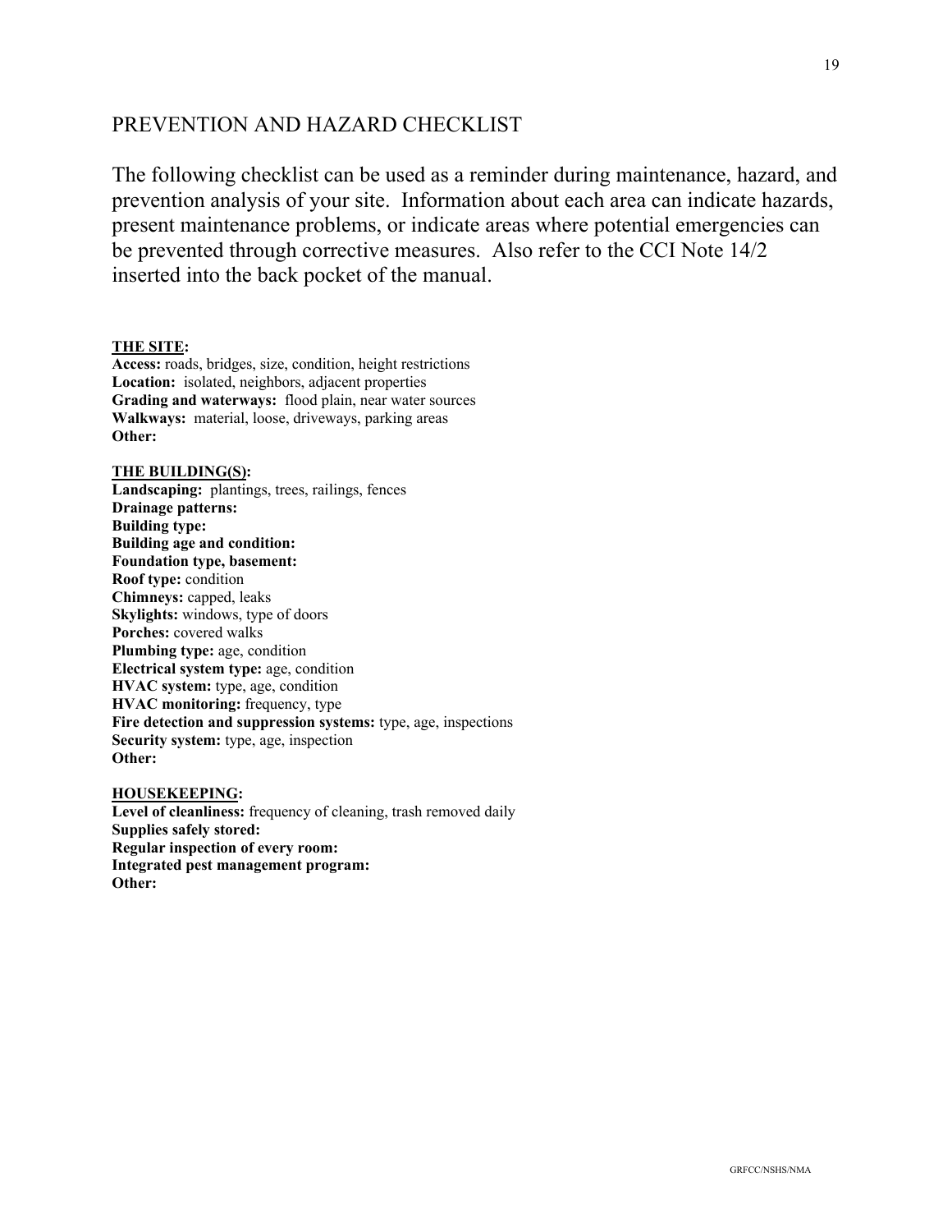## PREVENTION AND HAZARD CHECKLIST

The following checklist can be used as a reminder during maintenance, hazard, and prevention analysis of your site. Information about each area can indicate hazards, present maintenance problems, or indicate areas where potential emergencies can be prevented through corrective measures. Also refer to the CCI Note 14/2 inserted into the back pocket of the manual.

**THE SITE:**
**Access:** roads, bridges, size, condition, height restrictions
**Location:** isolated, neighbors, adjacent properties
**Grading and waterways:** flood plain, near water sources
**Walkways:** material, loose, driveways, parking areas
**Other:**

**THE BUILDING(S):**
**Landscaping:** plantings, trees, railings, fences
**Drainage patterns:**
**Building type:**
**Building age and condition:**
**Foundation type, basement:**
**Roof type:** condition
**Chimneys:** capped, leaks
**Skylights:** windows, type of doors
**Porches:** covered walks
**Plumbing type:** age, condition
**Electrical system type:** age, condition
**HVAC system:** type, age, condition
**HVAC monitoring:** frequency, type
**Fire detection and suppression systems:** type, age, inspections
**Security system:** type, age, inspection
**Other:**

**HOUSEKEEPING:**
**Level of cleanliness:** frequency of cleaning, trash removed daily
**Supplies safely stored:**
**Regular inspection of every room:**
**Integrated pest management program:**
**Other:**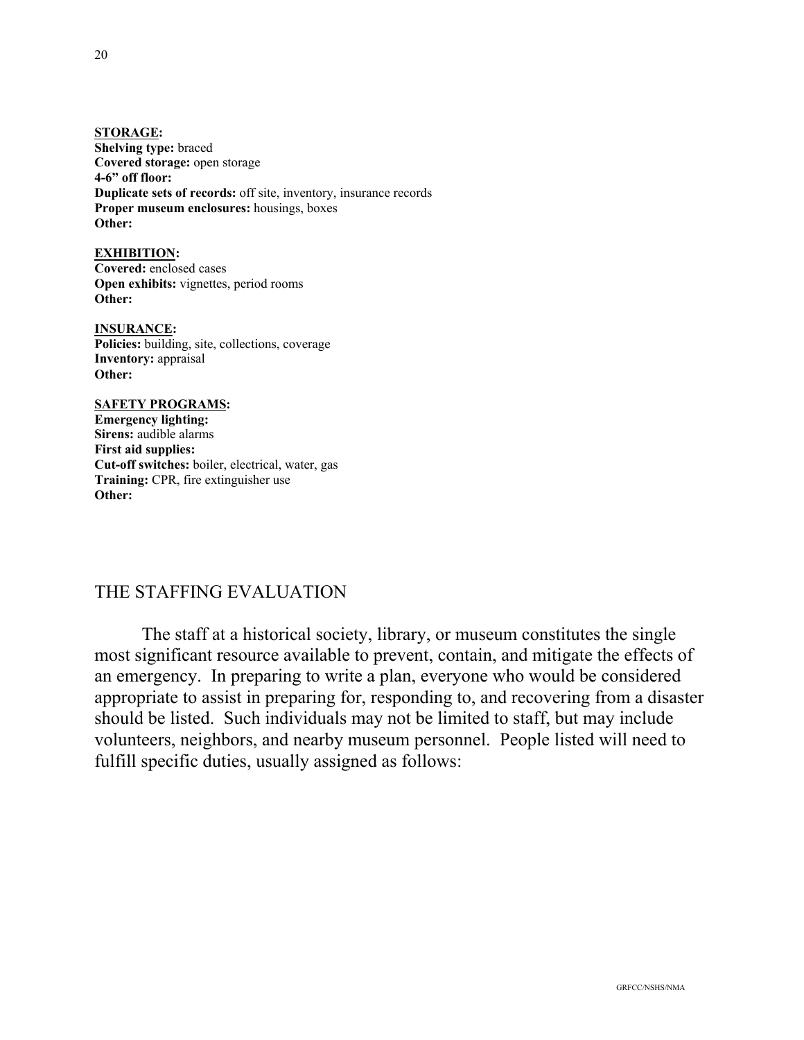**<u>STORAGE</u>:**
**Shelving type:** braced
**Covered storage:** open storage
**4-6" off floor:**
**Duplicate sets of records:** off site, inventory, insurance records
**Proper museum enclosures:** housings, boxes
**Other:**

**<u>EXHIBITION</u>:**
**Covered:** enclosed cases
**Open exhibits:** vignettes, period rooms
**Other:**

**<u>INSURANCE</u>:**
**Policies:** building, site, collections, coverage
**Inventory:** appraisal
**Other:**

**<u>SAFETY PROGRAMS</u>:**
**Emergency lighting:**
**Sirens:** audible alarms
**First aid supplies:**
**Cut-off switches:** boiler, electrical, water, gas
**Training:** CPR, fire extinguisher use
**Other:**

## THE STAFFING EVALUATION

The staff at a historical society, library, or museum constitutes the single most significant resource available to prevent, contain, and mitigate the effects of an emergency. In preparing to write a plan, everyone who would be considered appropriate to assist in preparing for, responding to, and recovering from a disaster should be listed. Such individuals may not be limited to staff, but may include volunteers, neighbors, and nearby museum personnel. People listed will need to fulfill specific duties, usually assigned as follows: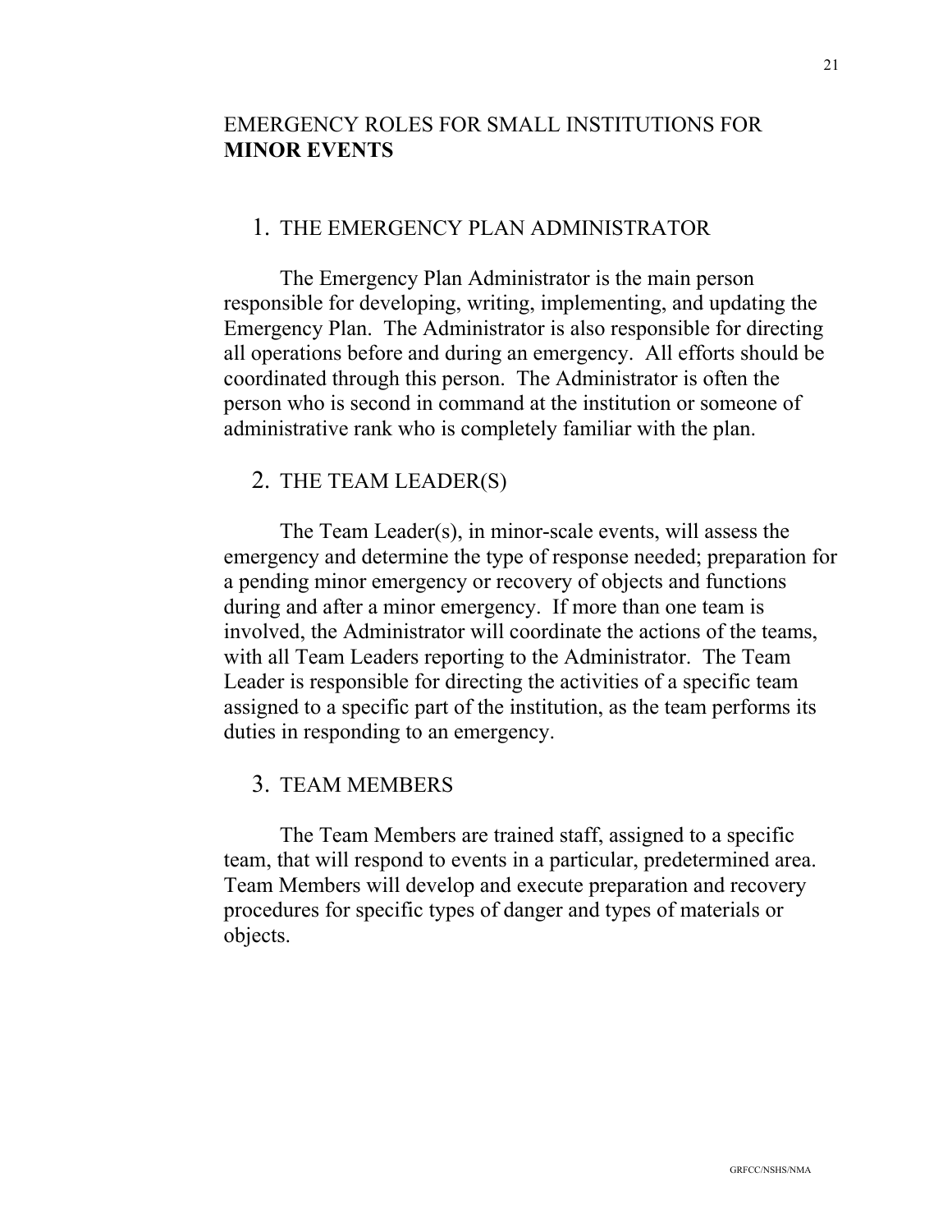# EMERGENCY ROLES FOR SMALL INSTITUTIONS FOR **MINOR EVENTS**

## 1. THE EMERGENCY PLAN ADMINISTRATOR

The Emergency Plan Administrator is the main person responsible for developing, writing, implementing, and updating the Emergency Plan. The Administrator is also responsible for directing all operations before and during an emergency. All efforts should be coordinated through this person. The Administrator is often the person who is second in command at the institution or someone of administrative rank who is completely familiar with the plan.

## 2. THE TEAM LEADER(S)

The Team Leader(s), in minor-scale events, will assess the emergency and determine the type of response needed; preparation for a pending minor emergency or recovery of objects and functions during and after a minor emergency. If more than one team is involved, the Administrator will coordinate the actions of the teams, with all Team Leaders reporting to the Administrator. The Team Leader is responsible for directing the activities of a specific team assigned to a specific part of the institution, as the team performs its duties in responding to an emergency.

## 3. TEAM MEMBERS

The Team Members are trained staff, assigned to a specific team, that will respond to events in a particular, predetermined area. Team Members will develop and execute preparation and recovery procedures for specific types of danger and types of materials or objects.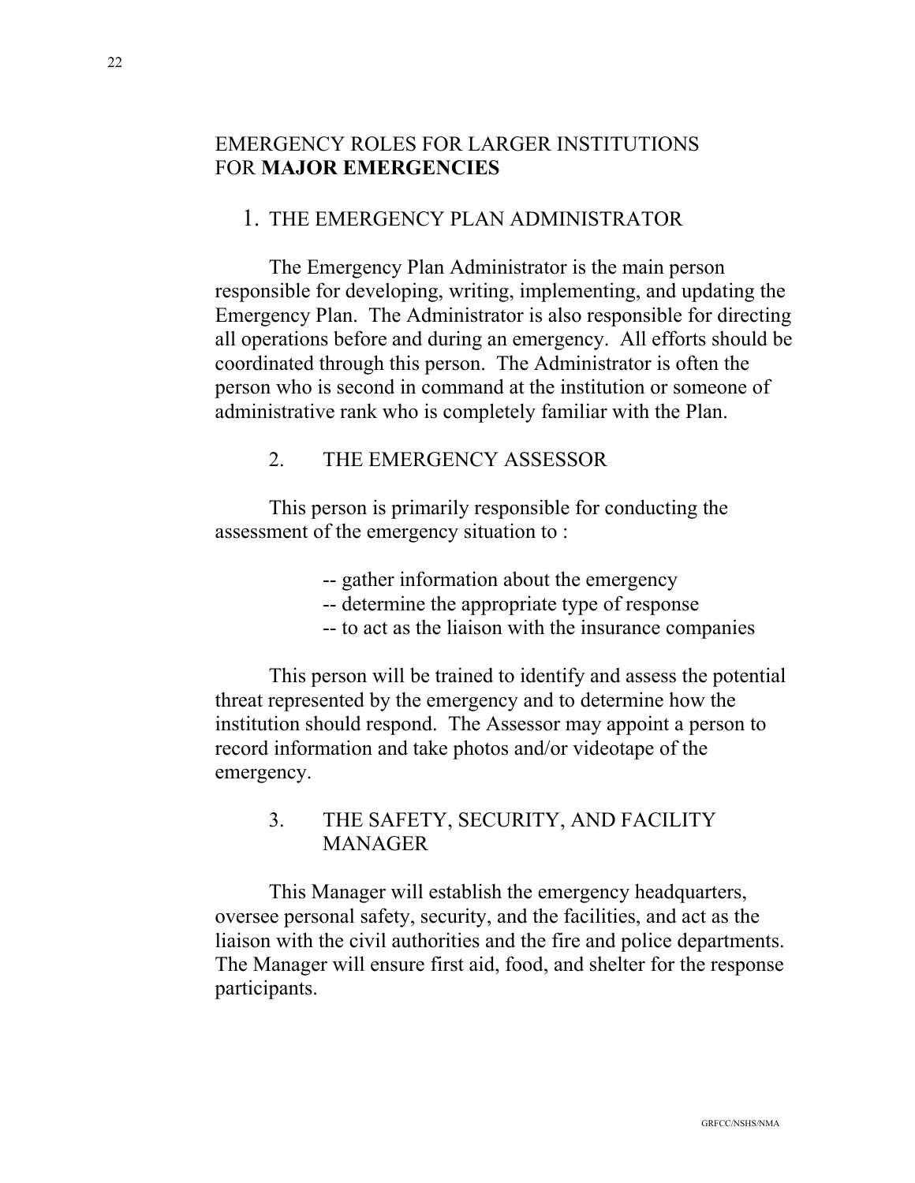# EMERGENCY ROLES FOR LARGER INSTITUTIONS FOR **MAJOR EMERGENCIES**

## 1. THE EMERGENCY PLAN ADMINISTRATOR

The Emergency Plan Administrator is the main person responsible for developing, writing, implementing, and updating the Emergency Plan. The Administrator is also responsible for directing all operations before and during an emergency. All efforts should be coordinated through this person. The Administrator is often the person who is second in command at the institution or someone of administrative rank who is completely familiar with the Plan.

## 2. THE EMERGENCY ASSESSOR

This person is primarily responsible for conducting the assessment of the emergency situation to :

- -- gather information about the emergency
- -- determine the appropriate type of response
- -- to act as the liaison with the insurance companies

This person will be trained to identify and assess the potential threat represented by the emergency and to determine how the institution should respond. The Assessor may appoint a person to record information and take photos and/or videotape of the emergency.

## 3. THE SAFETY, SECURITY, AND FACILITY MANAGER

This Manager will establish the emergency headquarters, oversee personal safety, security, and the facilities, and act as the liaison with the civil authorities and the fire and police departments. The Manager will ensure first aid, food, and shelter for the response participants.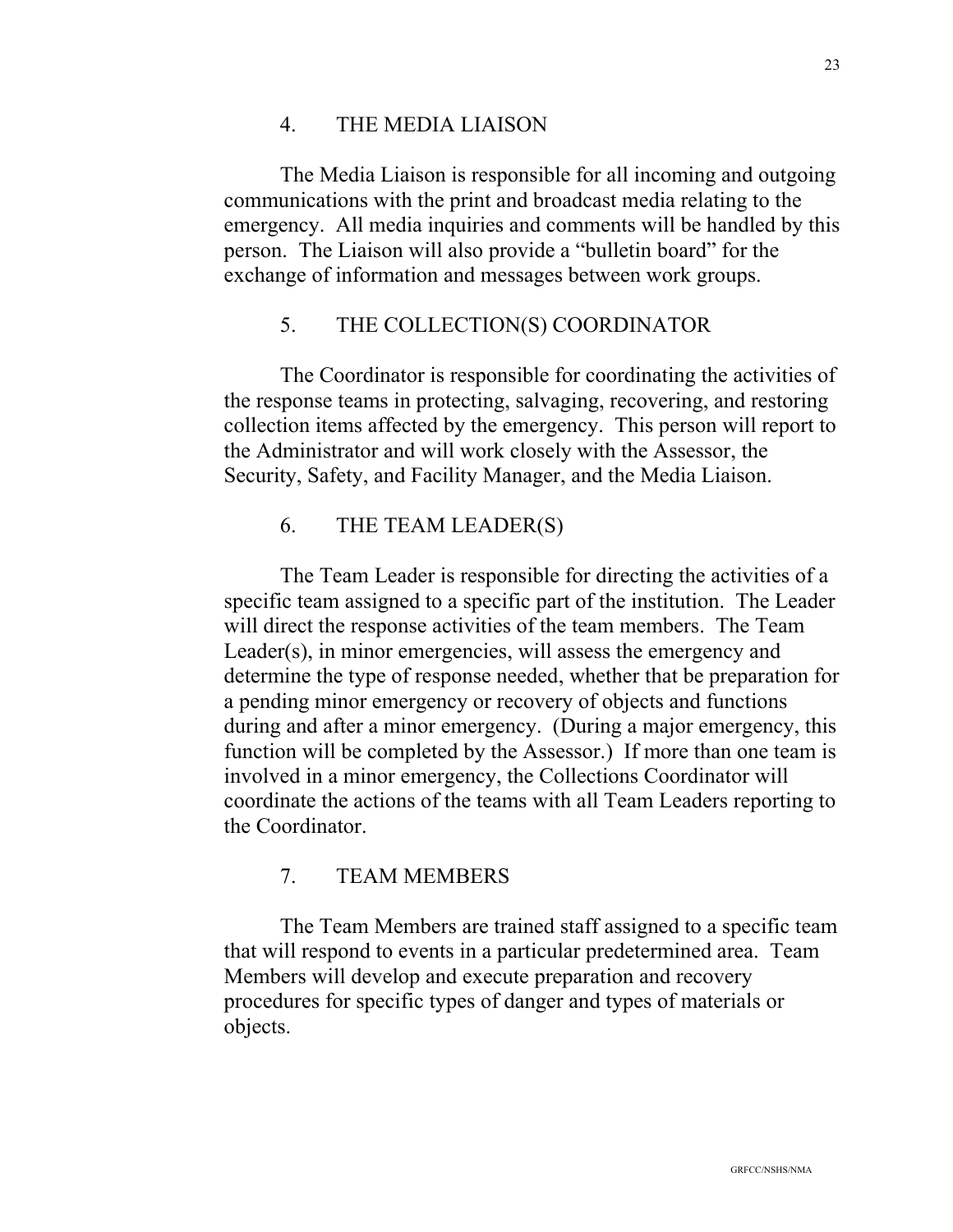## 4. THE MEDIA LIAISON

The Media Liaison is responsible for all incoming and outgoing communications with the print and broadcast media relating to the emergency. All media inquiries and comments will be handled by this person. The Liaison will also provide a "bulletin board" for the exchange of information and messages between work groups.

## 5. THE COLLECTION(S) COORDINATOR

The Coordinator is responsible for coordinating the activities of the response teams in protecting, salvaging, recovering, and restoring collection items affected by the emergency. This person will report to the Administrator and will work closely with the Assessor, the Security, Safety, and Facility Manager, and the Media Liaison.

## 6. THE TEAM LEADER(S)

The Team Leader is responsible for directing the activities of a specific team assigned to a specific part of the institution. The Leader will direct the response activities of the team members. The Team Leader(s), in minor emergencies, will assess the emergency and determine the type of response needed, whether that be preparation for a pending minor emergency or recovery of objects and functions during and after a minor emergency. (During a major emergency, this function will be completed by the Assessor.) If more than one team is involved in a minor emergency, the Collections Coordinator will coordinate the actions of the teams with all Team Leaders reporting to the Coordinator.

## 7. TEAM MEMBERS

The Team Members are trained staff assigned to a specific team that will respond to events in a particular predetermined area. Team Members will develop and execute preparation and recovery procedures for specific types of danger and types of materials or objects.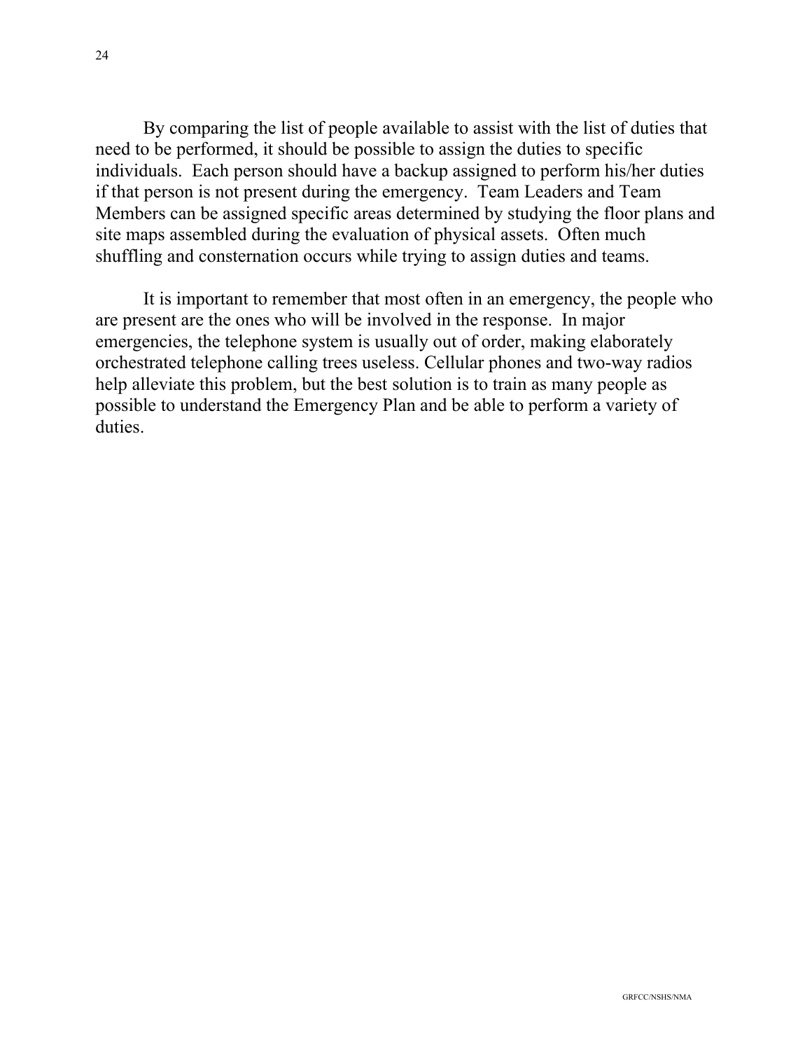By comparing the list of people available to assist with the list of duties that need to be performed, it should be possible to assign the duties to specific individuals. Each person should have a backup assigned to perform his/her duties if that person is not present during the emergency. Team Leaders and Team Members can be assigned specific areas determined by studying the floor plans and site maps assembled during the evaluation of physical assets. Often much shuffling and consternation occurs while trying to assign duties and teams.

It is important to remember that most often in an emergency, the people who are present are the ones who will be involved in the response. In major emergencies, the telephone system is usually out of order, making elaborately orchestrated telephone calling trees useless. Cellular phones and two-way radios help alleviate this problem, but the best solution is to train as many people as possible to understand the Emergency Plan and be able to perform a variety of duties.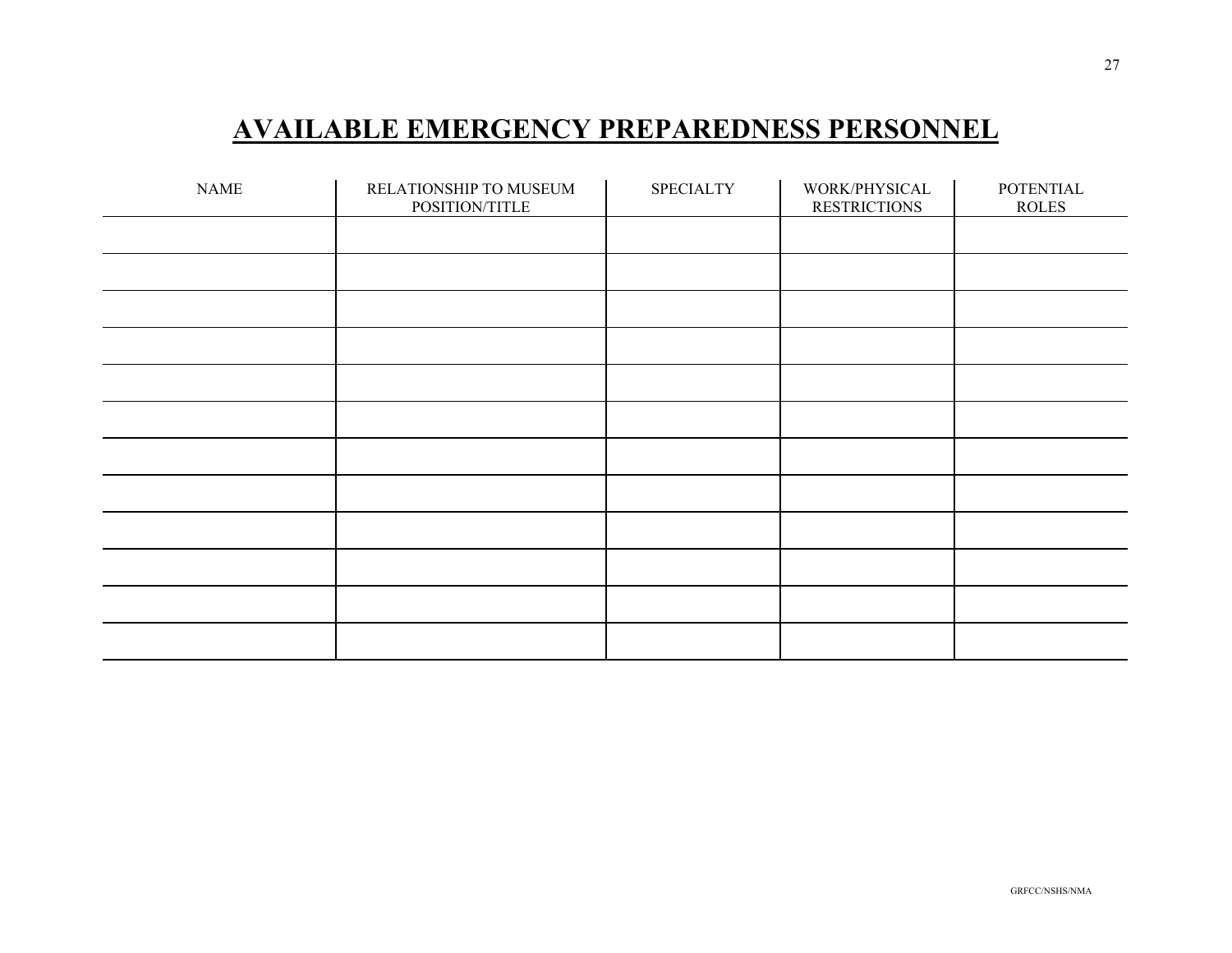# AVAILABLE EMERGENCY PREPAREDNESS PERSONNEL

| NAME | RELATIONSHIP TO MUSEUM POSITION/TITLE | SPECIALTY | WORK/PHYSICAL RESTRICTIONS | POTENTIAL ROLES |
|---|---|---|---|---|
| | | | | |
| | | | | |
| | | | | |
| | | | | |
| | | | | |
| | | | | |
| | | | | |
| | | | | |
| | | | | |
| | | | | |
| | | | | |
| | | | | |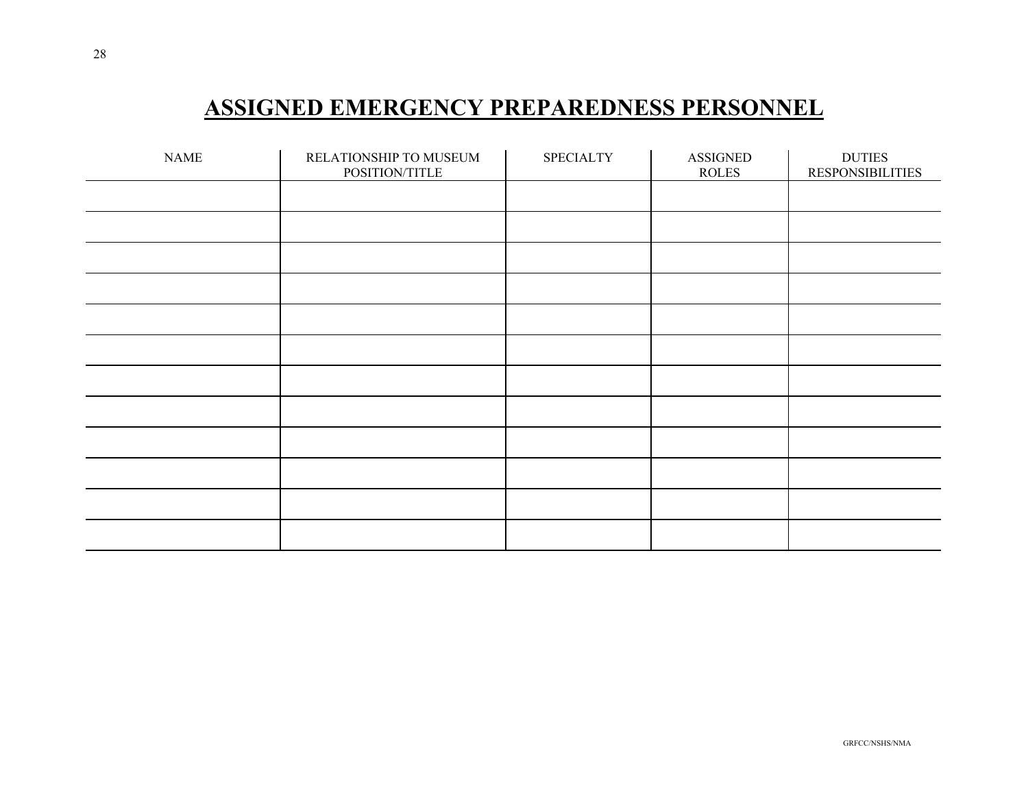# ASSIGNED EMERGENCY PREPAREDNESS PERSONNEL

| NAME | RELATIONSHIP TO MUSEUM POSITION/TITLE | SPECIALTY | ASSIGNED ROLES | DUTIES RESPONSIBILITIES |
|---|---|---|---|---|
| | | | | |
| | | | | |
| | | | | |
| | | | | |
| | | | | |
| | | | | |
| | | | | |
| | | | | |
| | | | | |
| | | | | |
| | | | | |
| | | | | |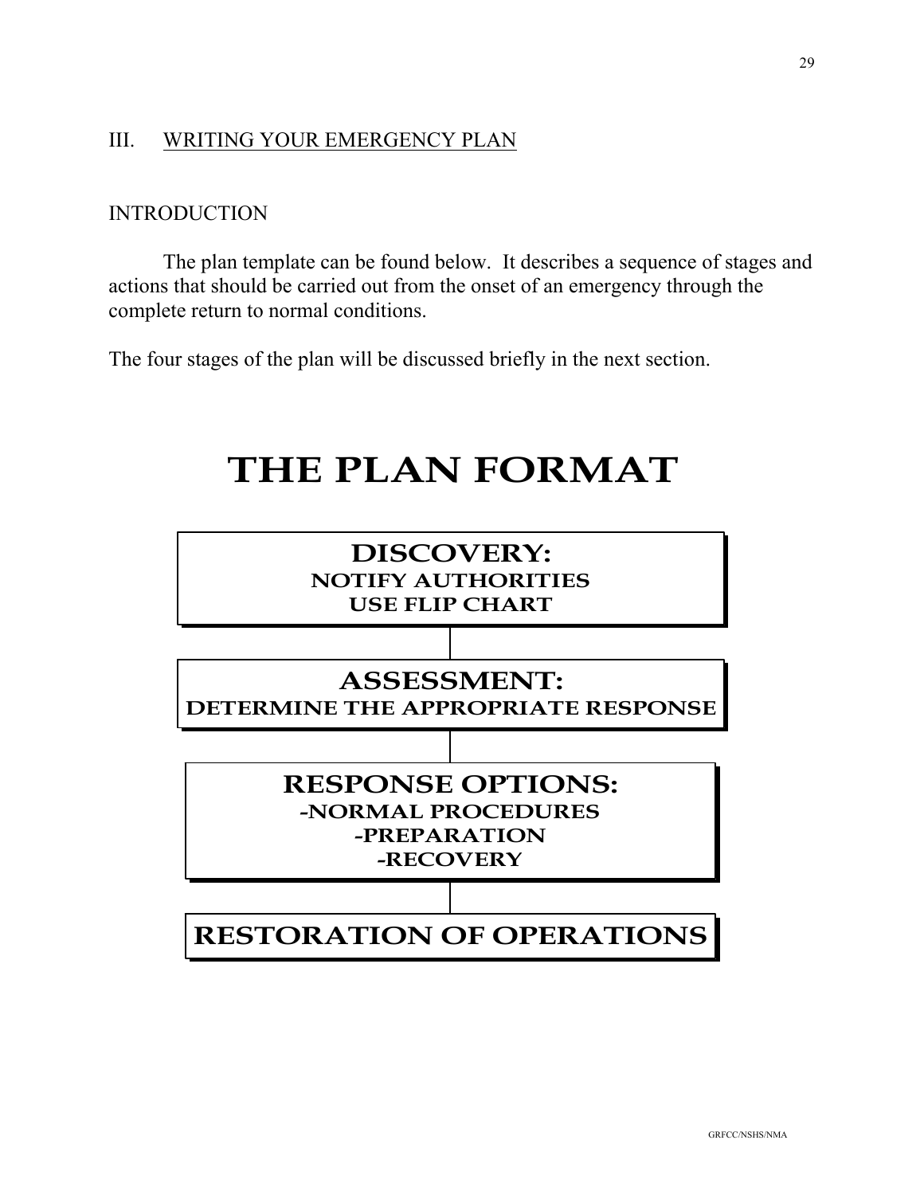## III. WRITING YOUR EMERGENCY PLAN

### INTRODUCTION

The plan template can be found below. It describes a sequence of stages and actions that should be carried out from the onset of an emergency through the complete return to normal conditions.

The four stages of the plan will be discussed briefly in the next section.

# THE PLAN FORMAT

**DISCOVERY:**
**NOTIFY AUTHORITIES**
**USE FLIP CHART**

**ASSESSMENT:**
**DETERMINE THE APPROPRIATE RESPONSE**

**RESPONSE OPTIONS:**
**-NORMAL PROCEDURES**
**-PREPARATION**
**-RECOVERY**

**RESTORATION OF OPERATIONS**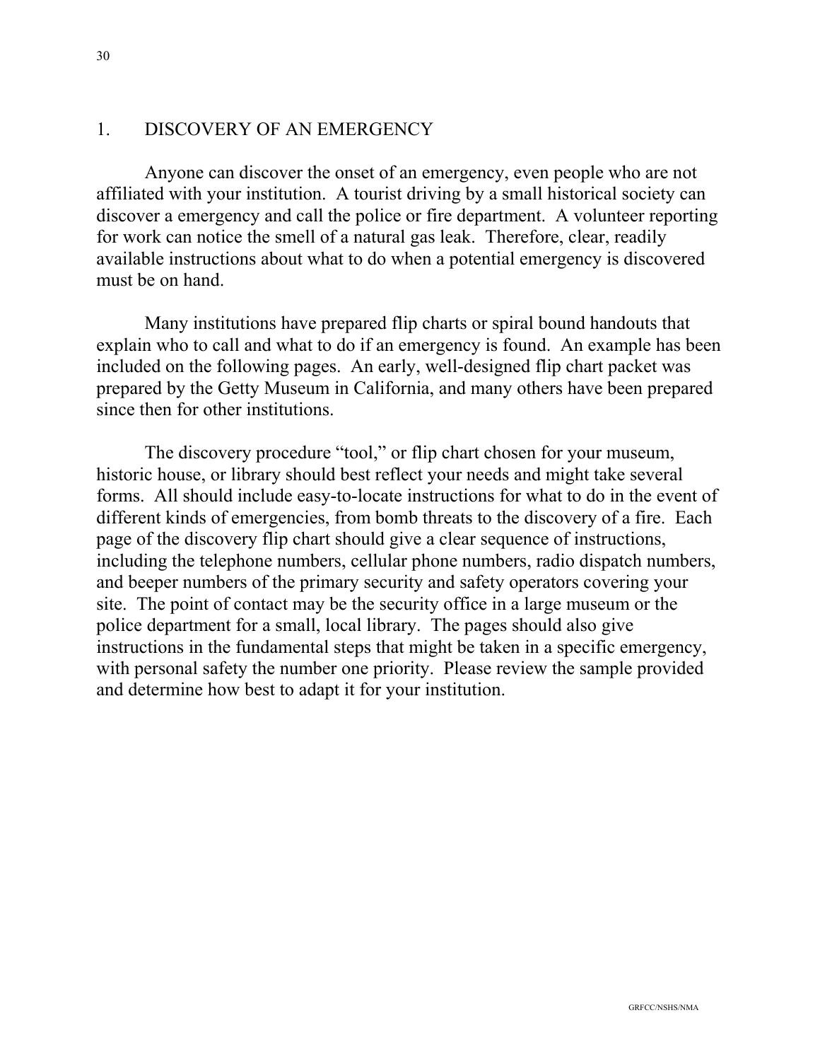## 1. DISCOVERY OF AN EMERGENCY

Anyone can discover the onset of an emergency, even people who are not affiliated with your institution. A tourist driving by a small historical society can discover a emergency and call the police or fire department. A volunteer reporting for work can notice the smell of a natural gas leak. Therefore, clear, readily available instructions about what to do when a potential emergency is discovered must be on hand.

Many institutions have prepared flip charts or spiral bound handouts that explain who to call and what to do if an emergency is found. An example has been included on the following pages. An early, well-designed flip chart packet was prepared by the Getty Museum in California, and many others have been prepared since then for other institutions.

The discovery procedure "tool," or flip chart chosen for your museum, historic house, or library should best reflect your needs and might take several forms. All should include easy-to-locate instructions for what to do in the event of different kinds of emergencies, from bomb threats to the discovery of a fire. Each page of the discovery flip chart should give a clear sequence of instructions, including the telephone numbers, cellular phone numbers, radio dispatch numbers, and beeper numbers of the primary security and safety operators covering your site. The point of contact may be the security office in a large museum or the police department for a small, local library. The pages should also give instructions in the fundamental steps that might be taken in a specific emergency, with personal safety the number one priority. Please review the sample provided and determine how best to adapt it for your institution.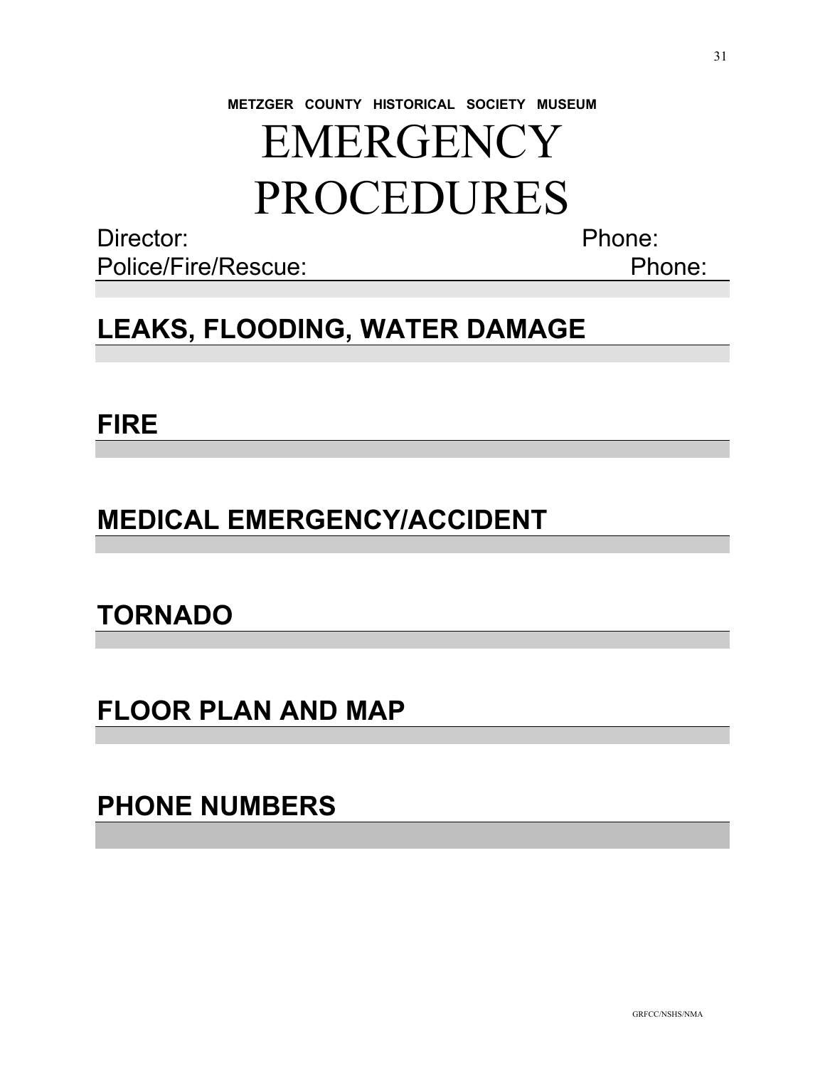**METZGER COUNTY HISTORICAL SOCIETY MUSEUM**

# EMERGENCY PROCEDURES

Director: Phone:

Police/Fire/Rescue: Phone:

## LEAKS, FLOODING, WATER DAMAGE

## FIRE

## MEDICAL EMERGENCY/ACCIDENT

## TORNADO

## FLOOR PLAN AND MAP

## PHONE NUMBERS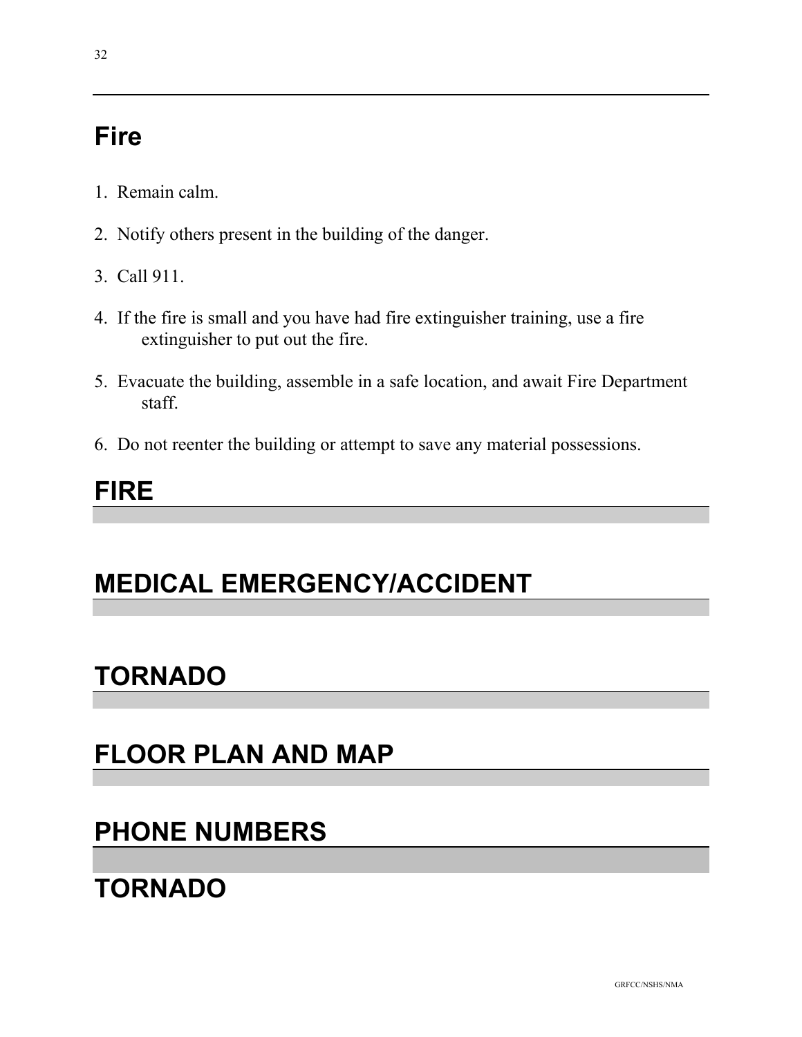# Fire

1. Remain calm.

2. Notify others present in the building of the danger.

3. Call 911.

4. If the fire is small and you have had fire extinguisher training, use a fire extinguisher to put out the fire.

5. Evacuate the building, assemble in a safe location, and await Fire Department staff.

6. Do not reenter the building or attempt to save any material possessions.

# FIRE

# MEDICAL EMERGENCY/ACCIDENT

# TORNADO

# FLOOR PLAN AND MAP

# PHONE NUMBERS

# TORNADO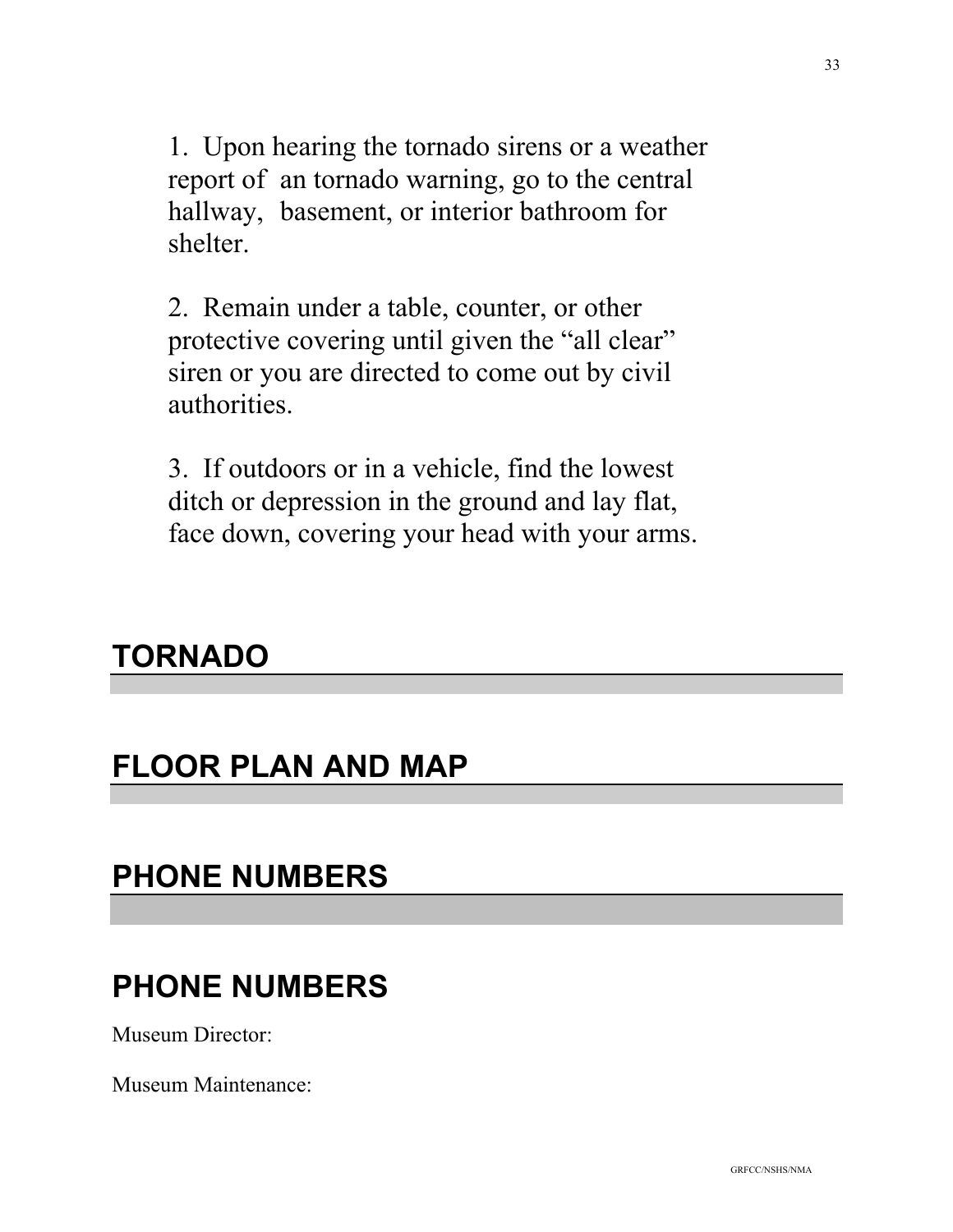1. Upon hearing the tornado sirens or a weather report of an tornado warning, go to the central hallway, basement, or interior bathroom for shelter.

2. Remain under a table, counter, or other protective covering until given the "all clear" siren or you are directed to come out by civil authorities.

3. If outdoors or in a vehicle, find the lowest ditch or depression in the ground and lay flat, face down, covering your head with your arms.

## TORNADO

## FLOOR PLAN AND MAP

## PHONE NUMBERS

## PHONE NUMBERS

Museum Director:

Museum Maintenance: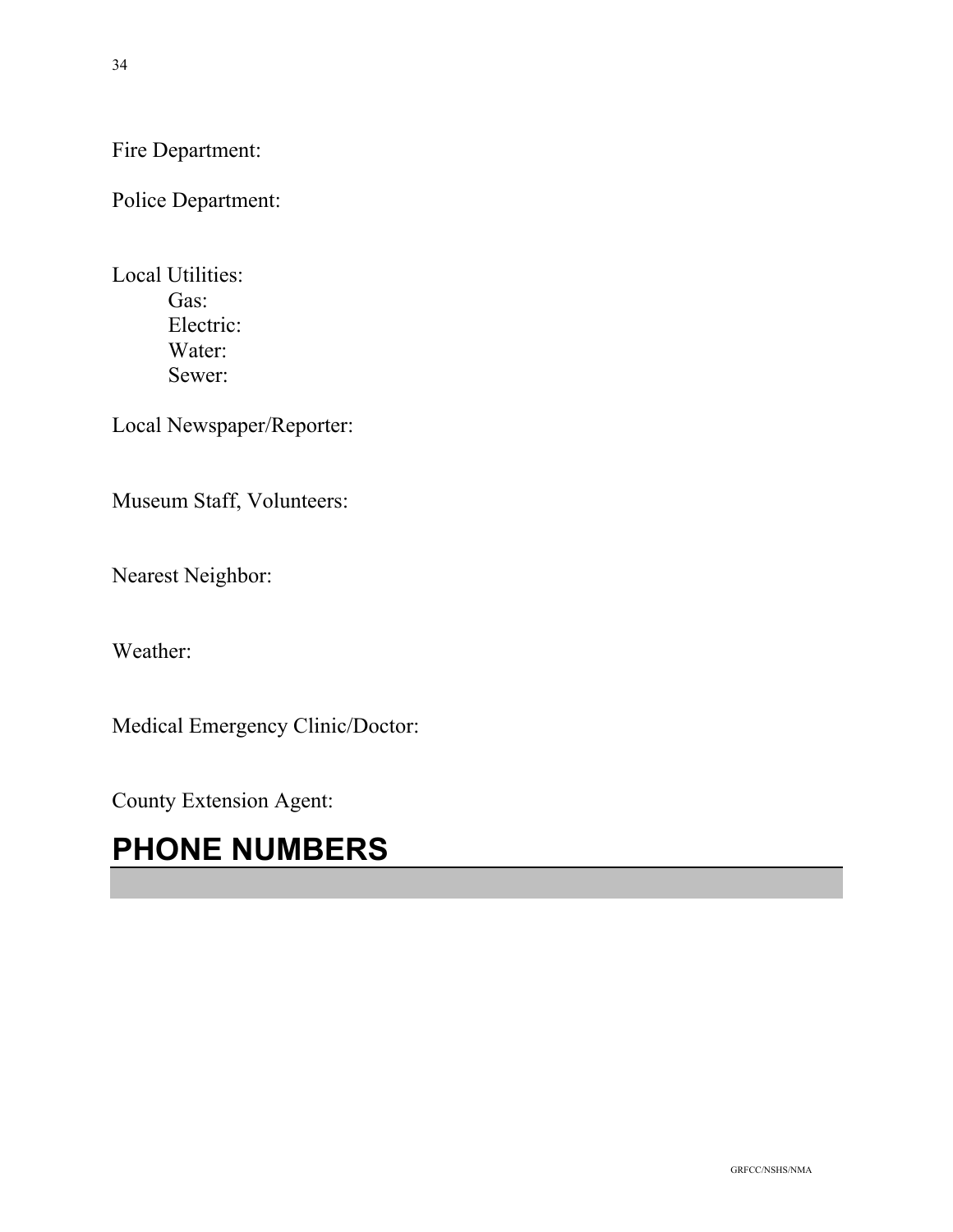Fire Department:

Police Department:

Local Utilities:

- Gas:
- Electric:
- Water:
- Sewer:

Local Newspaper/Reporter:

Museum Staff, Volunteers:

Nearest Neighbor:

Weather:

Medical Emergency Clinic/Doctor:

County Extension Agent:

# PHONE NUMBERS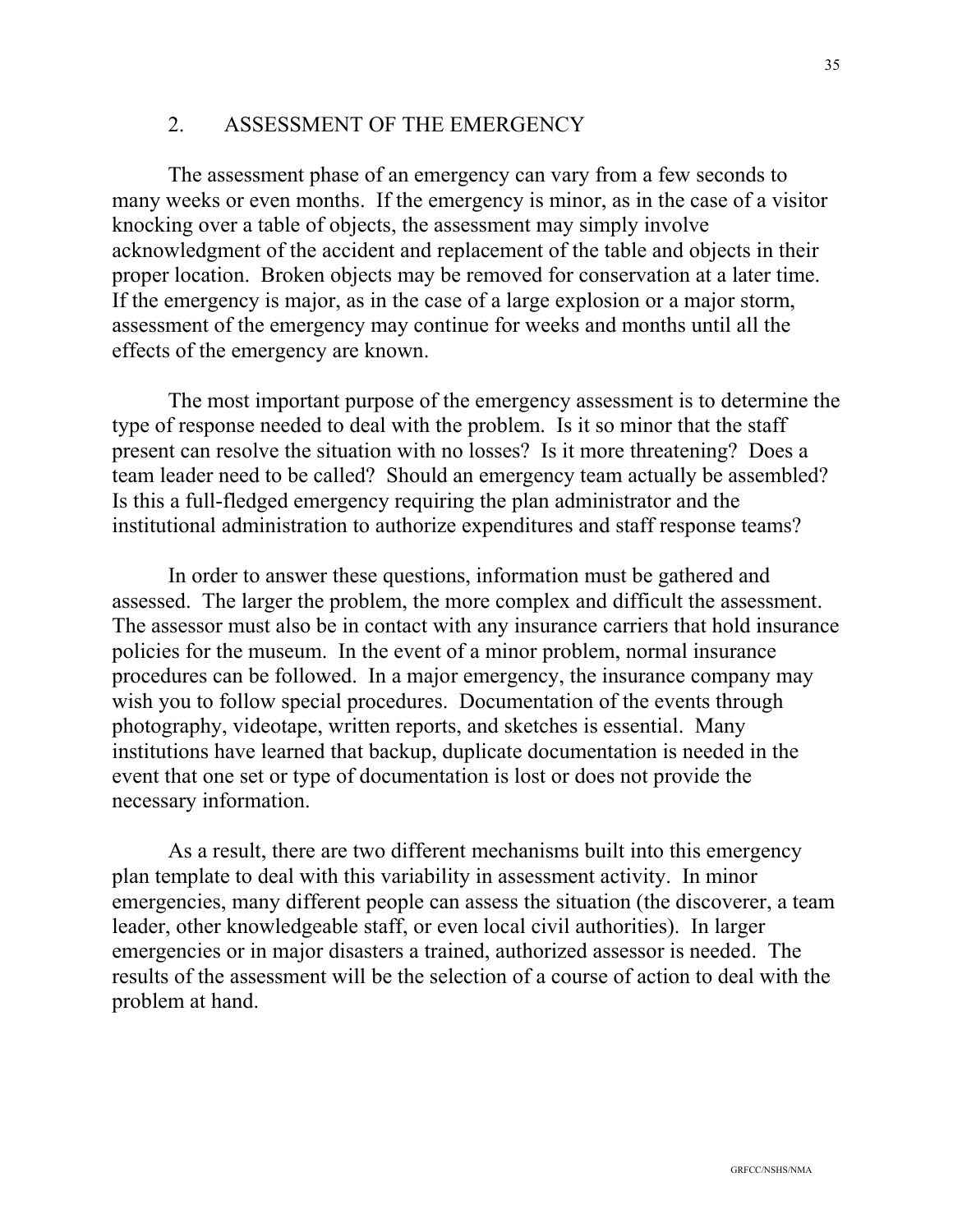## 2. ASSESSMENT OF THE EMERGENCY

The assessment phase of an emergency can vary from a few seconds to many weeks or even months. If the emergency is minor, as in the case of a visitor knocking over a table of objects, the assessment may simply involve acknowledgment of the accident and replacement of the table and objects in their proper location. Broken objects may be removed for conservation at a later time. If the emergency is major, as in the case of a large explosion or a major storm, assessment of the emergency may continue for weeks and months until all the effects of the emergency are known.

The most important purpose of the emergency assessment is to determine the type of response needed to deal with the problem. Is it so minor that the staff present can resolve the situation with no losses? Is it more threatening? Does a team leader need to be called? Should an emergency team actually be assembled? Is this a full-fledged emergency requiring the plan administrator and the institutional administration to authorize expenditures and staff response teams?

In order to answer these questions, information must be gathered and assessed. The larger the problem, the more complex and difficult the assessment. The assessor must also be in contact with any insurance carriers that hold insurance policies for the museum. In the event of a minor problem, normal insurance procedures can be followed. In a major emergency, the insurance company may wish you to follow special procedures. Documentation of the events through photography, videotape, written reports, and sketches is essential. Many institutions have learned that backup, duplicate documentation is needed in the event that one set or type of documentation is lost or does not provide the necessary information.

As a result, there are two different mechanisms built into this emergency plan template to deal with this variability in assessment activity. In minor emergencies, many different people can assess the situation (the discoverer, a team leader, other knowledgeable staff, or even local civil authorities). In larger emergencies or in major disasters a trained, authorized assessor is needed. The results of the assessment will be the selection of a course of action to deal with the problem at hand.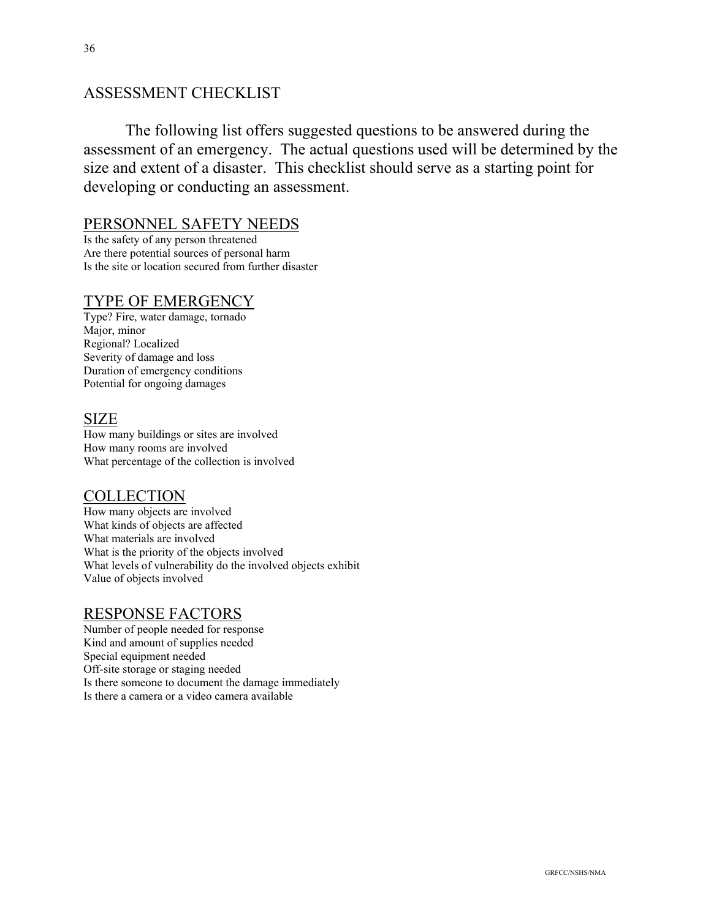## ASSESSMENT CHECKLIST

The following list offers suggested questions to be answered during the assessment of an emergency. The actual questions used will be determined by the size and extent of a disaster. This checklist should serve as a starting point for developing or conducting an assessment.

### PERSONNEL SAFETY NEEDS

Is the safety of any person threatened
Are there potential sources of personal harm
Is the site or location secured from further disaster

### TYPE OF EMERGENCY

Type? Fire, water damage, tornado
Major, minor
Regional? Localized
Severity of damage and loss
Duration of emergency conditions
Potential for ongoing damages

### SIZE

How many buildings or sites are involved
How many rooms are involved
What percentage of the collection is involved

### COLLECTION

How many objects are involved
What kinds of objects are affected
What materials are involved
What is the priority of the objects involved
What levels of vulnerability do the involved objects exhibit
Value of objects involved

### RESPONSE FACTORS

Number of people needed for response
Kind and amount of supplies needed
Special equipment needed
Off-site storage or staging needed
Is there someone to document the damage immediately
Is there a camera or a video camera available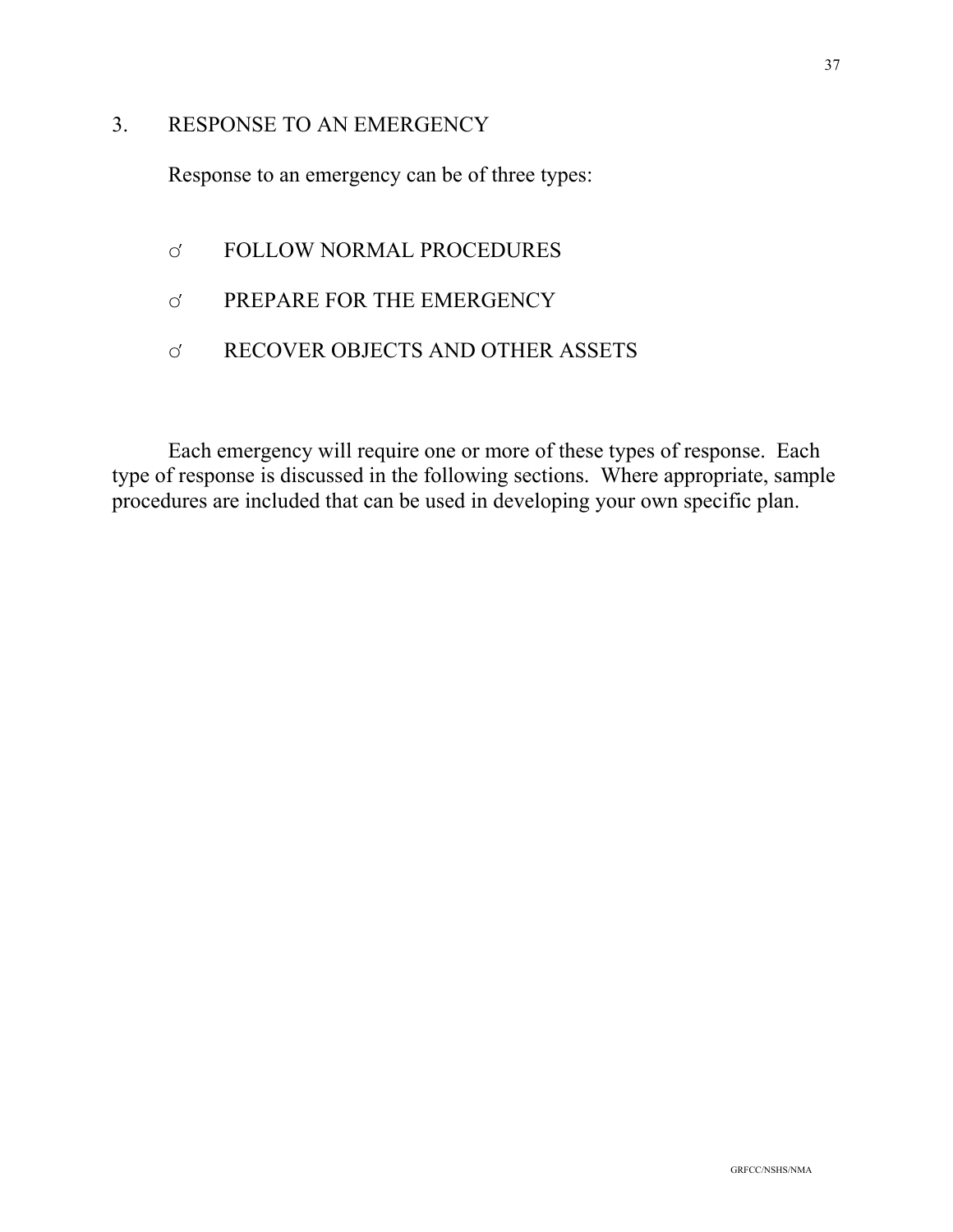## 3. RESPONSE TO AN EMERGENCY

Response to an emergency can be of three types:

- FOLLOW NORMAL PROCEDURES
- PREPARE FOR THE EMERGENCY
- RECOVER OBJECTS AND OTHER ASSETS

Each emergency will require one or more of these types of response. Each type of response is discussed in the following sections. Where appropriate, sample procedures are included that can be used in developing your own specific plan.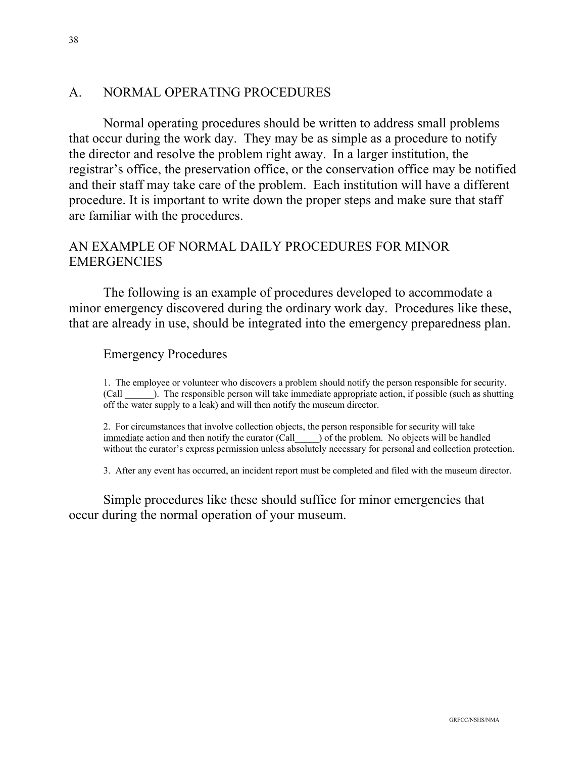## A. NORMAL OPERATING PROCEDURES

Normal operating procedures should be written to address small problems that occur during the work day. They may be as simple as a procedure to notify the director and resolve the problem right away. In a larger institution, the registrar's office, the preservation office, or the conservation office may be notified and their staff may take care of the problem. Each institution will have a different procedure. It is important to write down the proper steps and make sure that staff are familiar with the procedures.

## AN EXAMPLE OF NORMAL DAILY PROCEDURES FOR MINOR EMERGENCIES

The following is an example of procedures developed to accommodate a minor emergency discovered during the ordinary work day. Procedures like these, that are already in use, should be integrated into the emergency preparedness plan.

### Emergency Procedures

1. The employee or volunteer who discovers a problem should notify the person responsible for security. (Call ______). The responsible person will take immediate <u>appropriate</u> action, if possible (such as shutting off the water supply to a leak) and will then notify the museum director.

2. For circumstances that involve collection objects, the person responsible for security will take <u>immediate</u> action and then notify the curator (Call_____) of the problem. No objects will be handled without the curator's express permission unless absolutely necessary for personal and collection protection.

3. After any event has occurred, an incident report must be completed and filed with the museum director.

Simple procedures like these should suffice for minor emergencies that occur during the normal operation of your museum.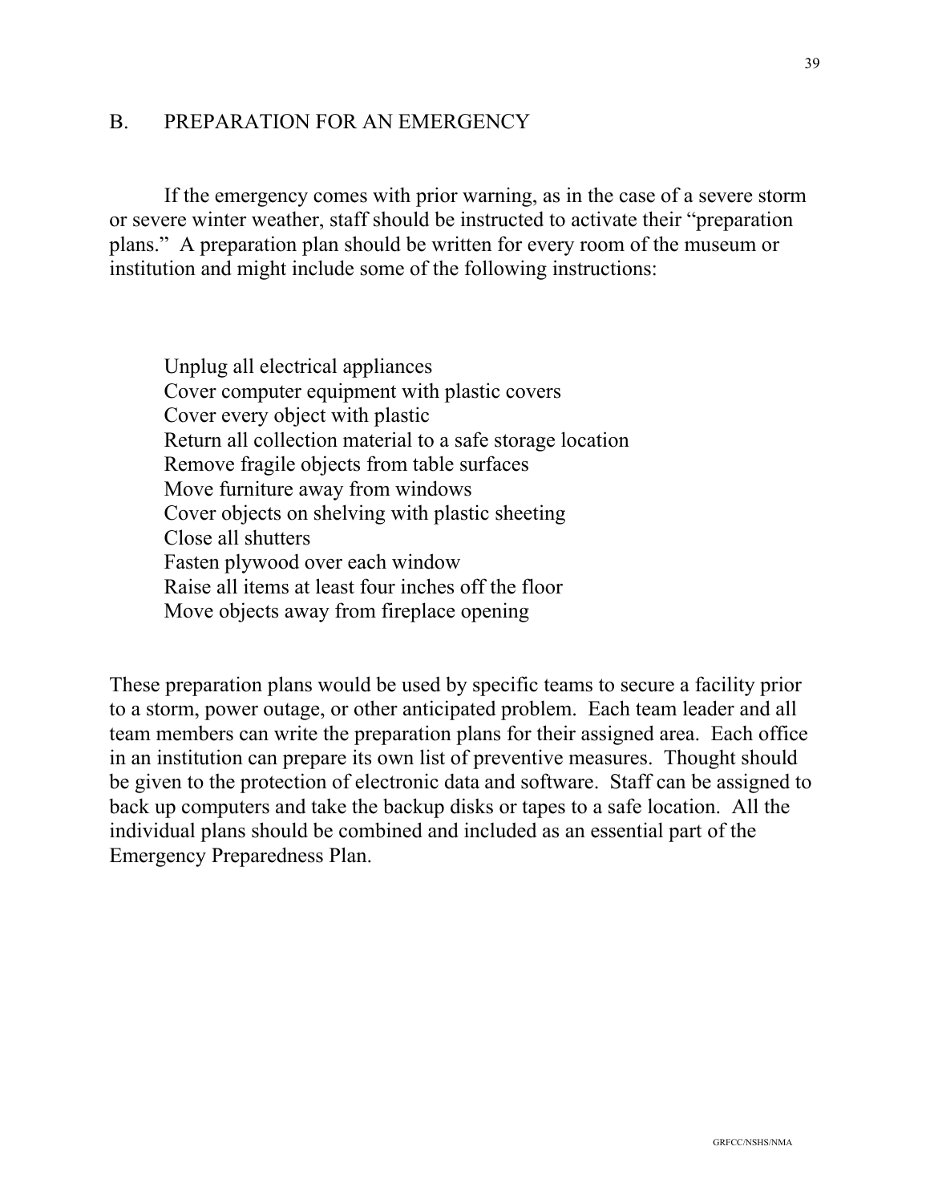## B. PREPARATION FOR AN EMERGENCY

If the emergency comes with prior warning, as in the case of a severe storm or severe winter weather, staff should be instructed to activate their "preparation plans." A preparation plan should be written for every room of the museum or institution and might include some of the following instructions:

- Unplug all electrical appliances
- Cover computer equipment with plastic covers
- Cover every object with plastic
- Return all collection material to a safe storage location
- Remove fragile objects from table surfaces
- Move furniture away from windows
- Cover objects on shelving with plastic sheeting
- Close all shutters
- Fasten plywood over each window
- Raise all items at least four inches off the floor
- Move objects away from fireplace opening

These preparation plans would be used by specific teams to secure a facility prior to a storm, power outage, or other anticipated problem. Each team leader and all team members can write the preparation plans for their assigned area. Each office in an institution can prepare its own list of preventive measures. Thought should be given to the protection of electronic data and software. Staff can be assigned to back up computers and take the backup disks or tapes to a safe location. All the individual plans should be combined and included as an essential part of the Emergency Preparedness Plan.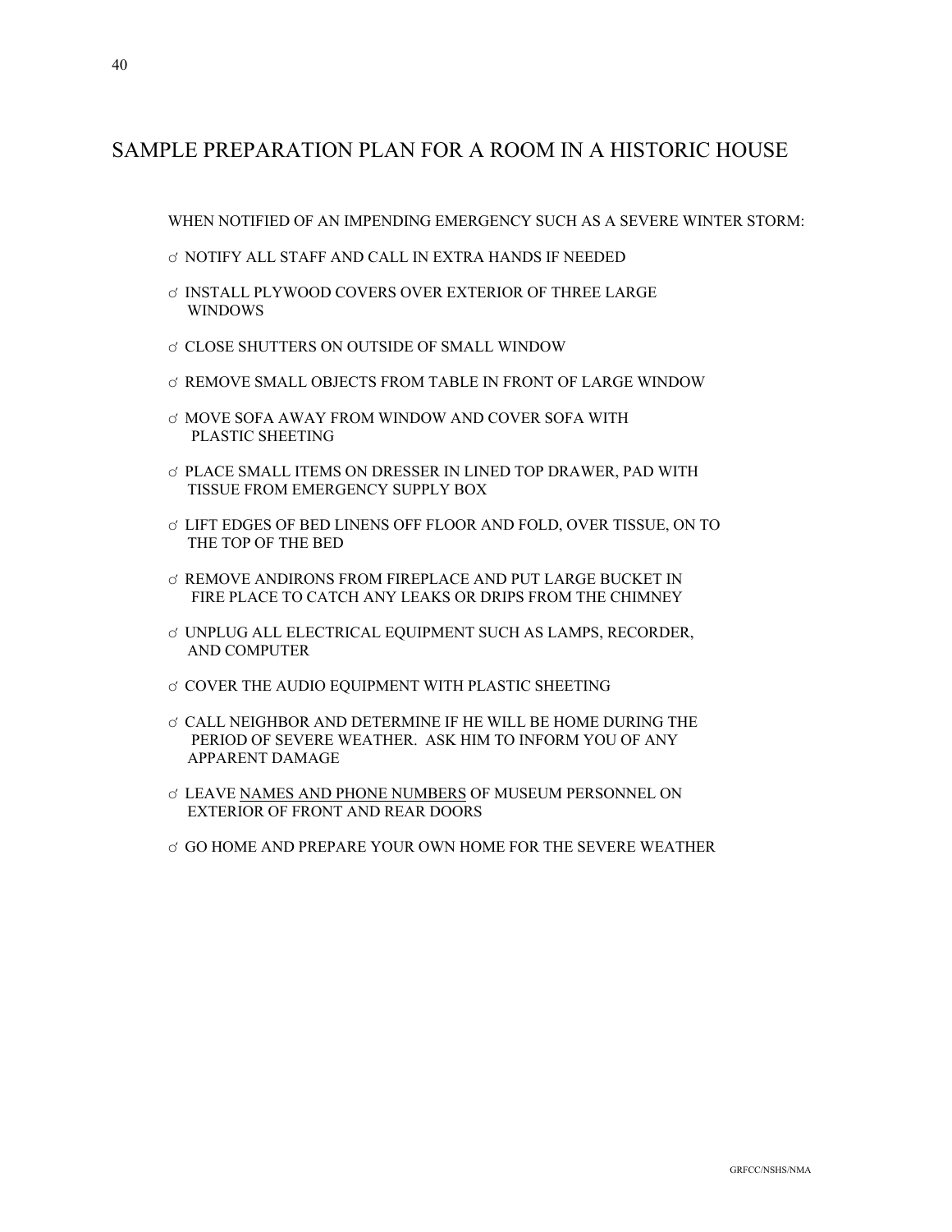# SAMPLE PREPARATION PLAN FOR A ROOM IN A HISTORIC HOUSE

WHEN NOTIFIED OF AN IMPENDING EMERGENCY SUCH AS A SEVERE WINTER STORM:

- ♂ NOTIFY ALL STAFF AND CALL IN EXTRA HANDS IF NEEDED
- ♂ INSTALL PLYWOOD COVERS OVER EXTERIOR OF THREE LARGE WINDOWS
- ♂ CLOSE SHUTTERS ON OUTSIDE OF SMALL WINDOW
- ♂ REMOVE SMALL OBJECTS FROM TABLE IN FRONT OF LARGE WINDOW
- ♂ MOVE SOFA AWAY FROM WINDOW AND COVER SOFA WITH PLASTIC SHEETING
- ♂ PLACE SMALL ITEMS ON DRESSER IN LINED TOP DRAWER, PAD WITH TISSUE FROM EMERGENCY SUPPLY BOX
- ♂ LIFT EDGES OF BED LINENS OFF FLOOR AND FOLD, OVER TISSUE, ON TO THE TOP OF THE BED
- ♂ REMOVE ANDIRONS FROM FIREPLACE AND PUT LARGE BUCKET IN FIRE PLACE TO CATCH ANY LEAKS OR DRIPS FROM THE CHIMNEY
- ♂ UNPLUG ALL ELECTRICAL EQUIPMENT SUCH AS LAMPS, RECORDER, AND COMPUTER
- ♂ COVER THE AUDIO EQUIPMENT WITH PLASTIC SHEETING
- ♂ CALL NEIGHBOR AND DETERMINE IF HE WILL BE HOME DURING THE PERIOD OF SEVERE WEATHER. ASK HIM TO INFORM YOU OF ANY APPARENT DAMAGE
- ♂ LEAVE <u>NAMES AND PHONE NUMBERS</u> OF MUSEUM PERSONNEL ON EXTERIOR OF FRONT AND REAR DOORS
- ♂ GO HOME AND PREPARE YOUR OWN HOME FOR THE SEVERE WEATHER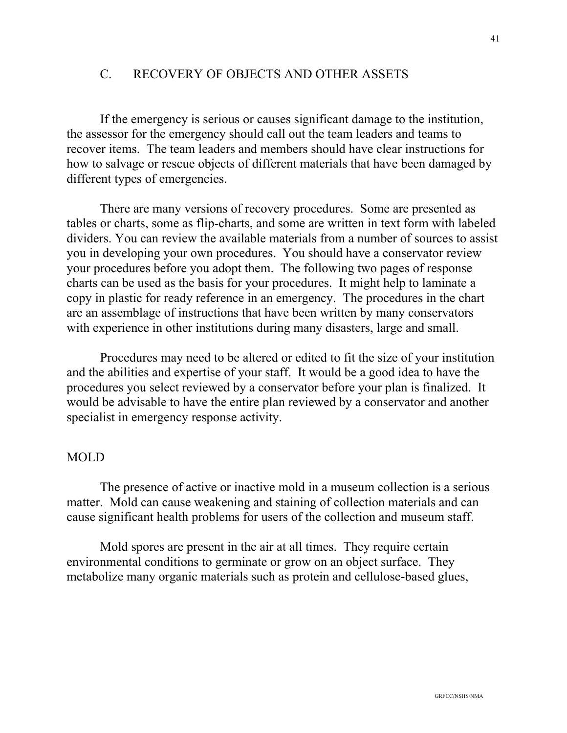## C. RECOVERY OF OBJECTS AND OTHER ASSETS

If the emergency is serious or causes significant damage to the institution, the assessor for the emergency should call out the team leaders and teams to recover items. The team leaders and members should have clear instructions for how to salvage or rescue objects of different materials that have been damaged by different types of emergencies.

There are many versions of recovery procedures. Some are presented as tables or charts, some as flip-charts, and some are written in text form with labeled dividers. You can review the available materials from a number of sources to assist you in developing your own procedures. You should have a conservator review your procedures before you adopt them. The following two pages of response charts can be used as the basis for your procedures. It might help to laminate a copy in plastic for ready reference in an emergency. The procedures in the chart are an assemblage of instructions that have been written by many conservators with experience in other institutions during many disasters, large and small.

Procedures may need to be altered or edited to fit the size of your institution and the abilities and expertise of your staff. It would be a good idea to have the procedures you select reviewed by a conservator before your plan is finalized. It would be advisable to have the entire plan reviewed by a conservator and another specialist in emergency response activity.

### MOLD

The presence of active or inactive mold in a museum collection is a serious matter. Mold can cause weakening and staining of collection materials and can cause significant health problems for users of the collection and museum staff.

Mold spores are present in the air at all times. They require certain environmental conditions to germinate or grow on an object surface. They metabolize many organic materials such as protein and cellulose-based glues,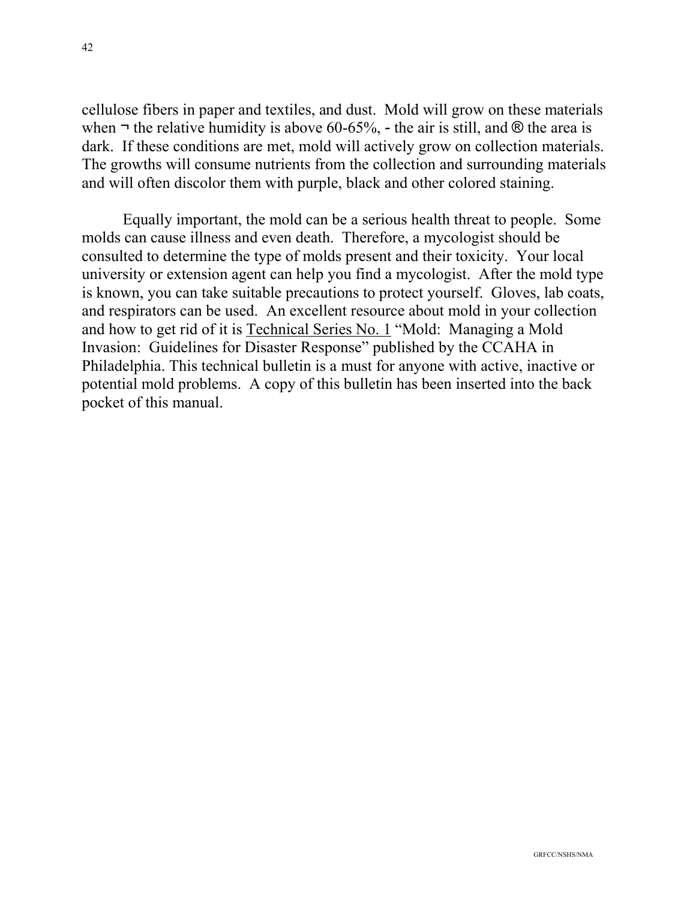cellulose fibers in paper and textiles, and dust. Mold will grow on these materials when ¬ the relative humidity is above 60-65%, - the air is still, and ® the area is dark. If these conditions are met, mold will actively grow on collection materials. The growths will consume nutrients from the collection and surrounding materials and will often discolor them with purple, black and other colored staining.

Equally important, the mold can be a serious health threat to people. Some molds can cause illness and even death. Therefore, a mycologist should be consulted to determine the type of molds present and their toxicity. Your local university or extension agent can help you find a mycologist. After the mold type is known, you can take suitable precautions to protect yourself. Gloves, lab coats, and respirators can be used. An excellent resource about mold in your collection and how to get rid of it is <u>Technical Series No. 1</u> "Mold: Managing a Mold Invasion: Guidelines for Disaster Response" published by the CCAHA in Philadelphia. This technical bulletin is a must for anyone with active, inactive or potential mold problems. A copy of this bulletin has been inserted into the back pocket of this manual.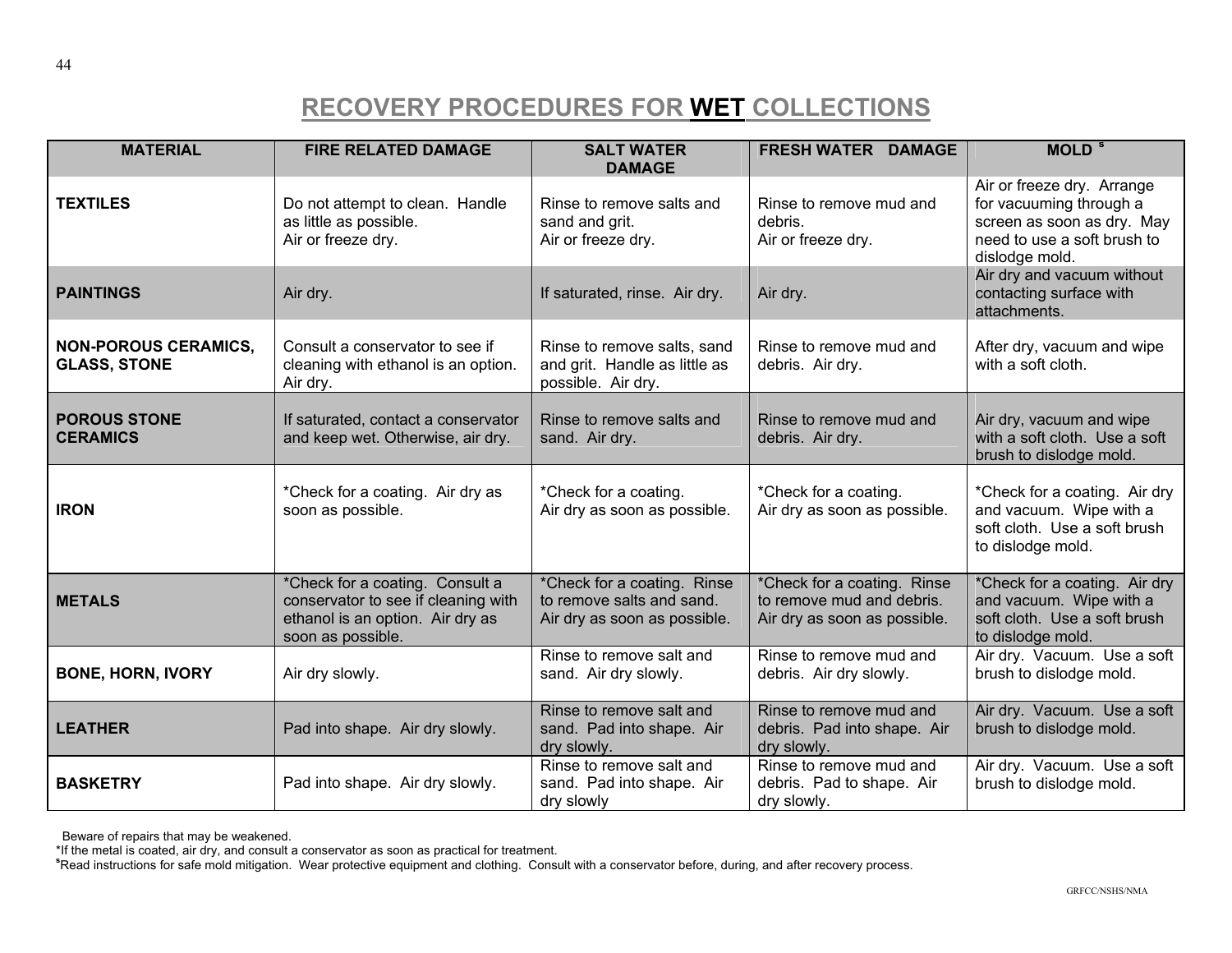# RECOVERY PROCEDURES FOR **WET** COLLECTIONS

| MATERIAL | FIRE RELATED DAMAGE | SALT WATER DAMAGE | FRESH WATER DAMAGE | MOLD [s] |
|---|---|---|---|---|
| **TEXTILES** | Do not attempt to clean. Handle as little as possible. Air or freeze dry. | Rinse to remove salts and sand and grit. Air or freeze dry. | Rinse to remove mud and debris. Air or freeze dry. | Air or freeze dry. Arrange for vacuuming through a screen as soon as dry. May need to use a soft brush to dislodge mold. |
| **PAINTINGS** | Air dry. | If saturated, rinse. Air dry. | Air dry. | Air dry and vacuum without contacting surface with attachments. |
| **NON-POROUS CERAMICS, GLASS, STONE** | Consult a conservator to see if cleaning with ethanol is an option. Air dry. | Rinse to remove salts, sand and grit. Handle as little as possible. Air dry. | Rinse to remove mud and debris. Air dry. | After dry, vacuum and wipe with a soft cloth. |
| **POROUS STONE CERAMICS** | If saturated, contact a conservator and keep wet. Otherwise, air dry. | Rinse to remove salts and sand. Air dry. | Rinse to remove mud and debris. Air dry. | Air dry, vacuum and wipe with a soft cloth. Use a soft brush to dislodge mold. |
| **IRON** | *Check for a coating. Air dry as soon as possible. | *Check for a coating. Air dry as soon as possible. | *Check for a coating. Air dry as soon as possible. | *Check for a coating. Air dry and vacuum. Wipe with a soft cloth. Use a soft brush to dislodge mold. |
| **METALS** | *Check for a coating. Consult a conservator to see if cleaning with ethanol is an option. Air dry as soon as possible. | *Check for a coating. Rinse to remove salts and sand. Air dry as soon as possible. | *Check for a coating. Rinse to remove mud and debris. Air dry as soon as possible. | *Check for a coating. Air dry and vacuum. Wipe with a soft cloth. Use a soft brush to dislodge mold. |
| **BONE, HORN, IVORY** | Air dry slowly. | Rinse to remove salt and sand. Air dry slowly. | Rinse to remove mud and debris. Air dry slowly. | Air dry. Vacuum. Use a soft brush to dislodge mold. |
| **LEATHER** | Pad into shape. Air dry slowly. | Rinse to remove salt and sand. Pad into shape. Air dry slowly. | Rinse to remove mud and debris. Pad into shape. Air dry slowly. | Air dry. Vacuum. Use a soft brush to dislodge mold. |
| **BASKETRY** | Pad into shape. Air dry slowly. | Rinse to remove salt and sand. Pad into shape. Air dry slowly | Rinse to remove mud and debris. Pad to shape. Air dry slowly. | Air dry. Vacuum. Use a soft brush to dislodge mold. |

Beware of repairs that may be weakened.

*If the metal is coated, air dry, and consult a conservator as soon as practical for treatment.

[s]Read instructions for safe mold mitigation. Wear protective equipment and clothing. Consult with a conservator before, during, and after recovery process.

GRFCC/NSHS/NMA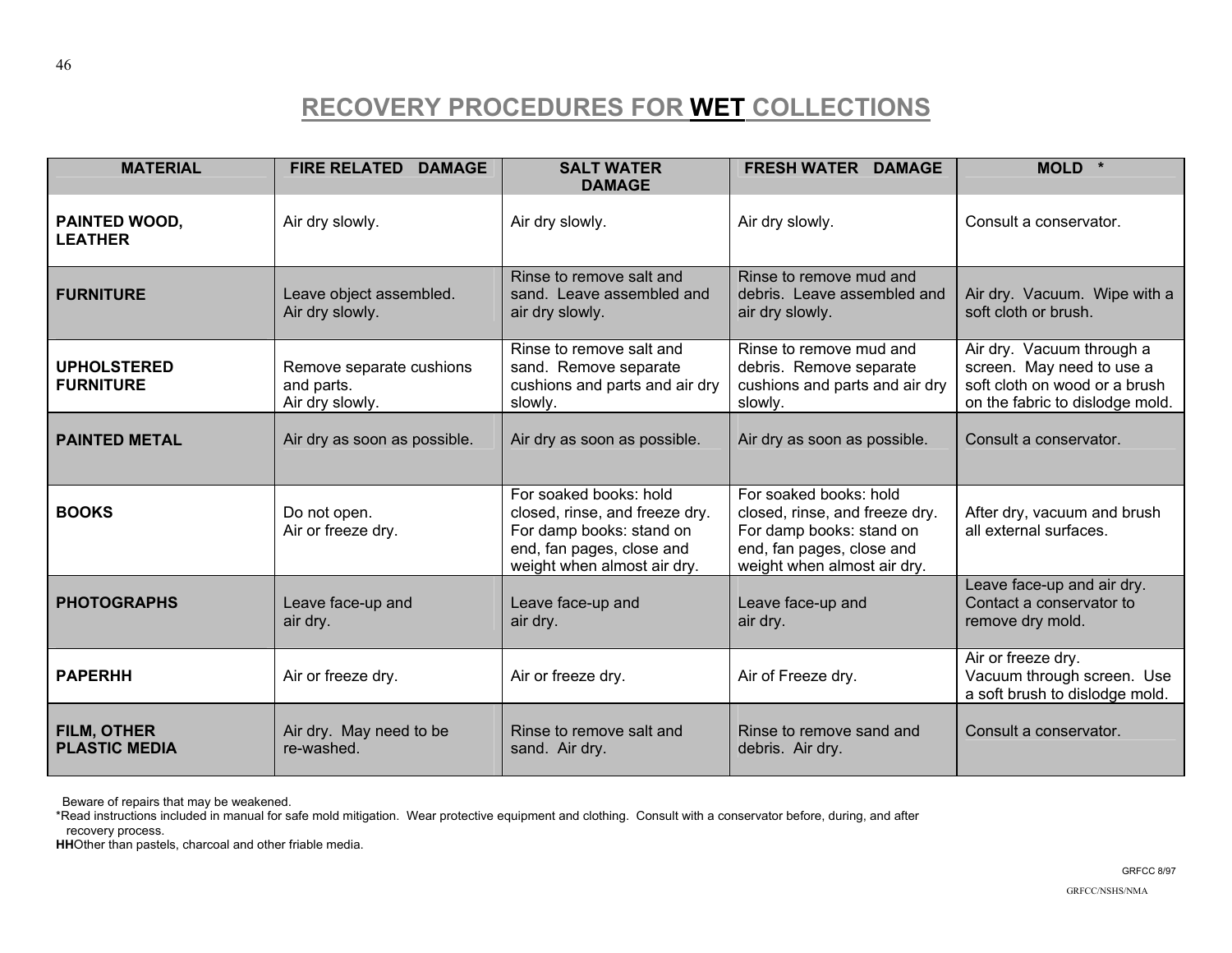# RECOVERY PROCEDURES FOR WET COLLECTIONS

| MATERIAL | FIRE RELATED DAMAGE | SALT WATER DAMAGE | FRESH WATER DAMAGE | MOLD * |
|---|---|---|---|---|
| **PAINTED WOOD, LEATHER** | Air dry slowly. | Air dry slowly. | Air dry slowly. | Consult a conservator. |
| **FURNITURE** | Leave object assembled. Air dry slowly. | Rinse to remove salt and sand. Leave assembled and air dry slowly. | Rinse to remove mud and debris. Leave assembled and air dry slowly. | Air dry. Vacuum. Wipe with a soft cloth or brush. |
| **UPHOLSTERED FURNITURE** | Remove separate cushions and parts. Air dry slowly. | Rinse to remove salt and sand. Remove separate cushions and parts and air dry slowly. | Rinse to remove mud and debris. Remove separate cushions and parts and air dry slowly. | Air dry. Vacuum through a screen. May need to use a soft cloth on wood or a brush on the fabric to dislodge mold. |
| **PAINTED METAL** | Air dry as soon as possible. | Air dry as soon as possible. | Air dry as soon as possible. | Consult a conservator. |
| **BOOKS** | Do not open. Air or freeze dry. | For soaked books: hold closed, rinse, and freeze dry. For damp books: stand on end, fan pages, close and weight when almost air dry. | For soaked books: hold closed, rinse, and freeze dry. For damp books: stand on end, fan pages, close and weight when almost air dry. | After dry, vacuum and brush all external surfaces. |
| **PHOTOGRAPHS** | Leave face-up and air dry. | Leave face-up and air dry. | Leave face-up and air dry. | Leave face-up and air dry. Contact a conservator to remove dry mold. |
| **PAPERHH** | Air or freeze dry. | Air or freeze dry. | Air of Freeze dry. | Air or freeze dry. Vacuum through screen. Use a soft brush to dislodge mold. |
| **FILM, OTHER PLASTIC MEDIA** | Air dry. May need to be re-washed. | Rinse to remove salt and sand. Air dry. | Rinse to remove sand and debris. Air dry. | Consult a conservator. |

Beware of repairs that may be weakened.

*Read instructions included in manual for safe mold mitigation. Wear protective equipment and clothing. Consult with a conservator before, during, and after recovery process.

**HH**Other than pastels, charcoal and other friable media.

GRFCC 8/97

GRFCC/NSHS/NMA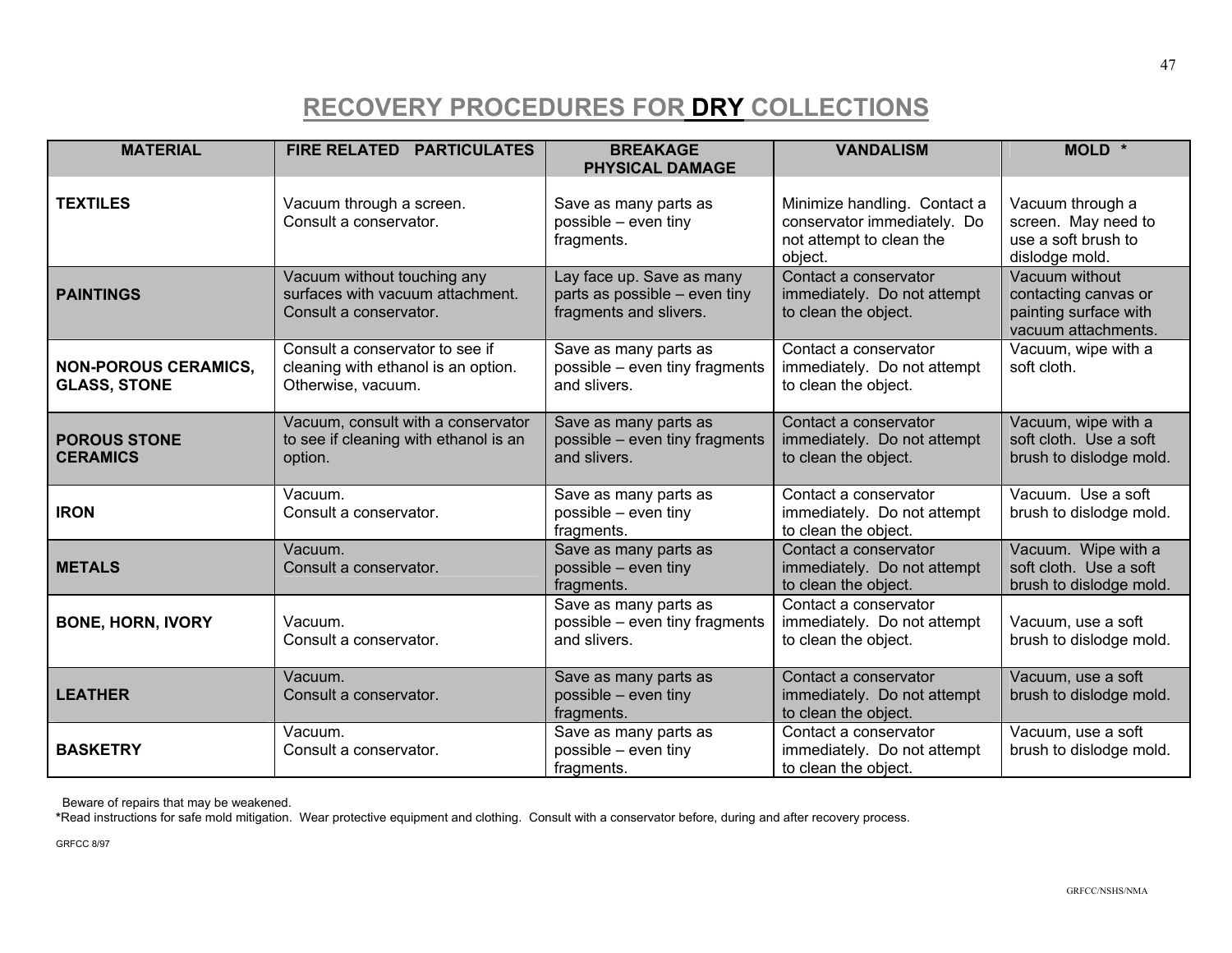# RECOVERY PROCEDURES FOR **DRY** COLLECTIONS

| MATERIAL | FIRE RELATED PARTICULATES | BREAKAGE PHYSICAL DAMAGE | VANDALISM | MOLD * |
|---|---|---|---|---|
| **TEXTILES** | Vacuum through a screen. Consult a conservator. | Save as many parts as possible – even tiny fragments. | Minimize handling. Contact a conservator immediately. Do not attempt to clean the object. | Vacuum through a screen. May need to use a soft brush to dislodge mold. |
| **PAINTINGS** | Vacuum without touching any surfaces with vacuum attachment. Consult a conservator. | Lay face up. Save as many parts as possible – even tiny fragments and slivers. | Contact a conservator immediately. Do not attempt to clean the object. | Vacuum without contacting canvas or painting surface with vacuum attachments. |
| **NON-POROUS CERAMICS, GLASS, STONE** | Consult a conservator to see if cleaning with ethanol is an option. Otherwise, vacuum. | Save as many parts as possible – even tiny fragments and slivers. | Contact a conservator immediately. Do not attempt to clean the object. | Vacuum, wipe with a soft cloth. |
| **POROUS STONE CERAMICS** | Vacuum, consult with a conservator to see if cleaning with ethanol is an option. | Save as many parts as possible – even tiny fragments and slivers. | Contact a conservator immediately. Do not attempt to clean the object. | Vacuum, wipe with a soft cloth. Use a soft brush to dislodge mold. |
| **IRON** | Vacuum. Consult a conservator. | Save as many parts as possible – even tiny fragments. | Contact a conservator immediately. Do not attempt to clean the object. | Vacuum. Use a soft brush to dislodge mold. |
| **METALS** | Vacuum. Consult a conservator. | Save as many parts as possible – even tiny fragments. | Contact a conservator immediately. Do not attempt to clean the object. | Vacuum. Wipe with a soft cloth. Use a soft brush to dislodge mold. |
| **BONE, HORN, IVORY** | Vacuum. Consult a conservator. | Save as many parts as possible – even tiny fragments and slivers. | Contact a conservator immediately. Do not attempt to clean the object. | Vacuum, use a soft brush to dislodge mold. |
| **LEATHER** | Vacuum. Consult a conservator. | Save as many parts as possible – even tiny fragments. | Contact a conservator immediately. Do not attempt to clean the object. | Vacuum, use a soft brush to dislodge mold. |
| **BASKETRY** | Vacuum. Consult a conservator. | Save as many parts as possible – even tiny fragments. | Contact a conservator immediately. Do not attempt to clean the object. | Vacuum, use a soft brush to dislodge mold. |

Beware of repairs that may be weakened.

*Read instructions for safe mold mitigation. Wear protective equipment and clothing. Consult with a conservator before, during and after recovery process.

GRFCC 8/97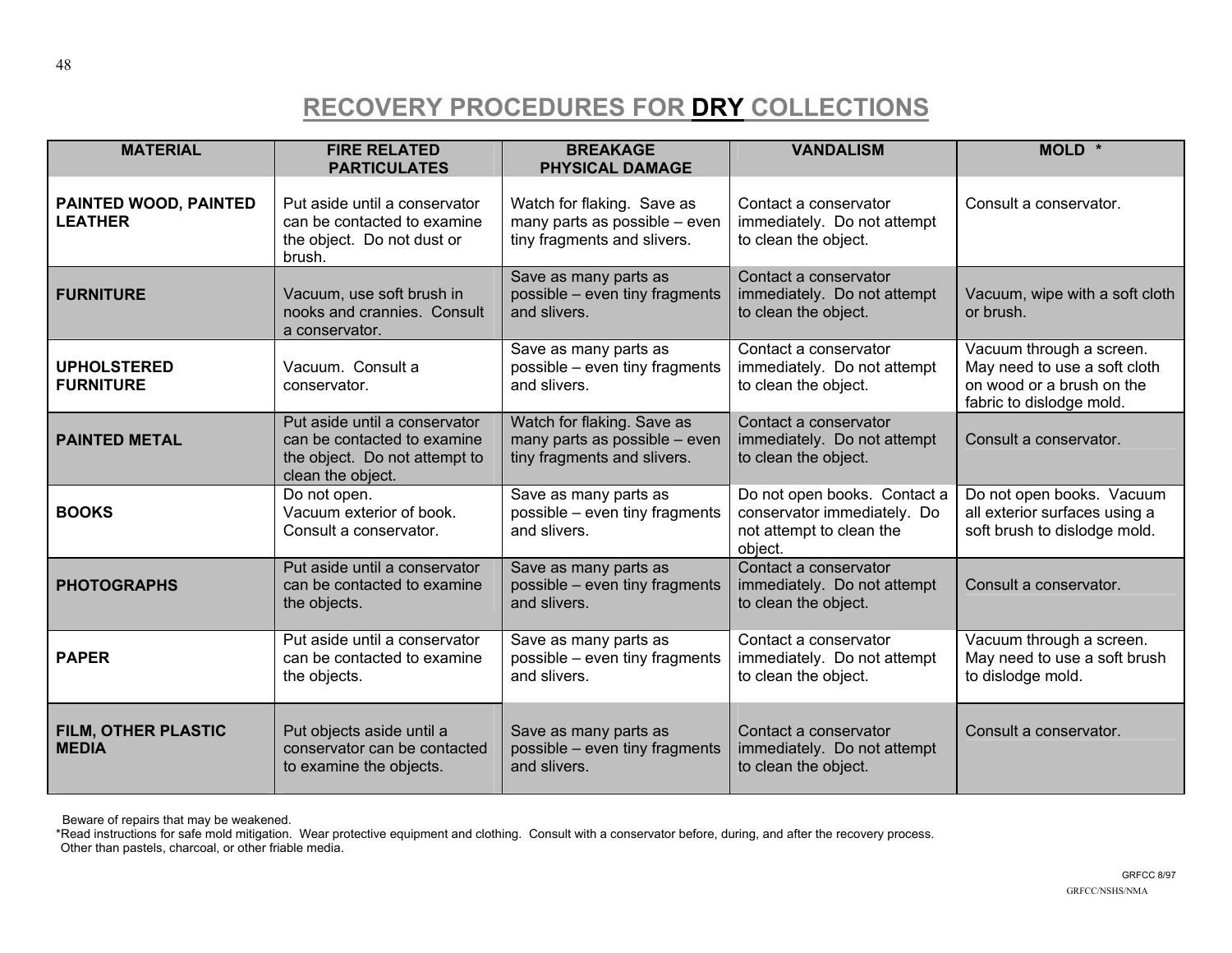# RECOVERY PROCEDURES FOR **DRY** COLLECTIONS

| MATERIAL | FIRE RELATED PARTICULATES | BREAKAGE PHYSICAL DAMAGE | VANDALISM | MOLD * |
|---|---|---|---|---|
| **PAINTED WOOD, PAINTED LEATHER** | Put aside until a conservator can be contacted to examine the object. Do not dust or brush. | Watch for flaking. Save as many parts as possible – even tiny fragments and slivers. | Contact a conservator immediately. Do not attempt to clean the object. | Consult a conservator. |
| **FURNITURE** | Vacuum, use soft brush in nooks and crannies. Consult a conservator. | Save as many parts as possible – even tiny fragments and slivers. | Contact a conservator immediately. Do not attempt to clean the object. | Vacuum, wipe with a soft cloth or brush. |
| **UPHOLSTERED FURNITURE** | Vacuum. Consult a conservator. | Save as many parts as possible – even tiny fragments and slivers. | Contact a conservator immediately. Do not attempt to clean the object. | Vacuum through a screen. May need to use a soft cloth on wood or a brush on the fabric to dislodge mold. |
| **PAINTED METAL** | Put aside until a conservator can be contacted to examine the object. Do not attempt to clean the object. | Watch for flaking. Save as many parts as possible – even tiny fragments and slivers. | Contact a conservator immediately. Do not attempt to clean the object. | Consult a conservator. |
| **BOOKS** | Do not open. Vacuum exterior of book. Consult a conservator. | Save as many parts as possible – even tiny fragments and slivers. | Do not open books. Contact a conservator immediately. Do not attempt to clean the object. | Do not open books. Vacuum all exterior surfaces using a soft brush to dislodge mold. |
| **PHOTOGRAPHS** | Put aside until a conservator can be contacted to examine the objects. | Save as many parts as possible – even tiny fragments and slivers. | Contact a conservator immediately. Do not attempt to clean the object. | Consult a conservator. |
| **PAPER** | Put aside until a conservator can be contacted to examine the objects. | Save as many parts as possible – even tiny fragments and slivers. | Contact a conservator immediately. Do not attempt to clean the object. | Vacuum through a screen. May need to use a soft brush to dislodge mold. |
| **FILM, OTHER PLASTIC MEDIA** | Put objects aside until a conservator can be contacted to examine the objects. | Save as many parts as possible – even tiny fragments and slivers. | Contact a conservator immediately. Do not attempt to clean the object. | Consult a conservator. |

Beware of repairs that may be weakened.
*Read instructions for safe mold mitigation. Wear protective equipment and clothing. Consult with a conservator before, during, and after the recovery process.
Other than pastels, charcoal, or other friable media.

GRFCC 8/97
GRFCC/NSHS/NMA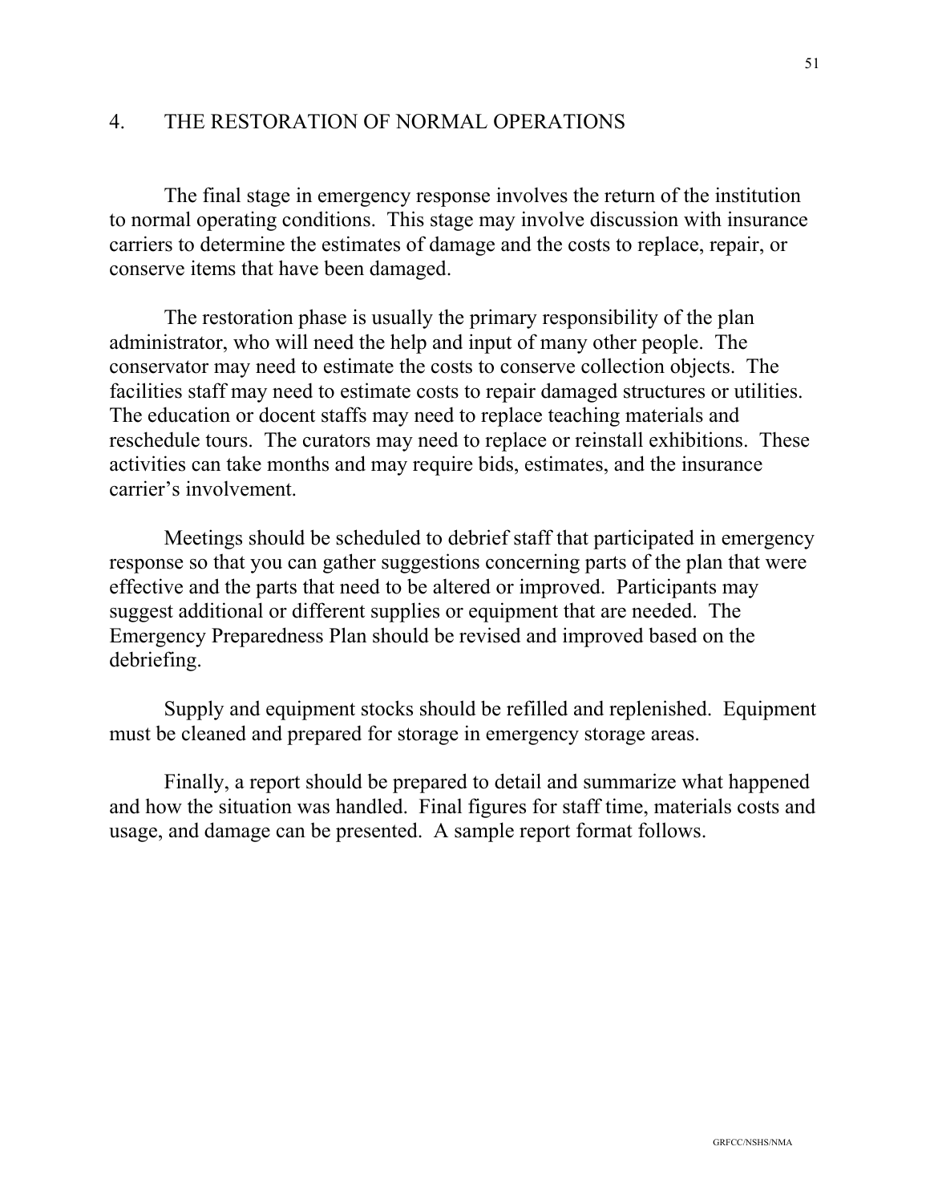## 4. THE RESTORATION OF NORMAL OPERATIONS

The final stage in emergency response involves the return of the institution to normal operating conditions. This stage may involve discussion with insurance carriers to determine the estimates of damage and the costs to replace, repair, or conserve items that have been damaged.

The restoration phase is usually the primary responsibility of the plan administrator, who will need the help and input of many other people. The conservator may need to estimate the costs to conserve collection objects. The facilities staff may need to estimate costs to repair damaged structures or utilities. The education or docent staffs may need to replace teaching materials and reschedule tours. The curators may need to replace or reinstall exhibitions. These activities can take months and may require bids, estimates, and the insurance carrier's involvement.

Meetings should be scheduled to debrief staff that participated in emergency response so that you can gather suggestions concerning parts of the plan that were effective and the parts that need to be altered or improved. Participants may suggest additional or different supplies or equipment that are needed. The Emergency Preparedness Plan should be revised and improved based on the debriefing.

Supply and equipment stocks should be refilled and replenished. Equipment must be cleaned and prepared for storage in emergency storage areas.

Finally, a report should be prepared to detail and summarize what happened and how the situation was handled. Final figures for staff time, materials costs and usage, and damage can be presented. A sample report format follows.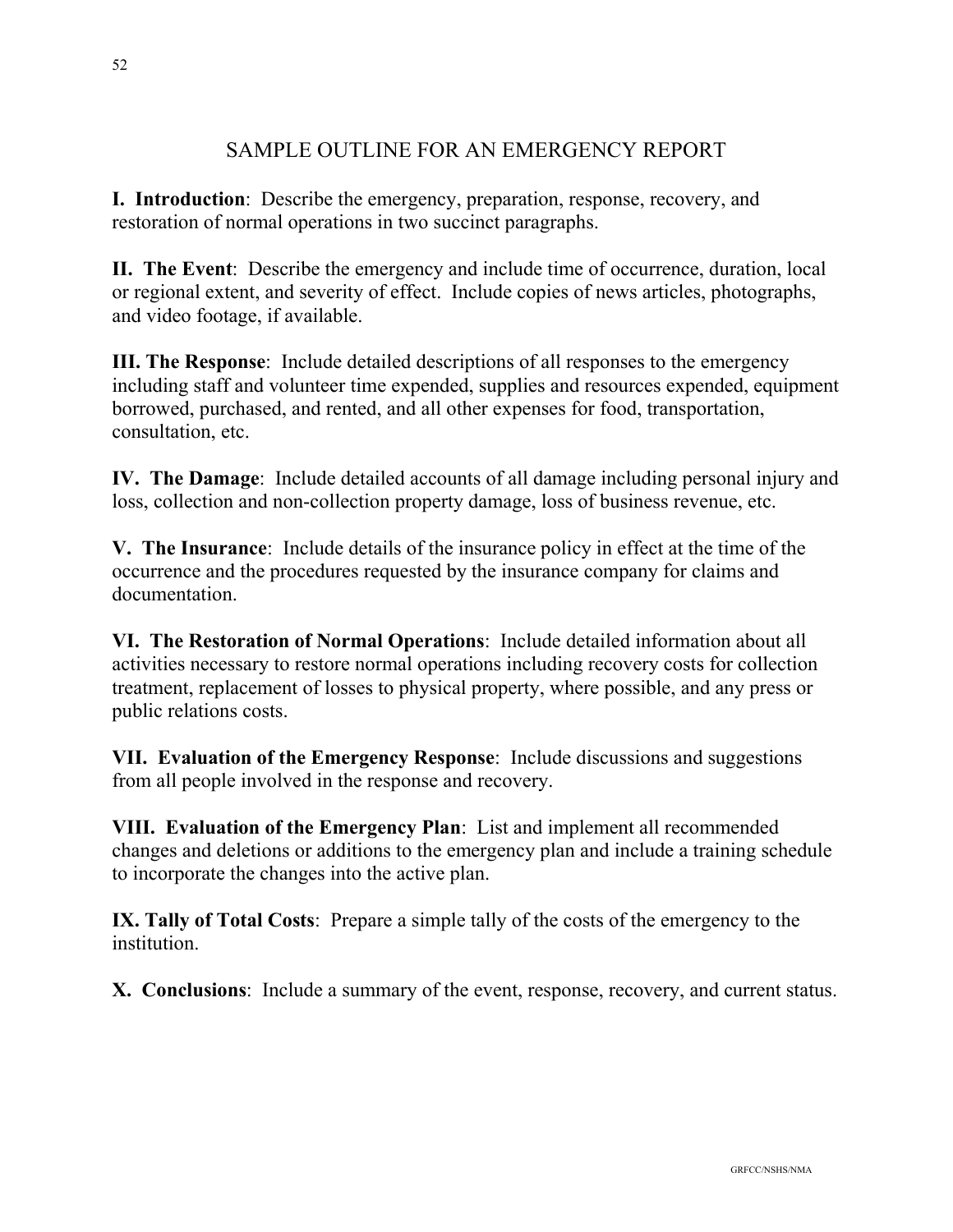## SAMPLE OUTLINE FOR AN EMERGENCY REPORT

**I. Introduction**: Describe the emergency, preparation, response, recovery, and restoration of normal operations in two succinct paragraphs.

**II. The Event**: Describe the emergency and include time of occurrence, duration, local or regional extent, and severity of effect. Include copies of news articles, photographs, and video footage, if available.

**III. The Response**: Include detailed descriptions of all responses to the emergency including staff and volunteer time expended, supplies and resources expended, equipment borrowed, purchased, and rented, and all other expenses for food, transportation, consultation, etc.

**IV. The Damage**: Include detailed accounts of all damage including personal injury and loss, collection and non-collection property damage, loss of business revenue, etc.

**V. The Insurance**: Include details of the insurance policy in effect at the time of the occurrence and the procedures requested by the insurance company for claims and documentation.

**VI. The Restoration of Normal Operations**: Include detailed information about all activities necessary to restore normal operations including recovery costs for collection treatment, replacement of losses to physical property, where possible, and any press or public relations costs.

**VII. Evaluation of the Emergency Response**: Include discussions and suggestions from all people involved in the response and recovery.

**VIII. Evaluation of the Emergency Plan**: List and implement all recommended changes and deletions or additions to the emergency plan and include a training schedule to incorporate the changes into the active plan.

**IX. Tally of Total Costs**: Prepare a simple tally of the costs of the emergency to the institution.

**X. Conclusions**: Include a summary of the event, response, recovery, and current status.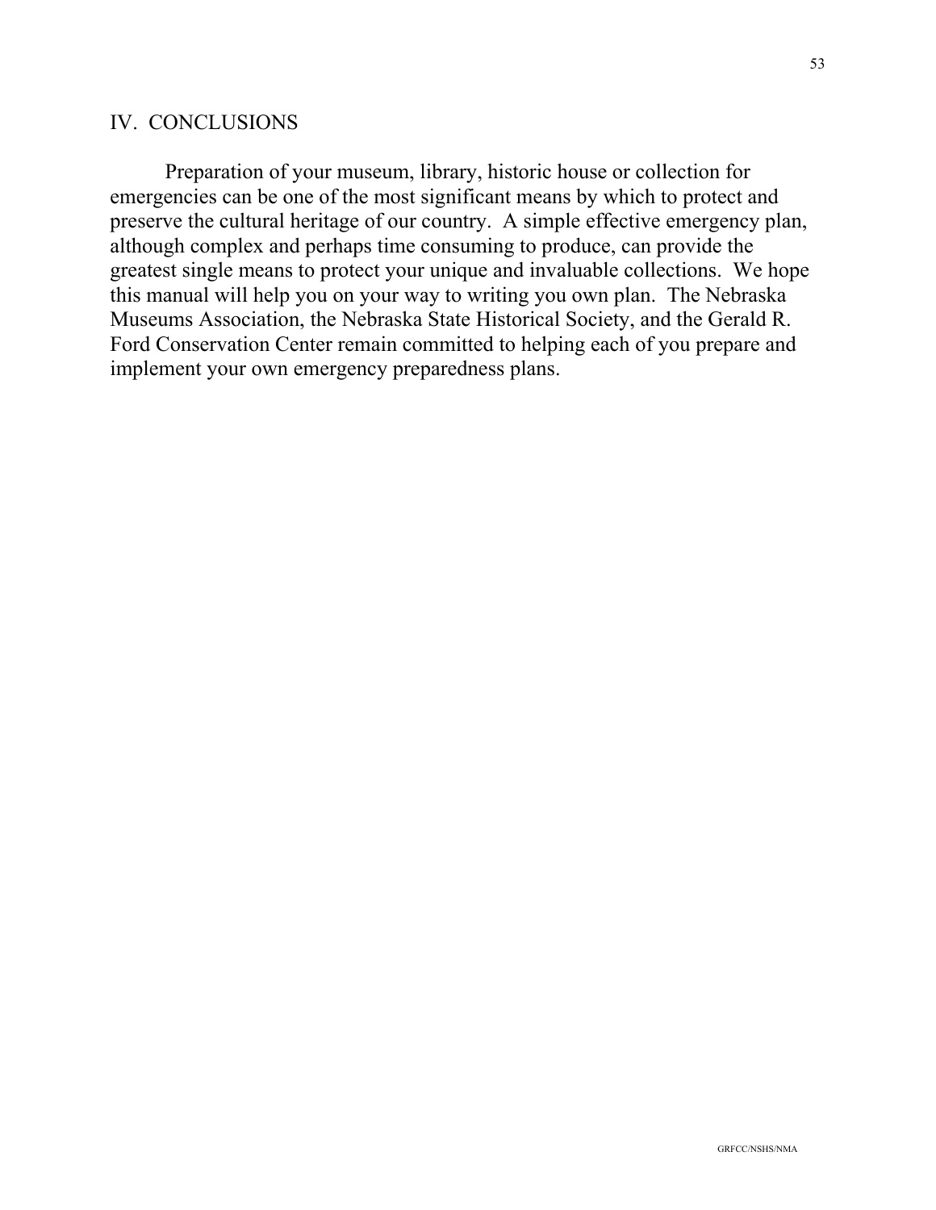## IV. CONCLUSIONS

Preparation of your museum, library, historic house or collection for emergencies can be one of the most significant means by which to protect and preserve the cultural heritage of our country. A simple effective emergency plan, although complex and perhaps time consuming to produce, can provide the greatest single means to protect your unique and invaluable collections. We hope this manual will help you on your way to writing you own plan. The Nebraska Museums Association, the Nebraska State Historical Society, and the Gerald R. Ford Conservation Center remain committed to helping each of you prepare and implement your own emergency preparedness plans.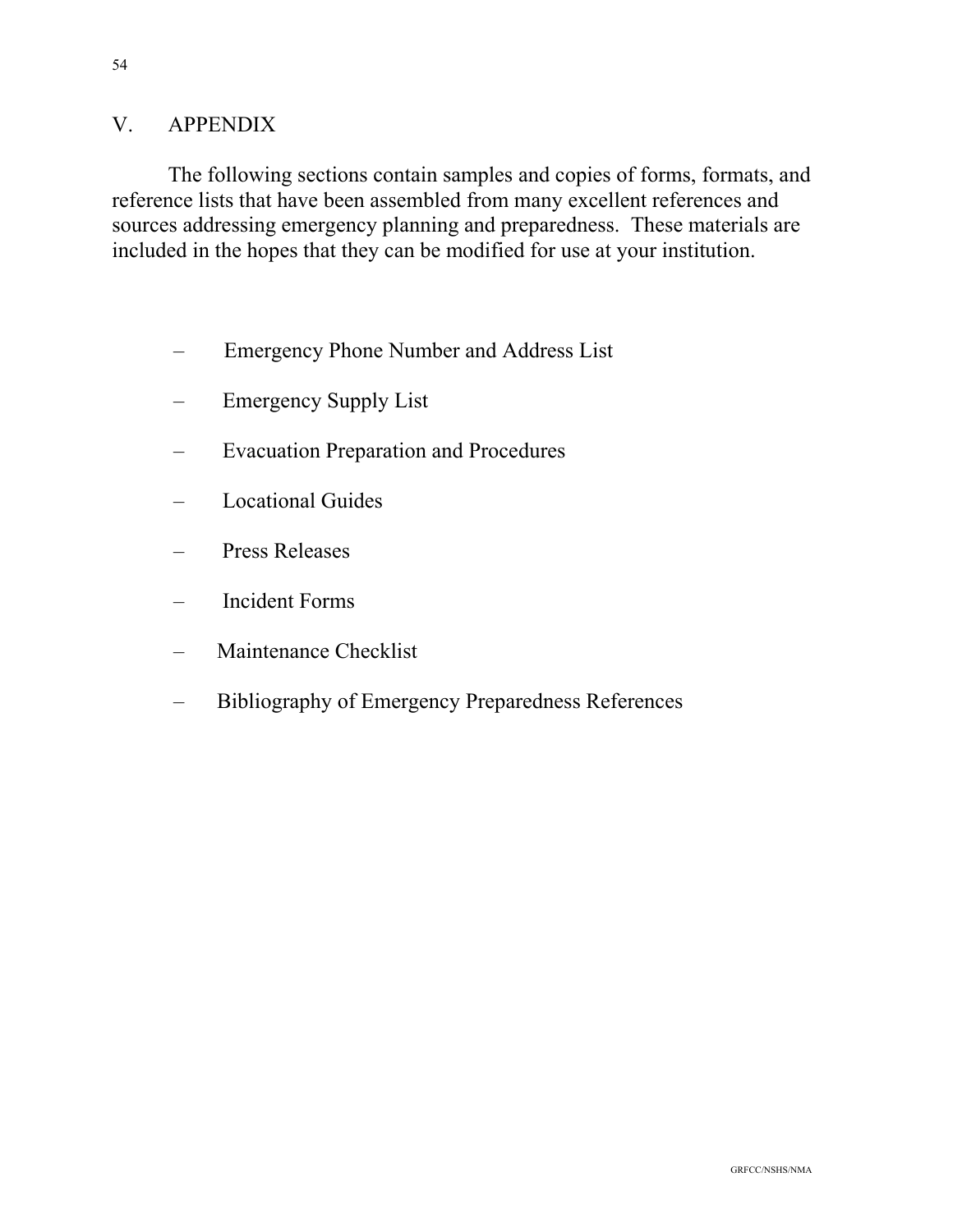# V. APPENDIX

The following sections contain samples and copies of forms, formats, and reference lists that have been assembled from many excellent references and sources addressing emergency planning and preparedness. These materials are included in the hopes that they can be modified for use at your institution.

- Emergency Phone Number and Address List
- Emergency Supply List
- Evacuation Preparation and Procedures
- Locational Guides
- Press Releases
- Incident Forms
- Maintenance Checklist
- Bibliography of Emergency Preparedness References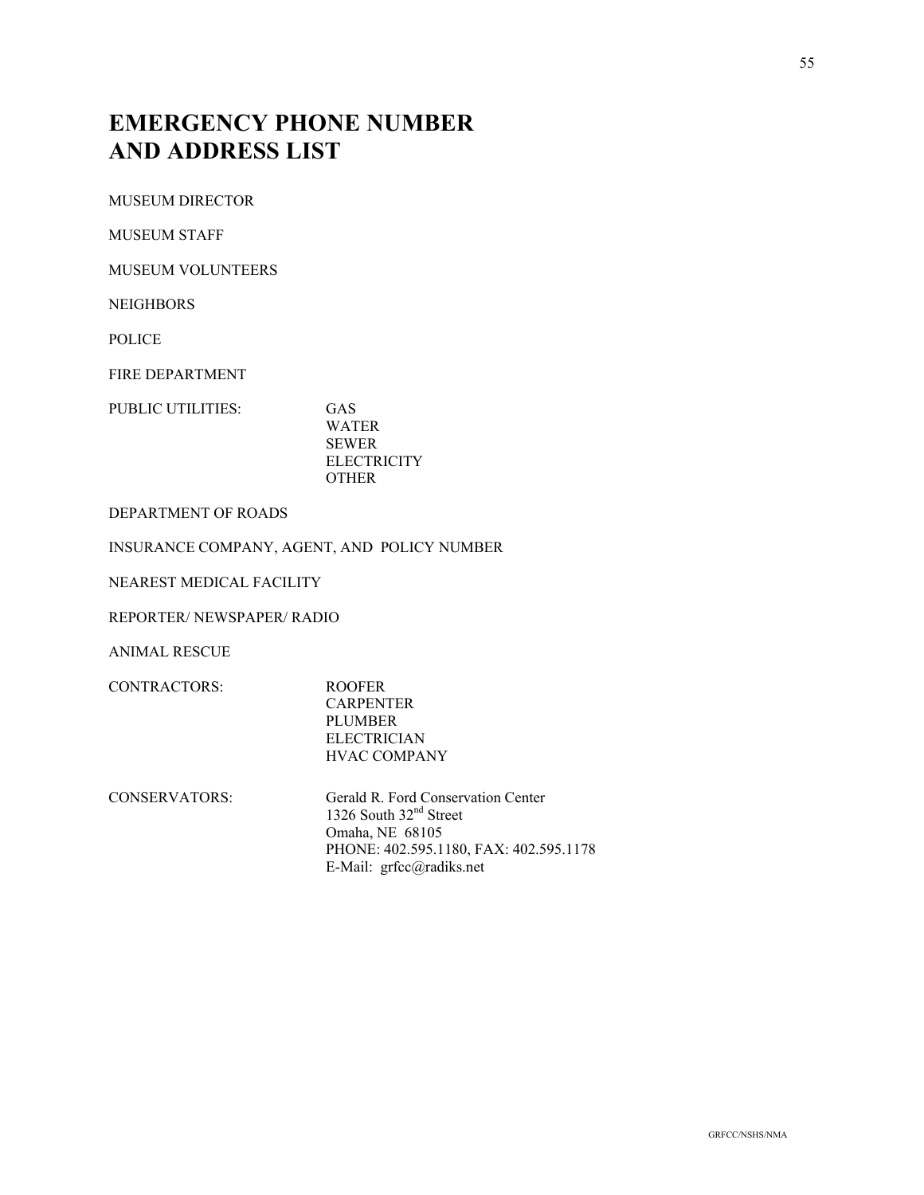# EMERGENCY PHONE NUMBER AND ADDRESS LIST

MUSEUM DIRECTOR

MUSEUM STAFF

MUSEUM VOLUNTEERS

NEIGHBORS

POLICE

FIRE DEPARTMENT

PUBLIC UTILITIES:
- GAS
- WATER
- SEWER
- ELECTRICITY
- OTHER

DEPARTMENT OF ROADS

INSURANCE COMPANY, AGENT, AND POLICY NUMBER

NEAREST MEDICAL FACILITY

REPORTER/ NEWSPAPER/ RADIO

ANIMAL RESCUE

CONTRACTORS:
- ROOFER
- CARPENTER
- PLUMBER
- ELECTRICIAN
- HVAC COMPANY

CONSERVATORS:

Gerald R. Ford Conservation Center
1326 South 32nd Street
Omaha, NE 68105
PHONE: 402.595.1180, FAX: 402.595.1178
E-Mail: grfcc@radiks.net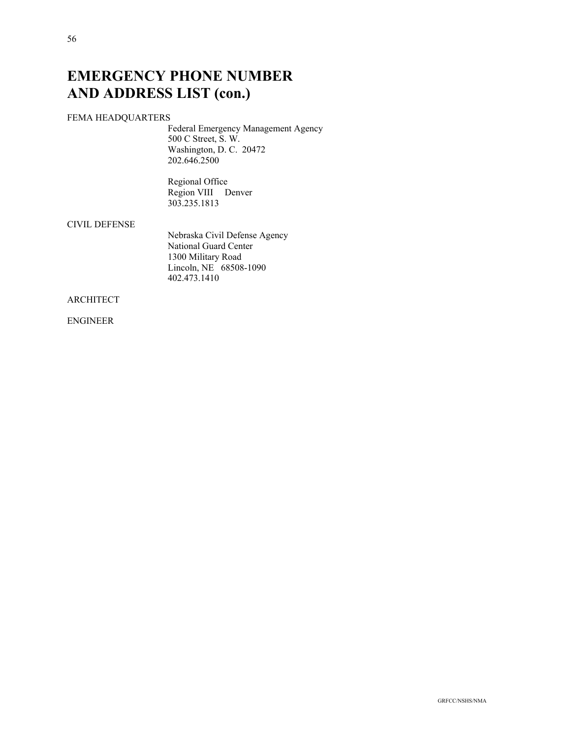# EMERGENCY PHONE NUMBER AND ADDRESS LIST (con.)

FEMA HEADQUARTERS

Federal Emergency Management Agency
500 C Street, S. W.
Washington, D. C. 20472
202.646.2500

Regional Office
Region VIII Denver
303.235.1813

CIVIL DEFENSE

Nebraska Civil Defense Agency
National Guard Center
1300 Military Road
Lincoln, NE 68508-1090
402.473.1410

ARCHITECT

ENGINEER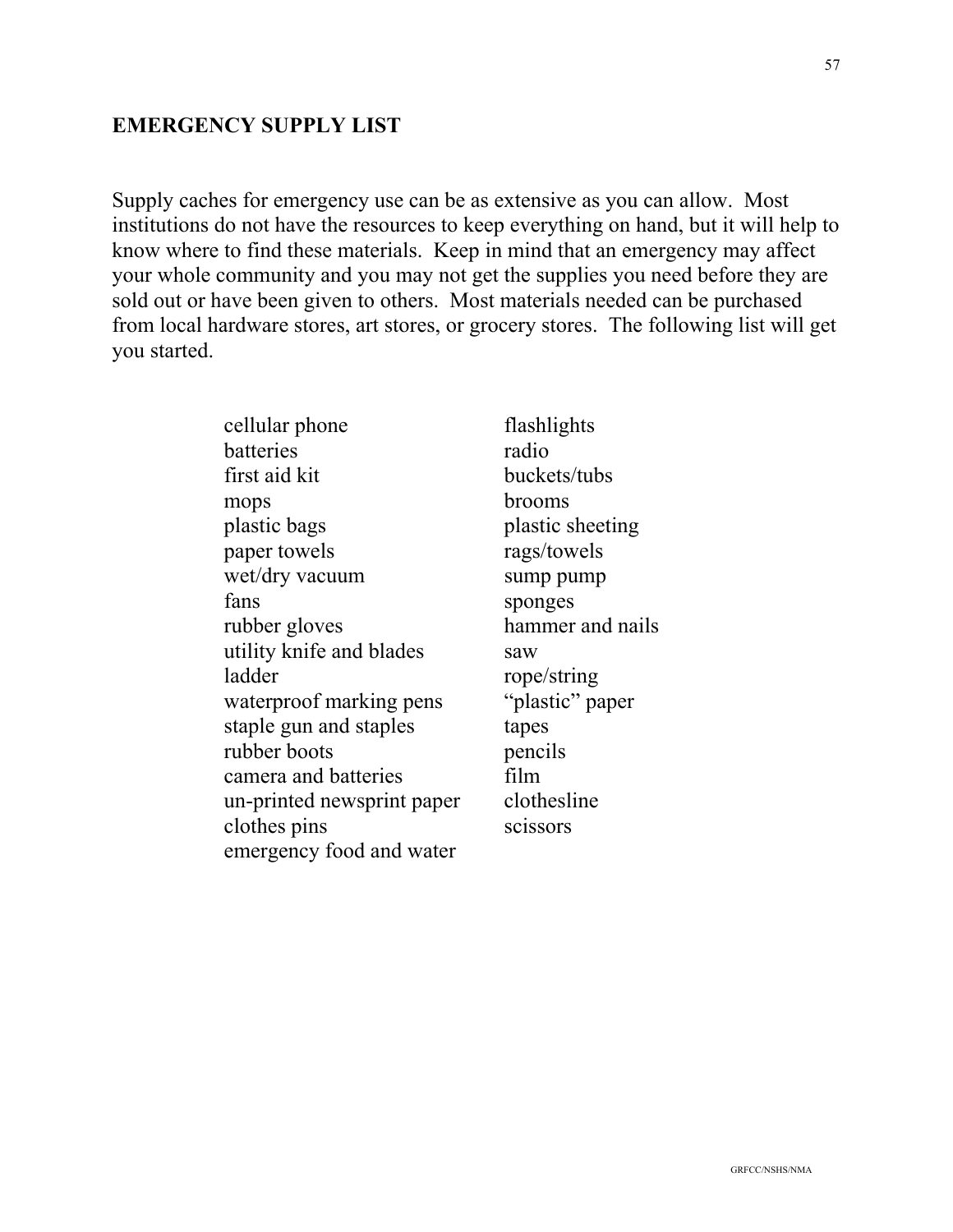## EMERGENCY SUPPLY LIST

Supply caches for emergency use can be as extensive as you can allow. Most institutions do not have the resources to keep everything on hand, but it will help to know where to find these materials. Keep in mind that an emergency may affect your whole community and you may not get the supplies you need before they are sold out or have been given to others. Most materials needed can be purchased from local hardware stores, art stores, or grocery stores. The following list will get you started.

| | |
|---|---|
| cellular phone | flashlights |
| batteries | radio |
| first aid kit | buckets/tubs |
| mops | brooms |
| plastic bags | plastic sheeting |
| paper towels | rags/towels |
| wet/dry vacuum | sump pump |
| fans | sponges |
| rubber gloves | hammer and nails |
| utility knife and blades | saw |
| ladder | rope/string |
| waterproof marking pens | "plastic" paper |
| staple gun and staples | tapes |
| rubber boots | pencils |
| camera and batteries | film |
| un-printed newsprint paper | clothesline |
| clothes pins | scissors |
| emergency food and water | |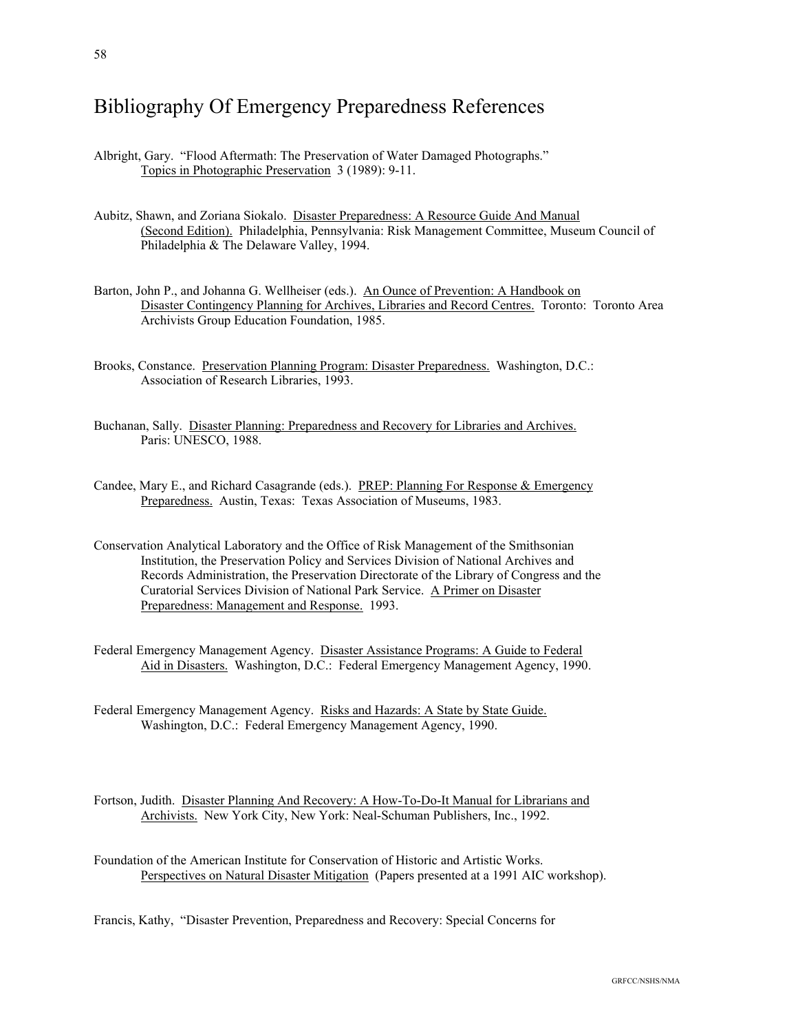# Bibliography Of Emergency Preparedness References

Albright, Gary. "Flood Aftermath: The Preservation of Water Damaged Photographs." Topics in Photographic Preservation 3 (1989): 9-11.

Aubitz, Shawn, and Zoriana Siokalo. Disaster Preparedness: A Resource Guide And Manual (Second Edition). Philadelphia, Pennsylvania: Risk Management Committee, Museum Council of Philadelphia & The Delaware Valley, 1994.

Barton, John P., and Johanna G. Wellheiser (eds.). An Ounce of Prevention: A Handbook on Disaster Contingency Planning for Archives, Libraries and Record Centres. Toronto: Toronto Area Archivists Group Education Foundation, 1985.

Brooks, Constance. Preservation Planning Program: Disaster Preparedness. Washington, D.C.: Association of Research Libraries, 1993.

Buchanan, Sally. Disaster Planning: Preparedness and Recovery for Libraries and Archives. Paris: UNESCO, 1988.

Candee, Mary E., and Richard Casagrande (eds.). PREP: Planning For Response & Emergency Preparedness. Austin, Texas: Texas Association of Museums, 1983.

Conservation Analytical Laboratory and the Office of Risk Management of the Smithsonian Institution, the Preservation Policy and Services Division of National Archives and Records Administration, the Preservation Directorate of the Library of Congress and the Curatorial Services Division of National Park Service. A Primer on Disaster Preparedness: Management and Response. 1993.

Federal Emergency Management Agency. Disaster Assistance Programs: A Guide to Federal Aid in Disasters. Washington, D.C.: Federal Emergency Management Agency, 1990.

Federal Emergency Management Agency. Risks and Hazards: A State by State Guide. Washington, D.C.: Federal Emergency Management Agency, 1990.

Fortson, Judith. Disaster Planning And Recovery: A How-To-Do-It Manual for Librarians and Archivists. New York City, New York: Neal-Schuman Publishers, Inc., 1992.

Foundation of the American Institute for Conservation of Historic and Artistic Works. Perspectives on Natural Disaster Mitigation (Papers presented at a 1991 AIC workshop).

Francis, Kathy, "Disaster Prevention, Preparedness and Recovery: Special Concerns for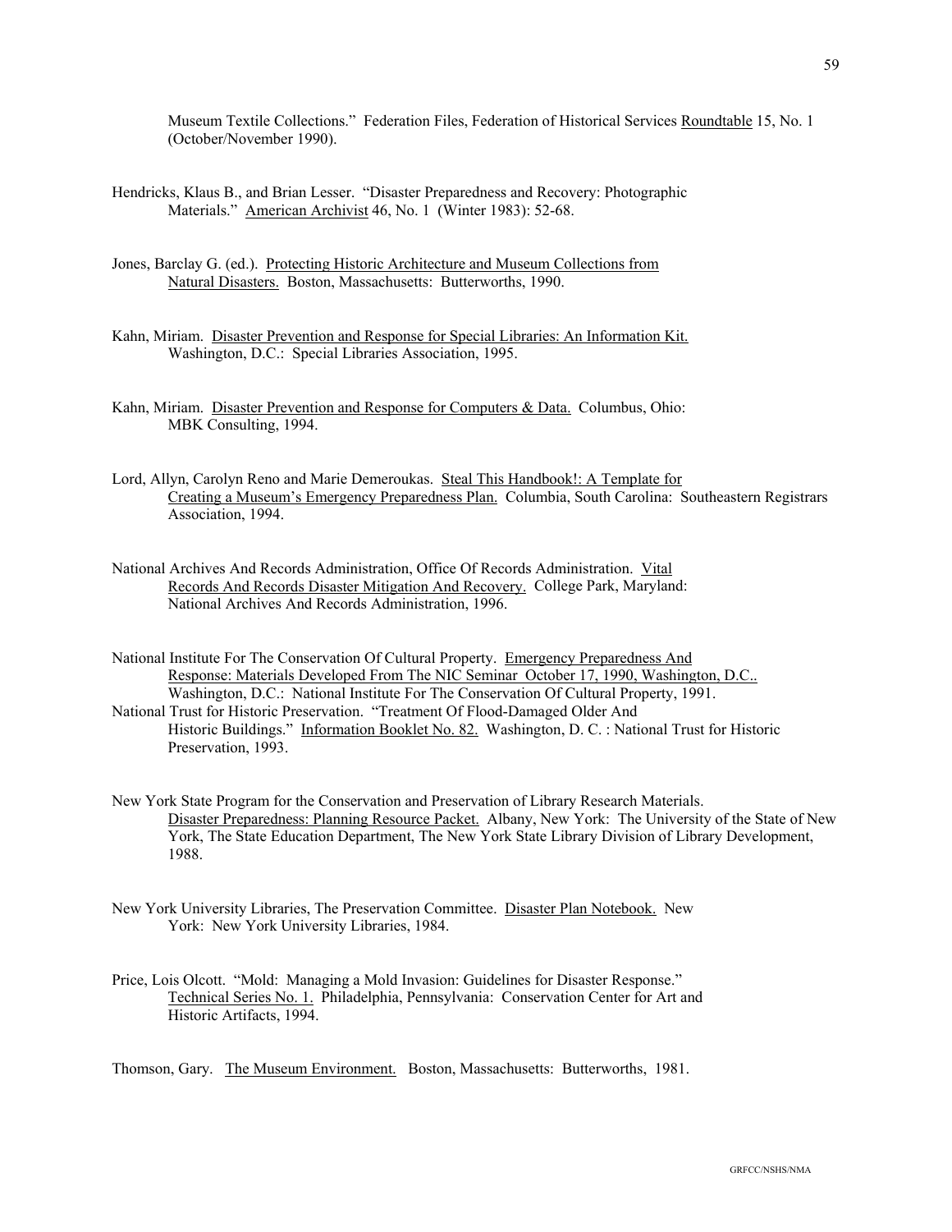Museum Textile Collections." Federation Files, Federation of Historical Services Roundtable 15, No. 1 (October/November 1990).

Hendricks, Klaus B., and Brian Lesser. "Disaster Preparedness and Recovery: Photographic Materials." American Archivist 46, No. 1 (Winter 1983): 52-68.

Jones, Barclay G. (ed.). Protecting Historic Architecture and Museum Collections from Natural Disasters. Boston, Massachusetts: Butterworths, 1990.

Kahn, Miriam. Disaster Prevention and Response for Special Libraries: An Information Kit. Washington, D.C.: Special Libraries Association, 1995.

Kahn, Miriam. Disaster Prevention and Response for Computers & Data. Columbus, Ohio: MBK Consulting, 1994.

Lord, Allyn, Carolyn Reno and Marie Demeroukas. Steal This Handbook!: A Template for Creating a Museum's Emergency Preparedness Plan. Columbia, South Carolina: Southeastern Registrars Association, 1994.

National Archives And Records Administration, Office Of Records Administration. Vital Records And Records Disaster Mitigation And Recovery. College Park, Maryland: National Archives And Records Administration, 1996.

National Institute For The Conservation Of Cultural Property. Emergency Preparedness And Response: Materials Developed From The NIC Seminar October 17, 1990, Washington, D.C.. Washington, D.C.: National Institute For The Conservation Of Cultural Property, 1991.

National Trust for Historic Preservation. "Treatment Of Flood-Damaged Older And Historic Buildings." Information Booklet No. 82. Washington, D. C. : National Trust for Historic Preservation, 1993.

New York State Program for the Conservation and Preservation of Library Research Materials. Disaster Preparedness: Planning Resource Packet. Albany, New York: The University of the State of New York, The State Education Department, The New York State Library Division of Library Development, 1988.

New York University Libraries, The Preservation Committee. Disaster Plan Notebook. New York: New York University Libraries, 1984.

Price, Lois Olcott. "Mold: Managing a Mold Invasion: Guidelines for Disaster Response." Technical Series No. 1. Philadelphia, Pennsylvania: Conservation Center for Art and Historic Artifacts, 1994.

Thomson, Gary. The Museum Environment. Boston, Massachusetts: Butterworths, 1981.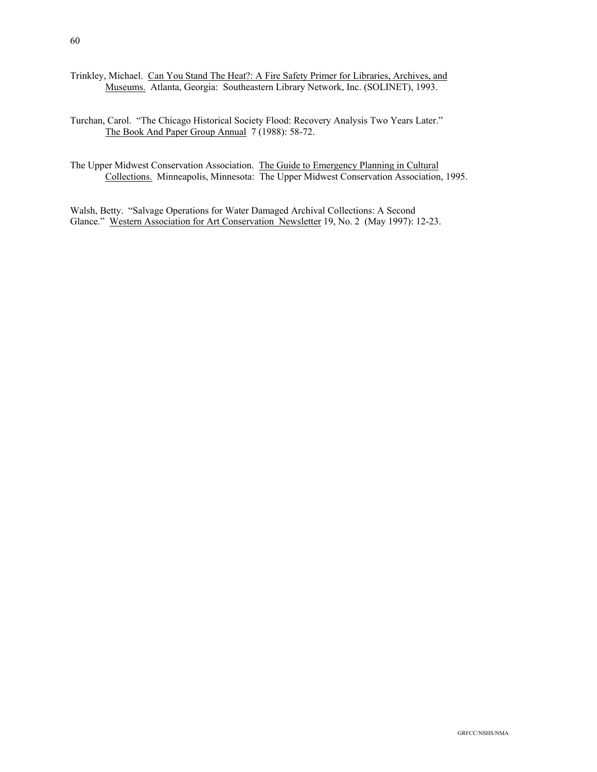Trinkley, Michael. Can You Stand The Heat?: A Fire Safety Primer for Libraries, Archives, and Museums. Atlanta, Georgia: Southeastern Library Network, Inc. (SOLINET), 1993.

Turchan, Carol. "The Chicago Historical Society Flood: Recovery Analysis Two Years Later." The Book And Paper Group Annual 7 (1988): 58-72.

The Upper Midwest Conservation Association. The Guide to Emergency Planning in Cultural Collections. Minneapolis, Minnesota: The Upper Midwest Conservation Association, 1995.

Walsh, Betty. "Salvage Operations for Water Damaged Archival Collections: A Second Glance." Western Association for Art Conservation Newsletter 19, No. 2 (May 1997): 12-23.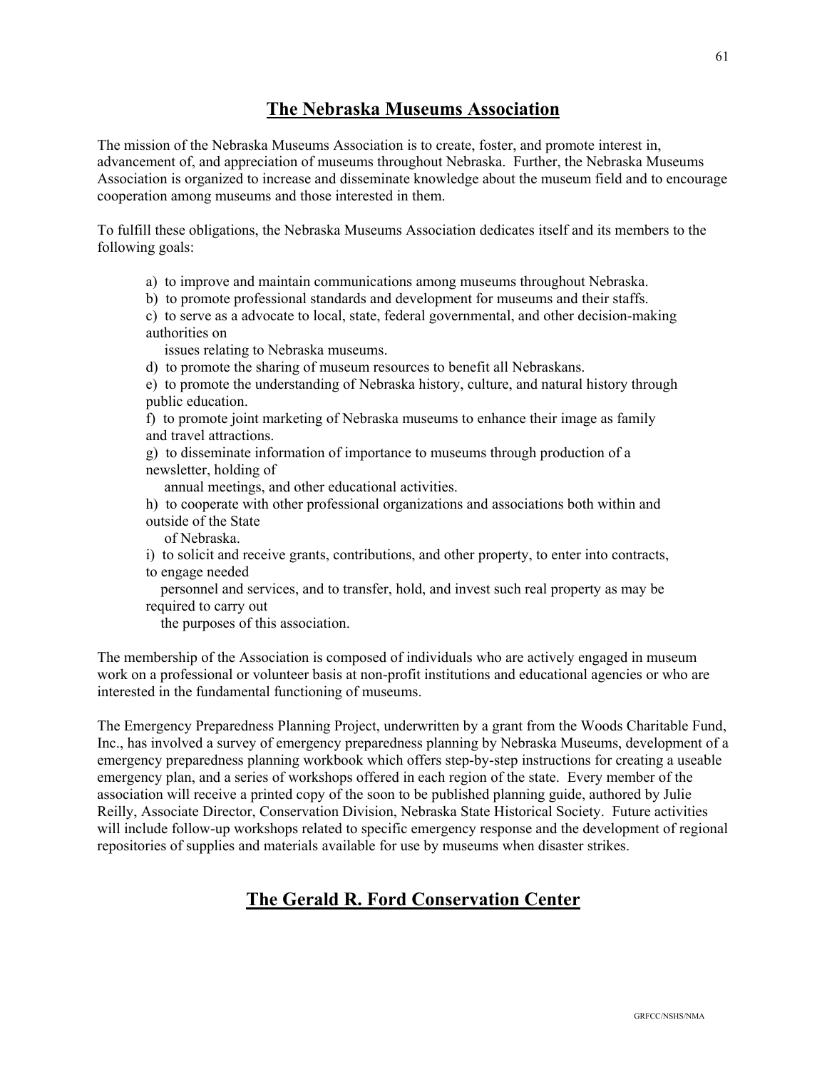## The Nebraska Museums Association

The mission of the Nebraska Museums Association is to create, foster, and promote interest in, advancement of, and appreciation of museums throughout Nebraska. Further, the Nebraska Museums Association is organized to increase and disseminate knowledge about the museum field and to encourage cooperation among museums and those interested in them.

To fulfill these obligations, the Nebraska Museums Association dedicates itself and its members to the following goals:

a) to improve and maintain communications among museums throughout Nebraska.
b) to promote professional standards and development for museums and their staffs.
c) to serve as a advocate to local, state, federal governmental, and other decision-making authorities on issues relating to Nebraska museums.
d) to promote the sharing of museum resources to benefit all Nebraskans.
e) to promote the understanding of Nebraska history, culture, and natural history through public education.
f) to promote joint marketing of Nebraska museums to enhance their image as family and travel attractions.
g) to disseminate information of importance to museums through production of a newsletter, holding of annual meetings, and other educational activities.
h) to cooperate with other professional organizations and associations both within and outside of the State of Nebraska.
i) to solicit and receive grants, contributions, and other property, to enter into contracts, to engage needed personnel and services, and to transfer, hold, and invest such real property as may be required to carry out the purposes of this association.

The membership of the Association is composed of individuals who are actively engaged in museum work on a professional or volunteer basis at non-profit institutions and educational agencies or who are interested in the fundamental functioning of museums.

The Emergency Preparedness Planning Project, underwritten by a grant from the Woods Charitable Fund, Inc., has involved a survey of emergency preparedness planning by Nebraska Museums, development of a emergency preparedness planning workbook which offers step-by-step instructions for creating a useable emergency plan, and a series of workshops offered in each region of the state. Every member of the association will receive a printed copy of the soon to be published planning guide, authored by Julie Reilly, Associate Director, Conservation Division, Nebraska State Historical Society. Future activities will include follow-up workshops related to specific emergency response and the development of regional repositories of supplies and materials available for use by museums when disaster strikes.

## The Gerald R. Ford Conservation Center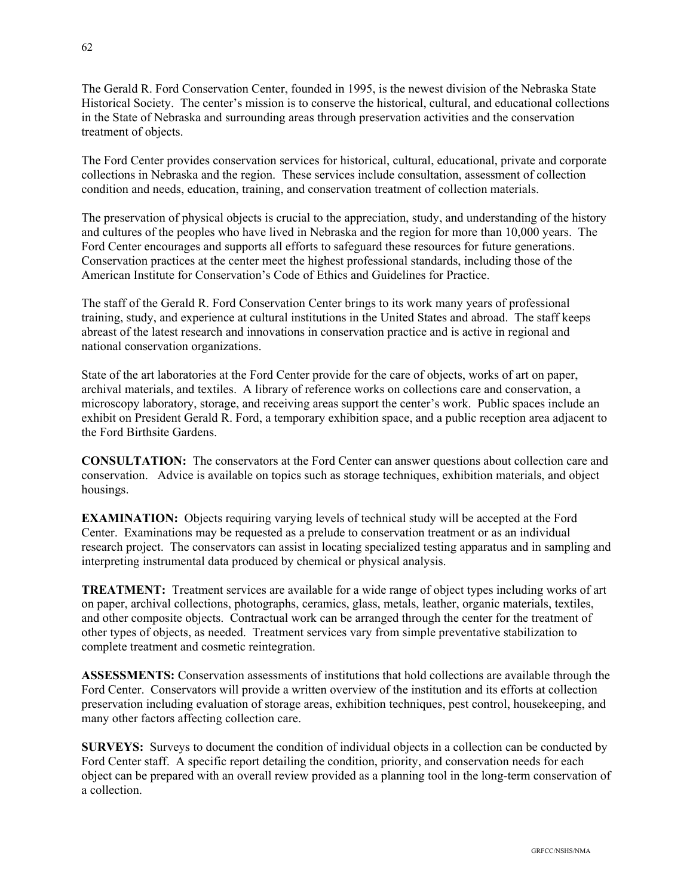The Gerald R. Ford Conservation Center, founded in 1995, is the newest division of the Nebraska State Historical Society. The center's mission is to conserve the historical, cultural, and educational collections in the State of Nebraska and surrounding areas through preservation activities and the conservation treatment of objects.

The Ford Center provides conservation services for historical, cultural, educational, private and corporate collections in Nebraska and the region. These services include consultation, assessment of collection condition and needs, education, training, and conservation treatment of collection materials.

The preservation of physical objects is crucial to the appreciation, study, and understanding of the history and cultures of the peoples who have lived in Nebraska and the region for more than 10,000 years. The Ford Center encourages and supports all efforts to safeguard these resources for future generations. Conservation practices at the center meet the highest professional standards, including those of the American Institute for Conservation's Code of Ethics and Guidelines for Practice.

The staff of the Gerald R. Ford Conservation Center brings to its work many years of professional training, study, and experience at cultural institutions in the United States and abroad. The staff keeps abreast of the latest research and innovations in conservation practice and is active in regional and national conservation organizations.

State of the art laboratories at the Ford Center provide for the care of objects, works of art on paper, archival materials, and textiles. A library of reference works on collections care and conservation, a microscopy laboratory, storage, and receiving areas support the center's work. Public spaces include an exhibit on President Gerald R. Ford, a temporary exhibition space, and a public reception area adjacent to the Ford Birthsite Gardens.

**CONSULTATION:** The conservators at the Ford Center can answer questions about collection care and conservation. Advice is available on topics such as storage techniques, exhibition materials, and object housings.

**EXAMINATION:** Objects requiring varying levels of technical study will be accepted at the Ford Center. Examinations may be requested as a prelude to conservation treatment or as an individual research project. The conservators can assist in locating specialized testing apparatus and in sampling and interpreting instrumental data produced by chemical or physical analysis.

**TREATMENT:** Treatment services are available for a wide range of object types including works of art on paper, archival collections, photographs, ceramics, glass, metals, leather, organic materials, textiles, and other composite objects. Contractual work can be arranged through the center for the treatment of other types of objects, as needed. Treatment services vary from simple preventative stabilization to complete treatment and cosmetic reintegration.

**ASSESSMENTS:** Conservation assessments of institutions that hold collections are available through the Ford Center. Conservators will provide a written overview of the institution and its efforts at collection preservation including evaluation of storage areas, exhibition techniques, pest control, housekeeping, and many other factors affecting collection care.

**SURVEYS:** Surveys to document the condition of individual objects in a collection can be conducted by Ford Center staff. A specific report detailing the condition, priority, and conservation needs for each object can be prepared with an overall review provided as a planning tool in the long-term conservation of a collection.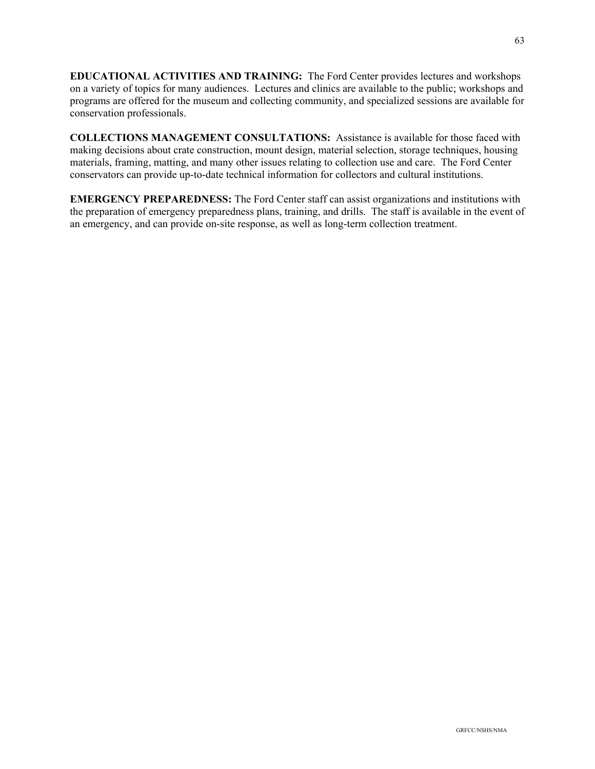**EDUCATIONAL ACTIVITIES AND TRAINING:** The Ford Center provides lectures and workshops on a variety of topics for many audiences. Lectures and clinics are available to the public; workshops and programs are offered for the museum and collecting community, and specialized sessions are available for conservation professionals.

**COLLECTIONS MANAGEMENT CONSULTATIONS:** Assistance is available for those faced with making decisions about crate construction, mount design, material selection, storage techniques, housing materials, framing, matting, and many other issues relating to collection use and care. The Ford Center conservators can provide up-to-date technical information for collectors and cultural institutions.

**EMERGENCY PREPAREDNESS:** The Ford Center staff can assist organizations and institutions with the preparation of emergency preparedness plans, training, and drills. The staff is available in the event of an emergency, and can provide on-site response, as well as long-term collection treatment.